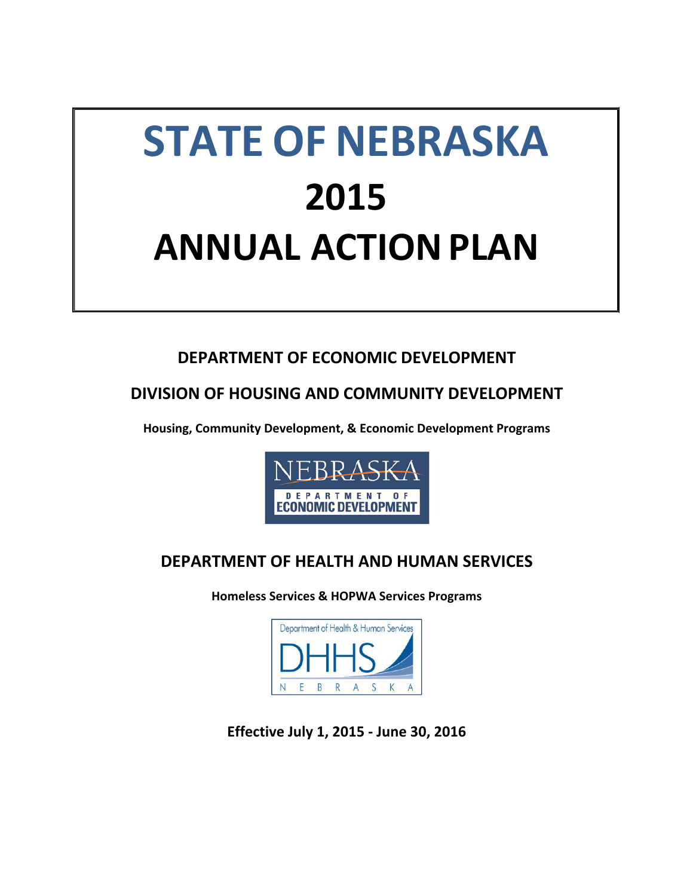# STATE OF NEBRASKA

# 2015

# ANNUAL ACTION PLAN

**DEPARTMENT OF ECONOMIC DEVELOPMENT**

**DIVISION OF HOUSING AND COMMUNITY DEVELOPMENT**

**Housing, Community Development, & Economic Development Programs**

NEBRASKA DEPARTMENT OF ECONOMIC DEVELOPMENT

**DEPARTMENT OF HEALTH AND HUMAN SERVICES**

**Homeless Services & HOPWA Services Programs**

Department of Health & Human Services DHHS NEBRASKA

**Effective July 1, 2015 - June 30, 2016**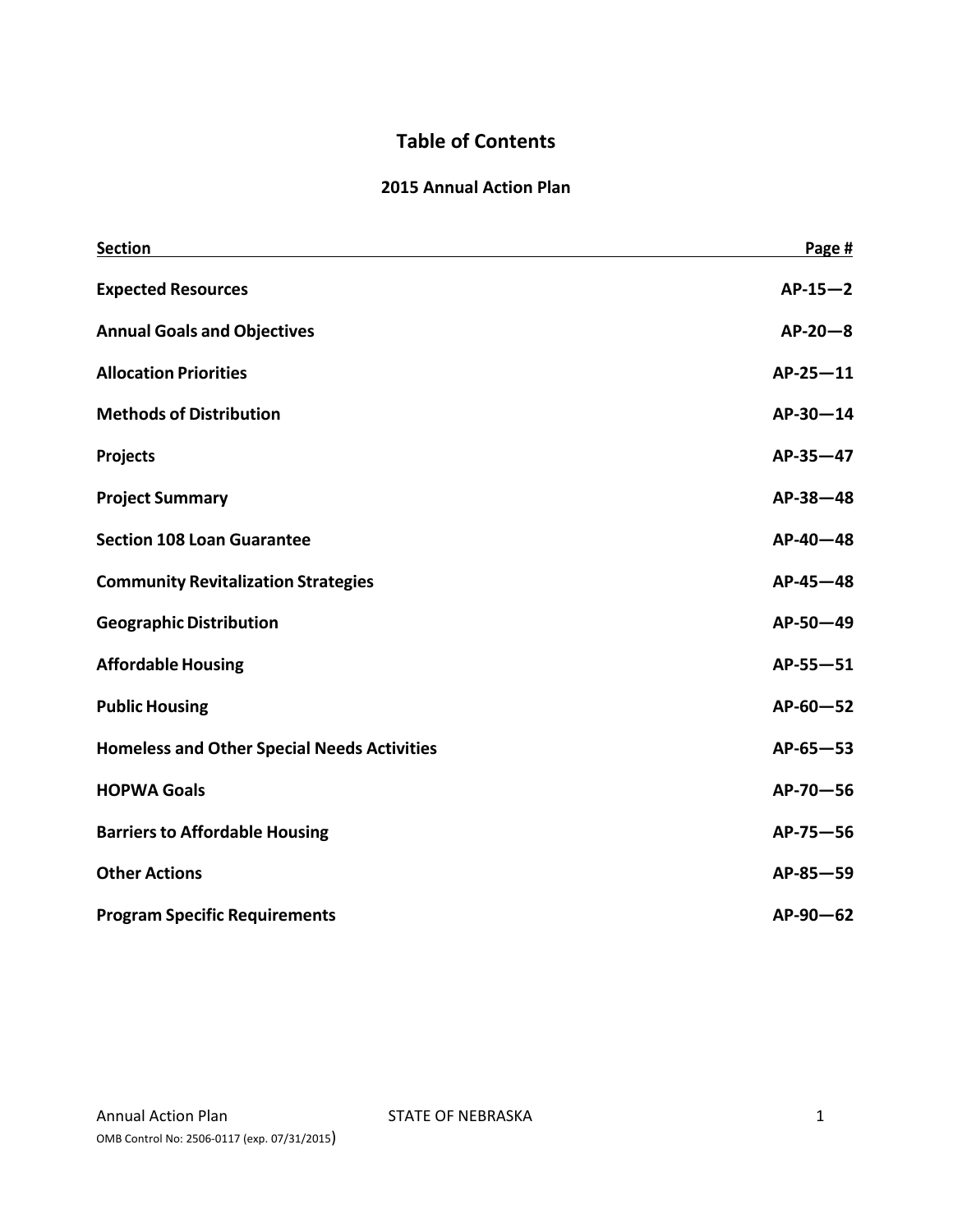# Table of Contents

## 2015 Annual Action Plan

| Section | Page # |
|---|---|
| **Expected Resources** | **AP-15—2** |
| **Annual Goals and Objectives** | **AP-20—8** |
| **Allocation Priorities** | **AP-25—11** |
| **Methods of Distribution** | **AP-30—14** |
| **Projects** | **AP-35—47** |
| **Project Summary** | **AP-38—48** |
| **Section 108 Loan Guarantee** | **AP-40—48** |
| **Community Revitalization Strategies** | **AP-45—48** |
| **Geographic Distribution** | **AP-50—49** |
| **Affordable Housing** | **AP-55—51** |
| **Public Housing** | **AP-60—52** |
| **Homeless and Other Special Needs Activities** | **AP-65—53** |
| **HOPWA Goals** | **AP-70—56** |
| **Barriers to Affordable Housing** | **AP-75—56** |
| **Other Actions** | **AP-85—59** |
| **Program Specific Requirements** | **AP-90—62** |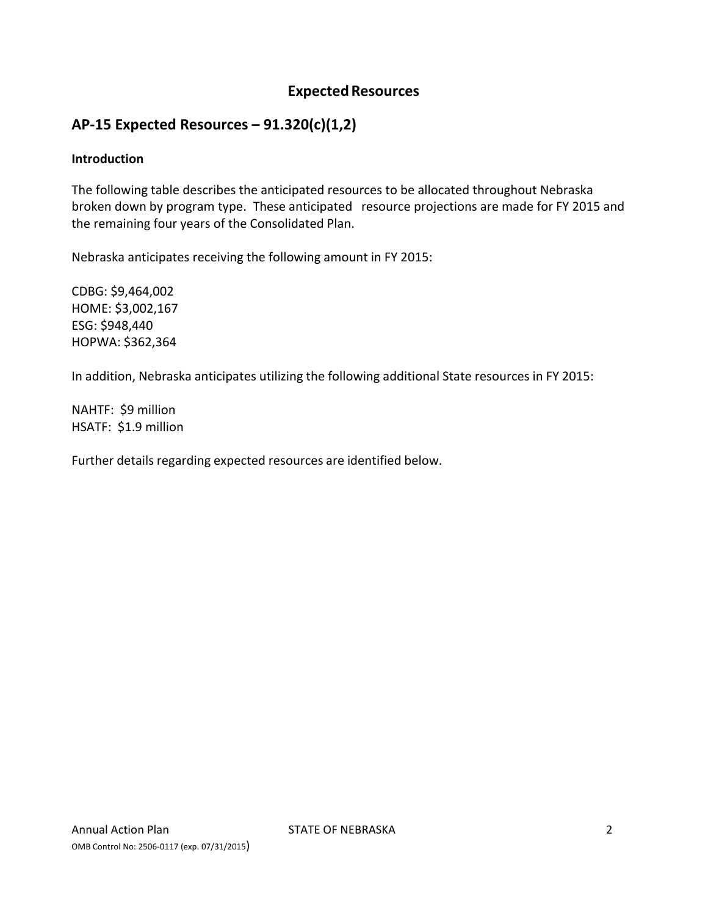# Expected Resources

## AP-15 Expected Resources – 91.320(c)(1,2)

**Introduction**

The following table describes the anticipated resources to be allocated throughout Nebraska broken down by program type. These anticipated resource projections are made for FY 2015 and the remaining four years of the Consolidated Plan.

Nebraska anticipates receiving the following amount in FY 2015:

CDBG: $9,464,002
HOME: $3,002,167
ESG: $948,440
HOPWA: $362,364

In addition, Nebraska anticipates utilizing the following additional State resources in FY 2015:

NAHTF: $9 million
HSATF: $1.9 million

Further details regarding expected resources are identified below.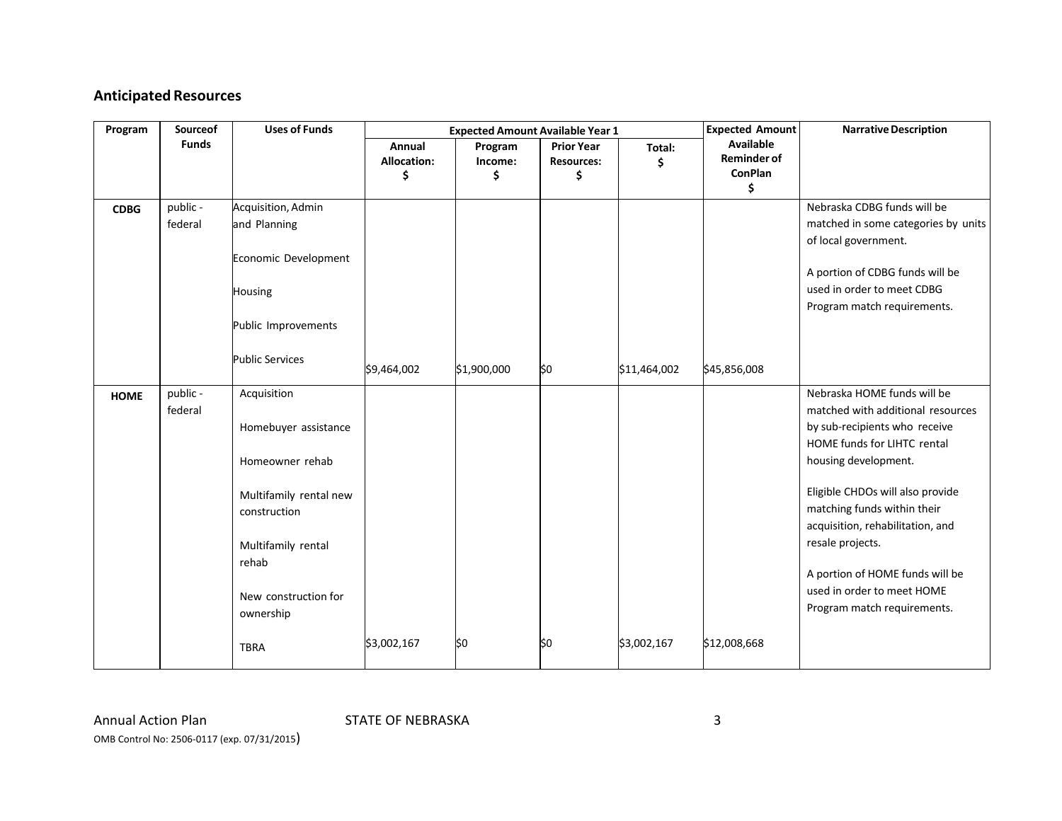## Anticipated Resources

| Program | Sourceof Funds | Uses of Funds | Expected Amount Available Year 1 | | | | Expected Amount Available Reminder of ConPlan $ | Narrative Description |
|---|---|---|---|---|---|---|---|---|
| | | | Annual Allocation: $ | Program Income: $ | Prior Year Resources: $ | Total: $ | | |
| **CDBG** | public - federal | Acquisition, Admin and Planning<br><br>Economic Development<br><br>Housing<br><br>Public Improvements<br><br>Public Services | $9,464,002 | $1,900,000 | $0 | $11,464,002 | $45,856,008 | Nebraska CDBG funds will be matched in some categories by units of local government.<br><br>A portion of CDBG funds will be used in order to meet CDBG Program match requirements. |
| **HOME** | public - federal | Acquisition<br><br>Homebuyer assistance<br><br>Homeowner rehab<br><br>Multifamily rental new construction<br><br>Multifamily rental rehab<br><br>New construction for ownership<br><br>TBRA | $3,002,167 | $0 | $0 | $3,002,167 | $12,008,668 | Nebraska HOME funds will be matched with additional resources by sub-recipients who receive HOME funds for LIHTC rental housing development.<br><br>Eligible CHDOs will also provide matching funds within their acquisition, rehabilitation, and resale projects.<br><br>A portion of HOME funds will be used in order to meet HOME Program match requirements. |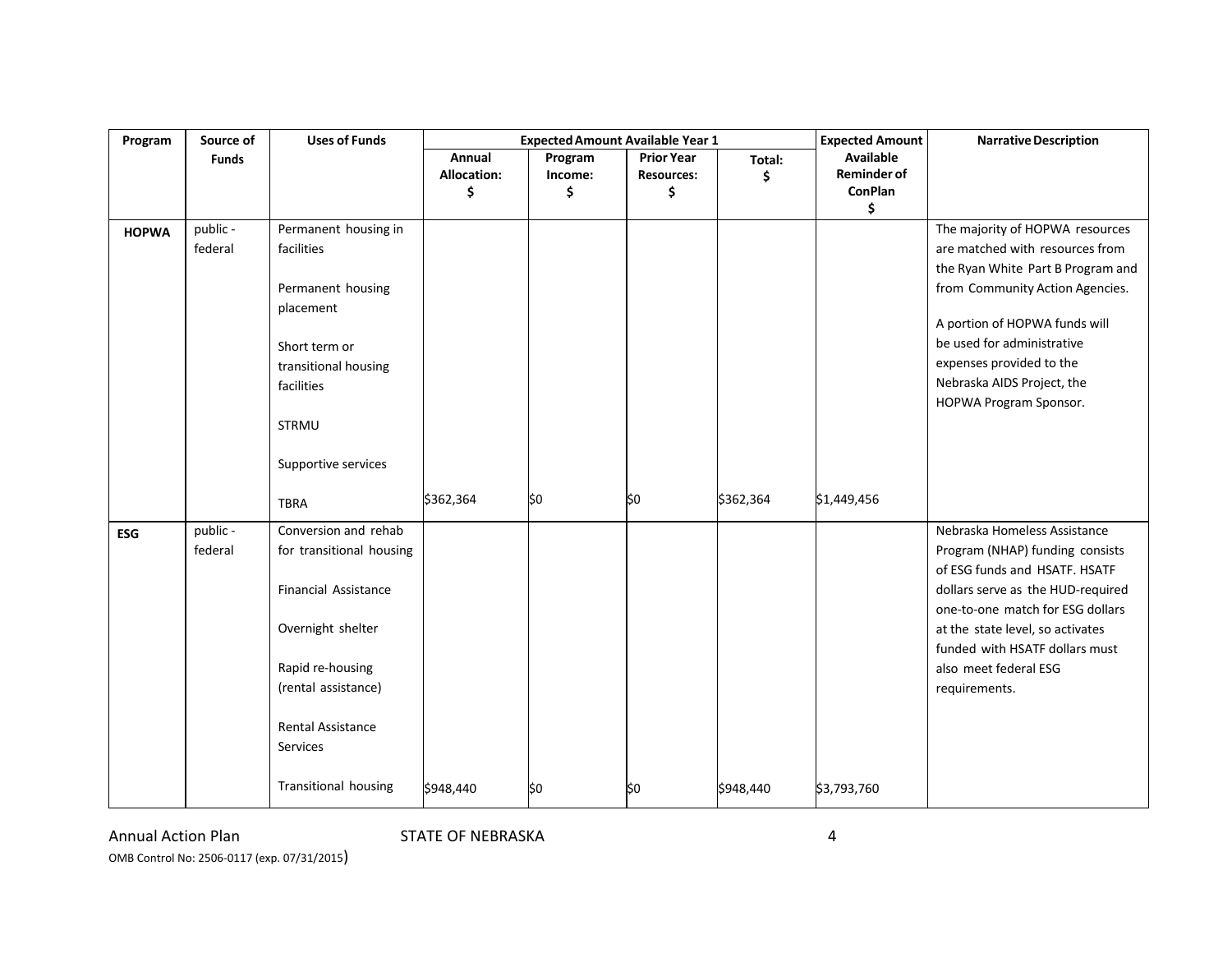| Program | Source of Funds | Uses of Funds | Expected Amount Available Year 1 | | | | Expected Amount Available Reminder of ConPlan $ | Narrative Description |
|---|---|---|---|---|---|---|---|---|
| | | | Annual Allocation: $ | Program Income: $ | Prior Year Resources: $ | Total: $ | | |
| **HOPWA** | public - federal | Permanent housing in facilities<br><br>Permanent housing placement<br><br>Short term or transitional housing facilities<br><br>STRMU<br><br>Supportive services<br><br>TBRA | $362,364 | $0 | $0 | $362,364 | $1,449,456 | The majority of HOPWA resources are matched with resources from the Ryan White Part B Program and from Community Action Agencies.<br><br>A portion of HOPWA funds will be used for administrative expenses provided to the Nebraska AIDS Project, the HOPWA Program Sponsor. |
| **ESG** | public - federal | Conversion and rehab for transitional housing<br><br>Financial Assistance<br><br>Overnight shelter<br><br>Rapid re-housing (rental assistance)<br><br>Rental Assistance Services<br><br>Transitional housing | $948,440 | $0 | $0 | $948,440 | $3,793,760 | Nebraska Homeless Assistance Program (NHAP) funding consists of ESG funds and HSATF. HSATF dollars serve as the HUD-required one-to-one match for ESG dollars at the state level, so activates funded with HSATF dollars must also meet federal ESG requirements. |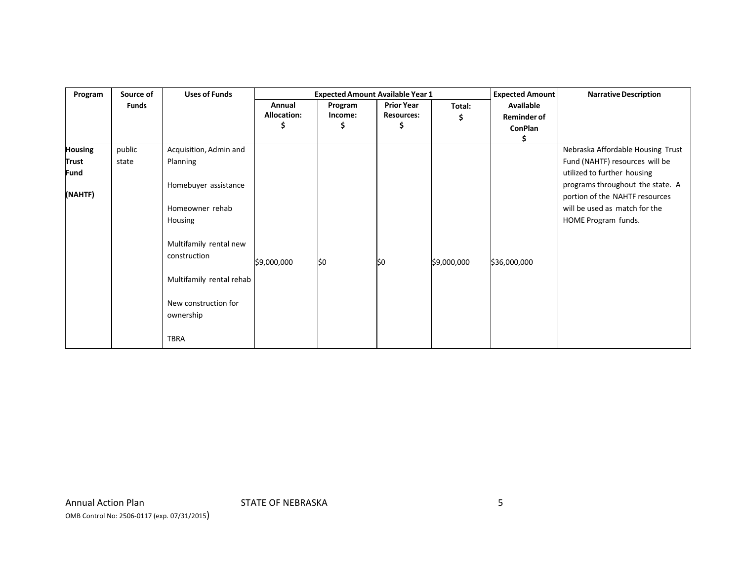| Program | Source of Funds | Uses of Funds | Expected Amount Available Year 1 | | | | Expected Amount Available Reminder of ConPlan $ | Narrative Description |
|---|---|---|---|---|---|---|---|---|
| | | | Annual Allocation: $ | Program Income: $ | Prior Year Resources: $ | Total: $ | | |
| **Housing Trust Fund (NAHTF)** | public state | Acquisition, Admin and Planning<br><br>Homebuyer assistance<br><br>Homeowner rehab Housing<br><br>Multifamily rental new construction<br><br>Multifamily rental rehab<br><br>New construction for ownership<br><br>TBRA | $9,000,000 | $0 | $0 | $9,000,000 | $36,000,000 | Nebraska Affordable Housing Trust Fund (NAHTF) resources will be utilized to further housing programs throughout the state. A portion of the NAHTF resources will be used as match for the HOME Program funds. |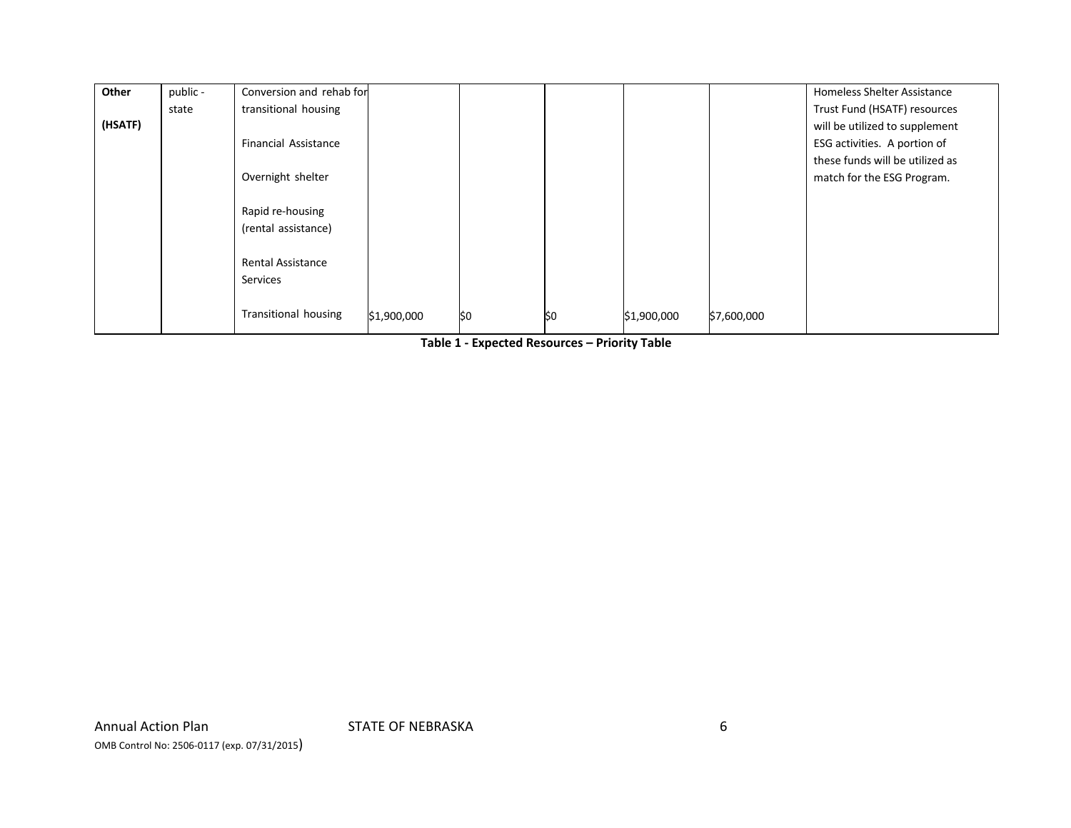| | | | | | | | | |
|---|---|---|---|---|---|---|---|---|
| **Other**<br><br>**(HSATF)** | public - state | Conversion and rehab for transitional housing<br><br>Financial Assistance<br><br>Overnight shelter<br><br>Rapid re-housing (rental assistance)<br><br>Rental Assistance Services<br><br>Transitional housing | $1,900,000 | $0 | $0 | $1,900,000 | $7,600,000 | Homeless Shelter Assistance Trust Fund (HSATF) resources will be utilized to supplement ESG activities. A portion of these funds will be utilized as match for the ESG Program. |

**Table 1 - Expected Resources – Priority Table**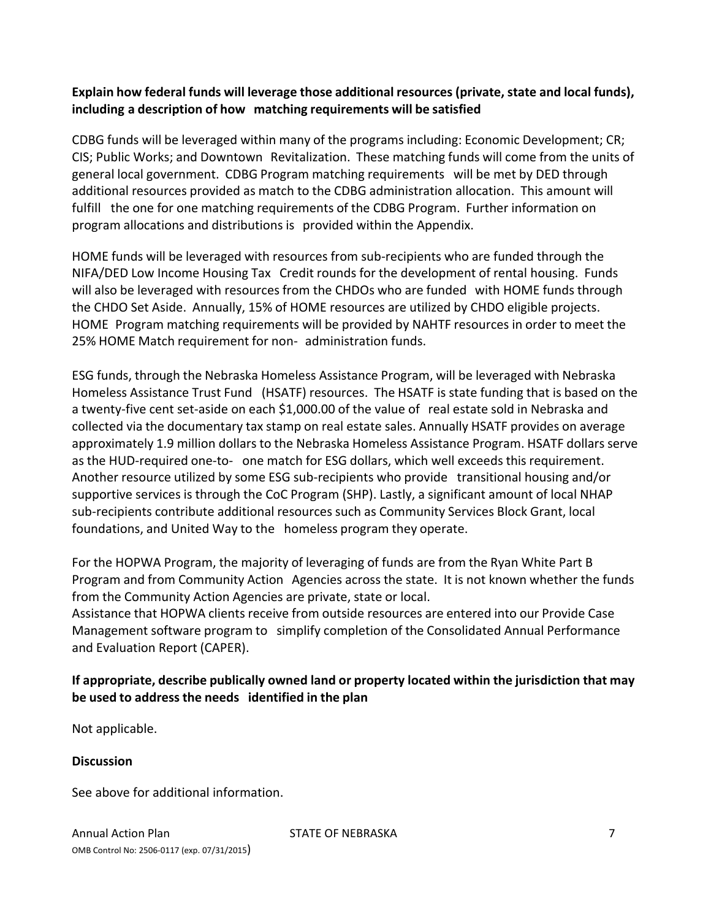**Explain how federal funds will leverage those additional resources (private, state and local funds), including a description of how matching requirements will be satisfied**

CDBG funds will be leveraged within many of the programs including: Economic Development; CR; CIS; Public Works; and Downtown Revitalization. These matching funds will come from the units of general local government. CDBG Program matching requirements will be met by DED through additional resources provided as match to the CDBG administration allocation. This amount will fulfill the one for one matching requirements of the CDBG Program. Further information on program allocations and distributions is provided within the Appendix.

HOME funds will be leveraged with resources from sub-recipients who are funded through the NIFA/DED Low Income Housing Tax Credit rounds for the development of rental housing. Funds will also be leveraged with resources from the CHDOs who are funded with HOME funds through the CHDO Set Aside. Annually, 15% of HOME resources are utilized by CHDO eligible projects. HOME Program matching requirements will be provided by NAHTF resources in order to meet the 25% HOME Match requirement for non- administration funds.

ESG funds, through the Nebraska Homeless Assistance Program, will be leveraged with Nebraska Homeless Assistance Trust Fund (HSATF) resources. The HSATF is state funding that is based on the a twenty-five cent set-aside on each $1,000.00 of the value of real estate sold in Nebraska and collected via the documentary tax stamp on real estate sales. Annually HSATF provides on average approximately 1.9 million dollars to the Nebraska Homeless Assistance Program. HSATF dollars serve as the HUD-required one-to- one match for ESG dollars, which well exceeds this requirement. Another resource utilized by some ESG sub-recipients who provide transitional housing and/or supportive services is through the CoC Program (SHP). Lastly, a significant amount of local NHAP sub-recipients contribute additional resources such as Community Services Block Grant, local foundations, and United Way to the homeless program they operate.

For the HOPWA Program, the majority of leveraging of funds are from the Ryan White Part B Program and from Community Action Agencies across the state. It is not known whether the funds from the Community Action Agencies are private, state or local.
Assistance that HOPWA clients receive from outside resources are entered into our Provide Case Management software program to simplify completion of the Consolidated Annual Performance and Evaluation Report (CAPER).

**If appropriate, describe publically owned land or property located within the jurisdiction that may be used to address the needs identified in the plan**

Not applicable.

**Discussion**

See above for additional information.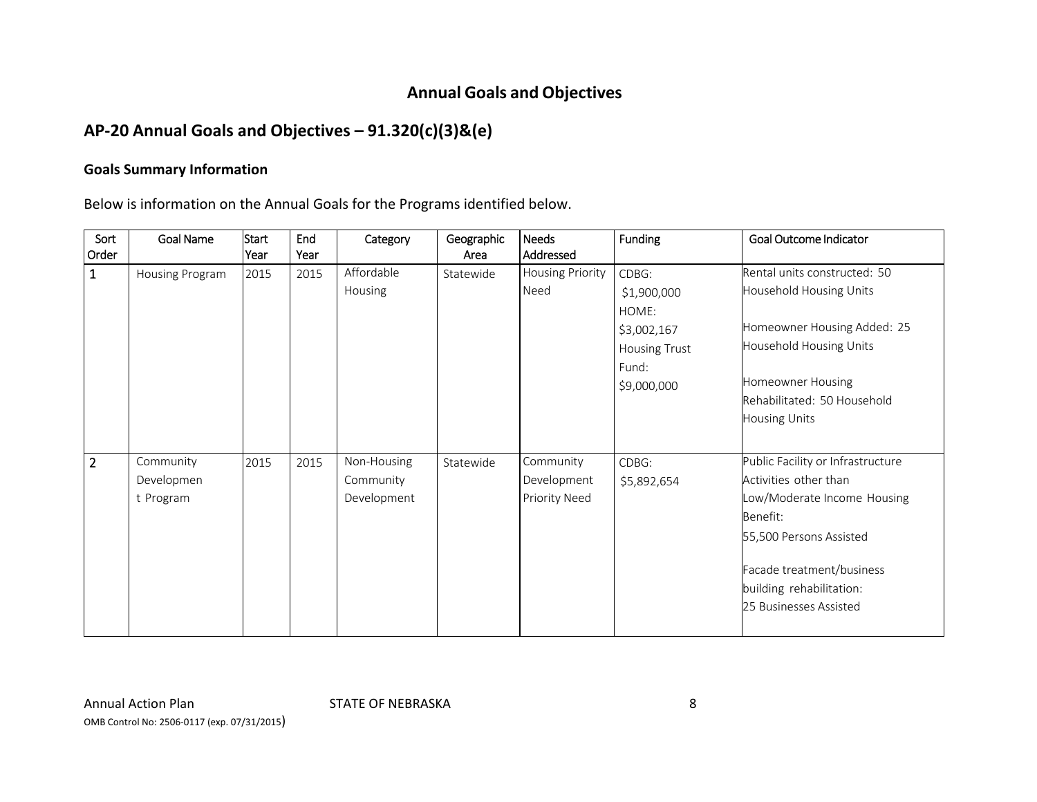# Annual Goals and Objectives

## AP-20 Annual Goals and Objectives – 91.320(c)(3)&(e)

### Goals Summary Information

Below is information on the Annual Goals for the Programs identified below.

| Sort Order | Goal Name | Start Year | End Year | Category | Geographic Area | Needs Addressed | Funding | Goal Outcome Indicator |
|---|---|---|---|---|---|---|---|---|
| 1 | Housing Program | 2015 | 2015 | Affordable Housing | Statewide | Housing Priority Need | CDBG: $1,900,000<br>HOME: $3,002,167<br>Housing Trust Fund: $9,000,000 | Rental units constructed: 50 Household Housing Units<br><br>Homeowner Housing Added: 25 Household Housing Units<br><br>Homeowner Housing Rehabilitated: 50 Household Housing Units |
| 2 | Community Development Program | 2015 | 2015 | Non-Housing Community Development | Statewide | Community Development Priority Need | CDBG: $5,892,654 | Public Facility or Infrastructure Activities other than Low/Moderate Income Housing Benefit: 55,500 Persons Assisted<br><br>Facade treatment/business building rehabilitation: 25 Businesses Assisted |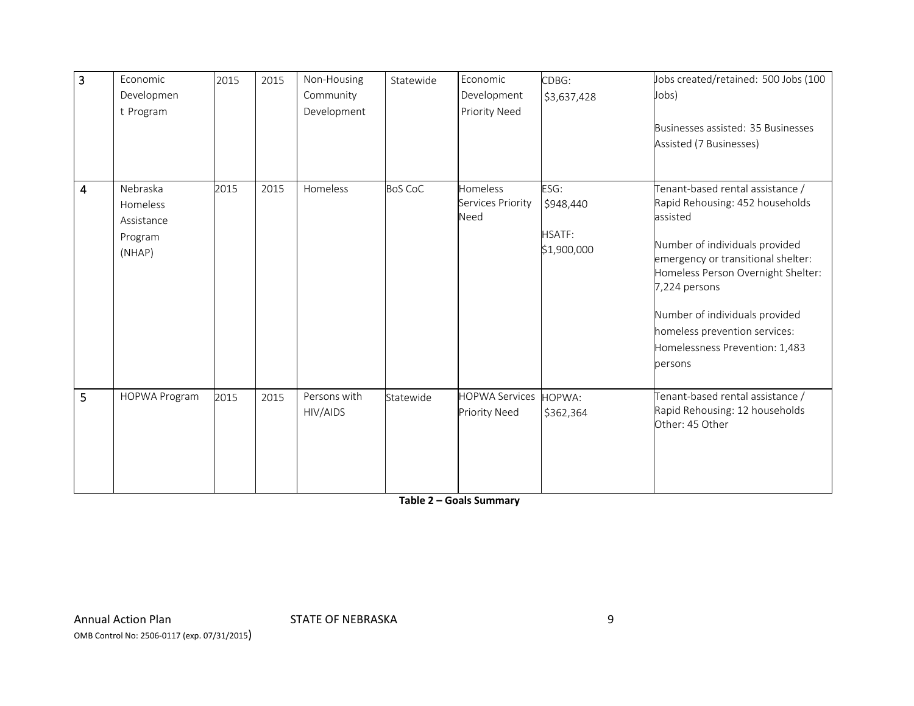| 3 | Economic Development Program | 2015 | 2015 | Non-Housing Community Development | Statewide | Economic Development Priority Need | CDBG: $3,637,428 | Jobs created/retained: 500 Jobs (100 Jobs)<br><br>Businesses assisted: 35 Businesses Assisted (7 Businesses) |
|---|---|---|---|---|---|---|---|---|
| 4 | Nebraska Homeless Assistance Program (NHAP) | 2015 | 2015 | Homeless | BoS CoC | Homeless Services Priority Need | ESG: $948,440<br><br>HSATF: $1,900,000 | Tenant-based rental assistance / Rapid Rehousing: 452 households assisted<br><br>Number of individuals provided emergency or transitional shelter: Homeless Person Overnight Shelter: 7,224 persons<br><br>Number of individuals provided homeless prevention services: Homelessness Prevention: 1,483 persons |
| 5 | HOPWA Program | 2015 | 2015 | Persons with HIV/AIDS | Statewide | HOPWA Services Priority Need | HOPWA: $362,364 | Tenant-based rental assistance / Rapid Rehousing: 12 households<br>Other: 45 Other |

**Table 2 – Goals Summary**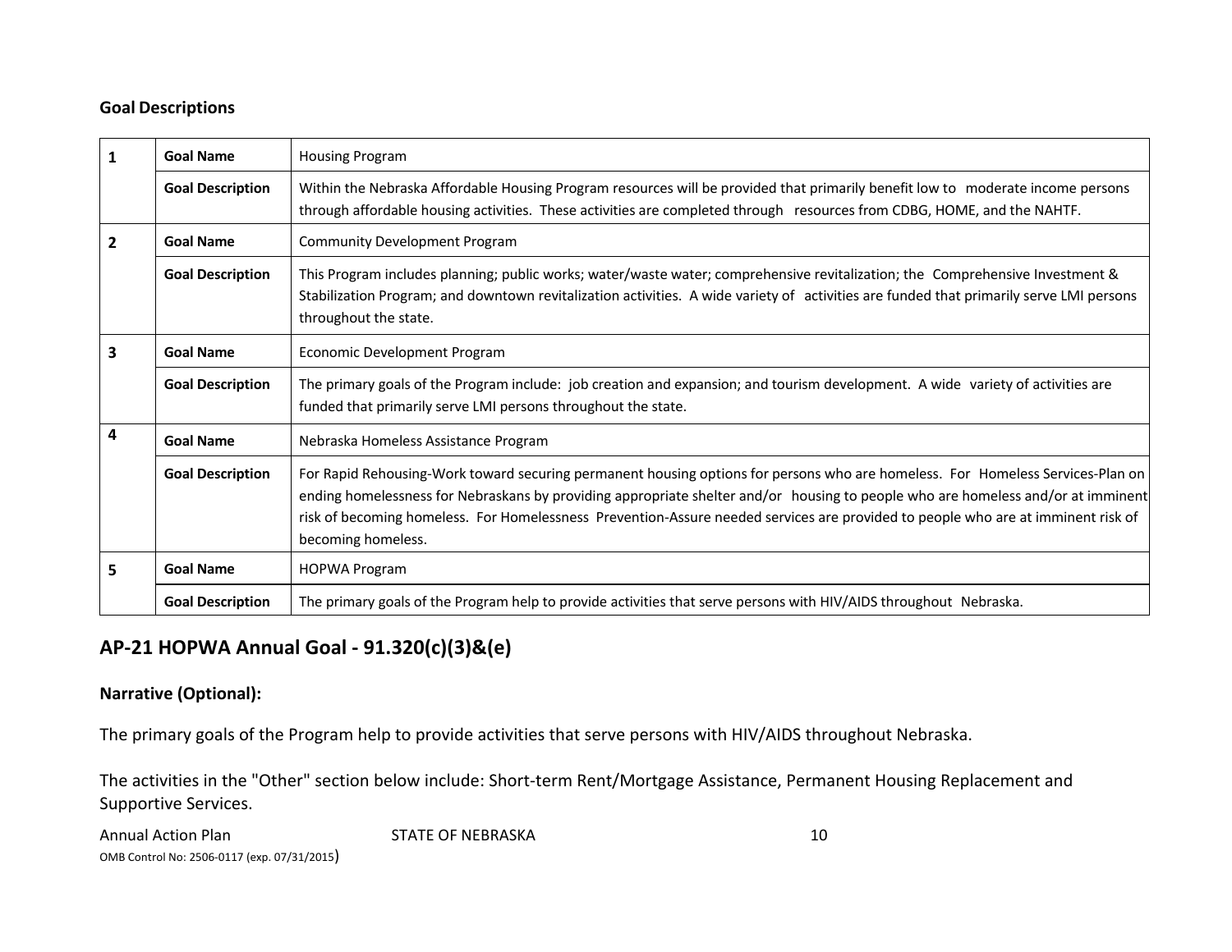### Goal Descriptions

| | | |
|---|---|---|
| **1** | **Goal Name** | Housing Program |
| | **Goal Description** | Within the Nebraska Affordable Housing Program resources will be provided that primarily benefit low to moderate income persons through affordable housing activities. These activities are completed through resources from CDBG, HOME, and the NAHTF. |
| **2** | **Goal Name** | Community Development Program |
| | **Goal Description** | This Program includes planning; public works; water/waste water; comprehensive revitalization; the Comprehensive Investment & Stabilization Program; and downtown revitalization activities. A wide variety of activities are funded that primarily serve LMI persons throughout the state. |
| **3** | **Goal Name** | Economic Development Program |
| | **Goal Description** | The primary goals of the Program include: job creation and expansion; and tourism development. A wide variety of activities are funded that primarily serve LMI persons throughout the state. |
| **4** | **Goal Name** | Nebraska Homeless Assistance Program |
| | **Goal Description** | For Rapid Rehousing-Work toward securing permanent housing options for persons who are homeless. For Homeless Services-Plan on ending homelessness for Nebraskans by providing appropriate shelter and/or housing to people who are homeless and/or at imminent risk of becoming homeless. For Homelessness Prevention-Assure needed services are provided to people who are at imminent risk of becoming homeless. |
| **5** | **Goal Name** | HOPWA Program |
| | **Goal Description** | The primary goals of the Program help to provide activities that serve persons with HIV/AIDS throughout Nebraska. |

## AP-21 HOPWA Annual Goal - 91.320(c)(3)&(e)

### Narrative (Optional):

The primary goals of the Program help to provide activities that serve persons with HIV/AIDS throughout Nebraska.

The activities in the "Other" section below include: Short-term Rent/Mortgage Assistance, Permanent Housing Replacement and Supportive Services.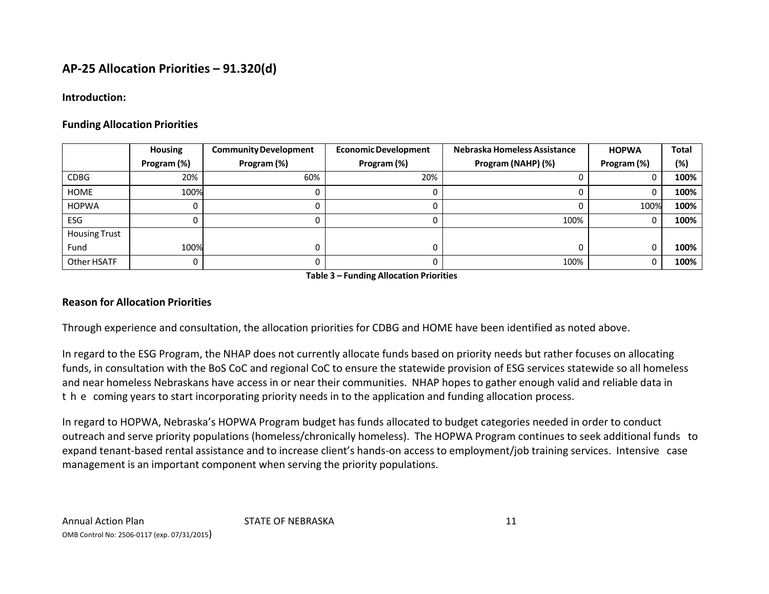## AP-25 Allocation Priorities – 91.320(d)

**Introduction:**

**Funding Allocation Priorities**

| | Housing Program (%) | Community Development Program (%) | Economic Development Program (%) | Nebraska Homeless Assistance Program (NAHP) (%) | HOPWA Program (%) | Total (%) |
|---|---|---|---|---|---|---|
| CDBG | 20% | 60% | 20% | 0 | 0 | **100%** |
| HOME | 100% | 0 | 0 | 0 | 0 | **100%** |
| HOPWA | 0 | 0 | 0 | 0 | 100% | **100%** |
| ESG | 0 | 0 | 0 | 100% | 0 | **100%** |
| Housing Trust Fund | 100% | 0 | 0 | 0 | 0 | **100%** |
| Other HSATF | 0 | 0 | 0 | 100% | 0 | **100%** |

**Table 3 – Funding Allocation Priorities**

**Reason for Allocation Priorities**

Through experience and consultation, the allocation priorities for CDBG and HOME have been identified as noted above.

In regard to the ESG Program, the NHAP does not currently allocate funds based on priority needs but rather focuses on allocating funds, in consultation with the BoS CoC and regional CoC to ensure the statewide provision of ESG services statewide so all homeless and near homeless Nebraskans have access in or near their communities. NHAP hopes to gather enough valid and reliable data in the coming years to start incorporating priority needs in to the application and funding allocation process.

In regard to HOPWA, Nebraska's HOPWA Program budget has funds allocated to budget categories needed in order to conduct outreach and serve priority populations (homeless/chronically homeless). The HOPWA Program continues to seek additional funds to expand tenant-based rental assistance and to increase client's hands-on access to employment/job training services. Intensive case management is an important component when serving the priority populations.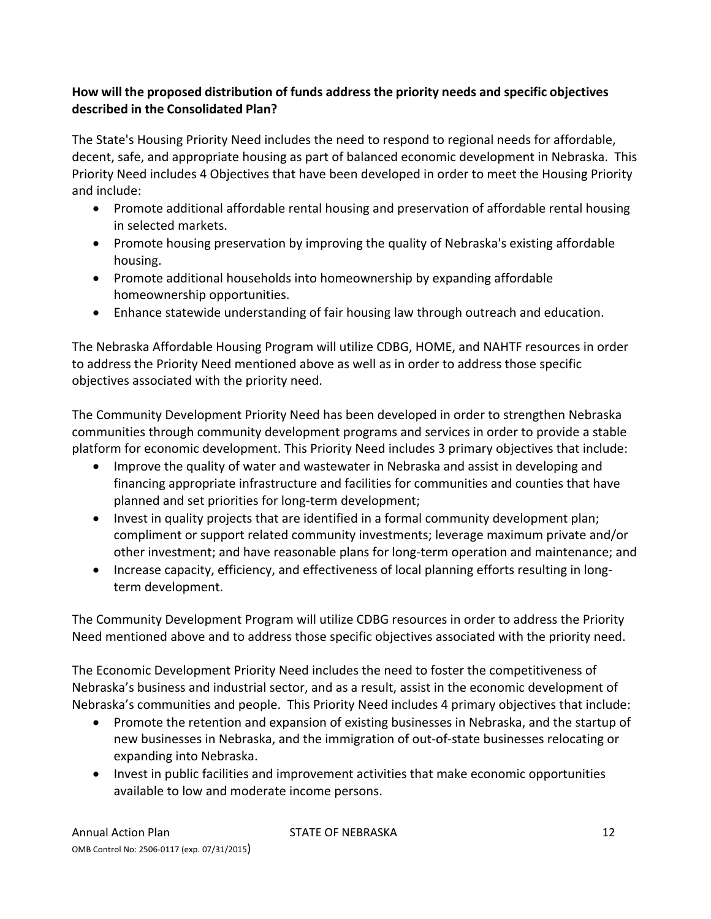**How will the proposed distribution of funds address the priority needs and specific objectives described in the Consolidated Plan?**

The State's Housing Priority Need includes the need to respond to regional needs for affordable, decent, safe, and appropriate housing as part of balanced economic development in Nebraska. This Priority Need includes 4 Objectives that have been developed in order to meet the Housing Priority and include:

- Promote additional affordable rental housing and preservation of affordable rental housing in selected markets.
- Promote housing preservation by improving the quality of Nebraska's existing affordable housing.
- Promote additional households into homeownership by expanding affordable homeownership opportunities.
- Enhance statewide understanding of fair housing law through outreach and education.

The Nebraska Affordable Housing Program will utilize CDBG, HOME, and NAHTF resources in order to address the Priority Need mentioned above as well as in order to address those specific objectives associated with the priority need.

The Community Development Priority Need has been developed in order to strengthen Nebraska communities through community development programs and services in order to provide a stable platform for economic development. This Priority Need includes 3 primary objectives that include:

- Improve the quality of water and wastewater in Nebraska and assist in developing and financing appropriate infrastructure and facilities for communities and counties that have planned and set priorities for long-term development;
- Invest in quality projects that are identified in a formal community development plan; compliment or support related community investments; leverage maximum private and/or other investment; and have reasonable plans for long-term operation and maintenance; and
- Increase capacity, efficiency, and effectiveness of local planning efforts resulting in long-term development.

The Community Development Program will utilize CDBG resources in order to address the Priority Need mentioned above and to address those specific objectives associated with the priority need.

The Economic Development Priority Need includes the need to foster the competitiveness of Nebraska's business and industrial sector, and as a result, assist in the economic development of Nebraska's communities and people. This Priority Need includes 4 primary objectives that include:

- Promote the retention and expansion of existing businesses in Nebraska, and the startup of new businesses in Nebraska, and the immigration of out-of-state businesses relocating or expanding into Nebraska.
- Invest in public facilities and improvement activities that make economic opportunities available to low and moderate income persons.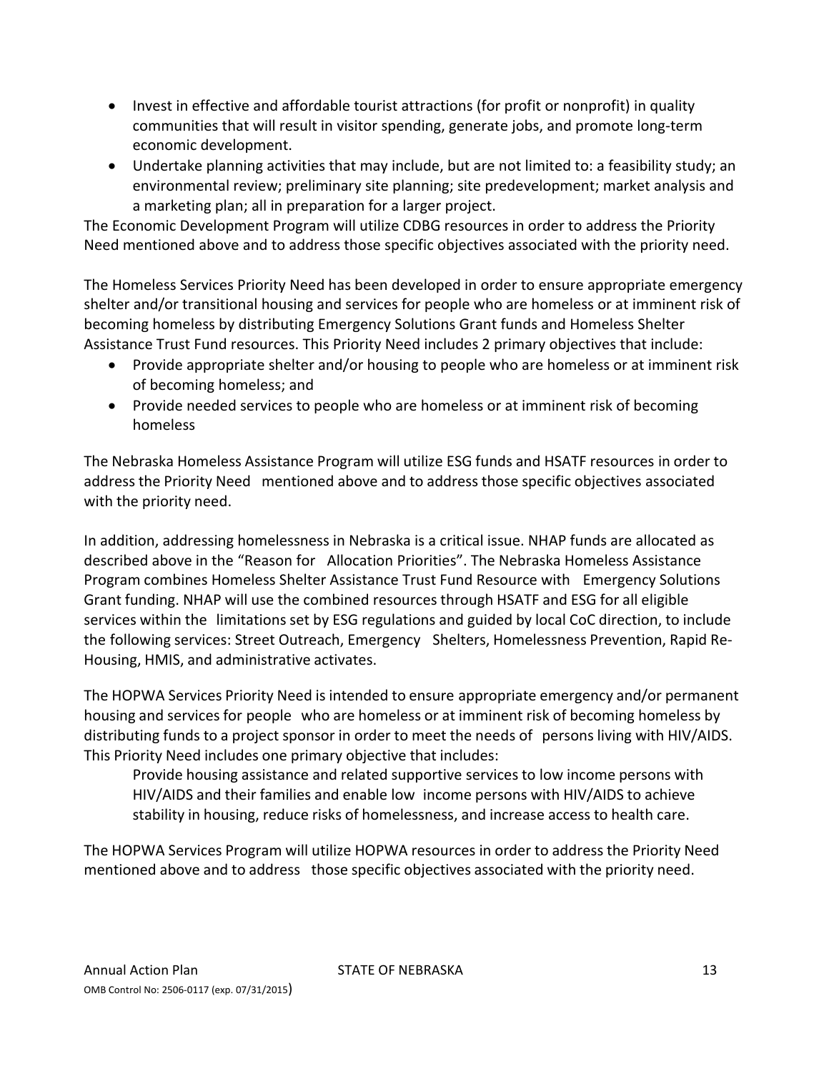- Invest in effective and affordable tourist attractions (for profit or nonprofit) in quality communities that will result in visitor spending, generate jobs, and promote long-term economic development.
- Undertake planning activities that may include, but are not limited to: a feasibility study; an environmental review; preliminary site planning; site predevelopment; market analysis and a marketing plan; all in preparation for a larger project.

The Economic Development Program will utilize CDBG resources in order to address the Priority Need mentioned above and to address those specific objectives associated with the priority need.

The Homeless Services Priority Need has been developed in order to ensure appropriate emergency shelter and/or transitional housing and services for people who are homeless or at imminent risk of becoming homeless by distributing Emergency Solutions Grant funds and Homeless Shelter Assistance Trust Fund resources. This Priority Need includes 2 primary objectives that include:

- Provide appropriate shelter and/or housing to people who are homeless or at imminent risk of becoming homeless; and
- Provide needed services to people who are homeless or at imminent risk of becoming homeless

The Nebraska Homeless Assistance Program will utilize ESG funds and HSATF resources in order to address the Priority Need mentioned above and to address those specific objectives associated with the priority need.

In addition, addressing homelessness in Nebraska is a critical issue. NHAP funds are allocated as described above in the "Reason for Allocation Priorities". The Nebraska Homeless Assistance Program combines Homeless Shelter Assistance Trust Fund Resource with Emergency Solutions Grant funding. NHAP will use the combined resources through HSATF and ESG for all eligible services within the limitations set by ESG regulations and guided by local CoC direction, to include the following services: Street Outreach, Emergency Shelters, Homelessness Prevention, Rapid Re-Housing, HMIS, and administrative activates.

The HOPWA Services Priority Need is intended to ensure appropriate emergency and/or permanent housing and services for people who are homeless or at imminent risk of becoming homeless by distributing funds to a project sponsor in order to meet the needs of persons living with HIV/AIDS. This Priority Need includes one primary objective that includes:

> Provide housing assistance and related supportive services to low income persons with HIV/AIDS and their families and enable low income persons with HIV/AIDS to achieve stability in housing, reduce risks of homelessness, and increase access to health care.

The HOPWA Services Program will utilize HOPWA resources in order to address the Priority Need mentioned above and to address those specific objectives associated with the priority need.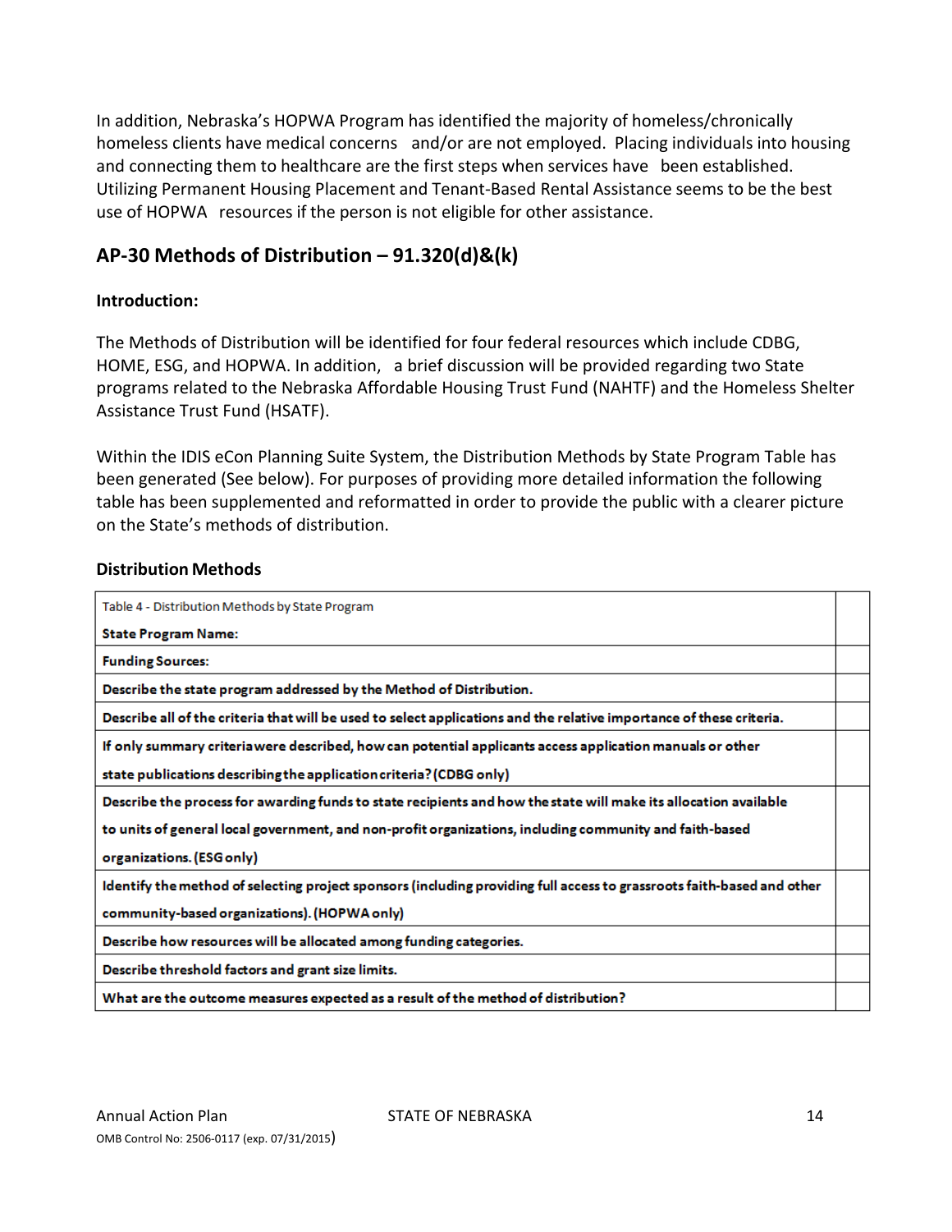In addition, Nebraska's HOPWA Program has identified the majority of homeless/chronically homeless clients have medical concerns and/or are not employed. Placing individuals into housing and connecting them to healthcare are the first steps when services have been established. Utilizing Permanent Housing Placement and Tenant-Based Rental Assistance seems to be the best use of HOPWA resources if the person is not eligible for other assistance.

## AP-30 Methods of Distribution – 91.320(d)&(k)

**Introduction:**

The Methods of Distribution will be identified for four federal resources which include CDBG, HOME, ESG, and HOPWA. In addition, a brief discussion will be provided regarding two State programs related to the Nebraska Affordable Housing Trust Fund (NAHTF) and the Homeless Shelter Assistance Trust Fund (HSATF).

Within the IDIS eCon Planning Suite System, the Distribution Methods by State Program Table has been generated (See below). For purposes of providing more detailed information the following table has been supplemented and reformatted in order to provide the public with a clearer picture on the State's methods of distribution.

**Distribution Methods**

| Table 4 - Distribution Methods by State Program | |
|---|---|
| **State Program Name:** | |
| **Funding Sources:** | |
| **Describe the state program addressed by the Method of Distribution.** | |
| **Describe all of the criteria that will be used to select applications and the relative importance of these criteria.** | |
| **If only summary criteria were described, how can potential applicants access application manuals or other state publications describing the application criteria? (CDBG only)** | |
| **Describe the process for awarding funds to state recipients and how the state will make its allocation available to units of general local government, and non-profit organizations, including community and faith-based organizations. (ESG only)** | |
| **Identify the method of selecting project sponsors (including providing full access to grassroots faith-based and other community-based organizations). (HOPWA only)** | |
| **Describe how resources will be allocated among funding categories.** | |
| **Describe threshold factors and grant size limits.** | |
| **What are the outcome measures expected as a result of the method of distribution?** | |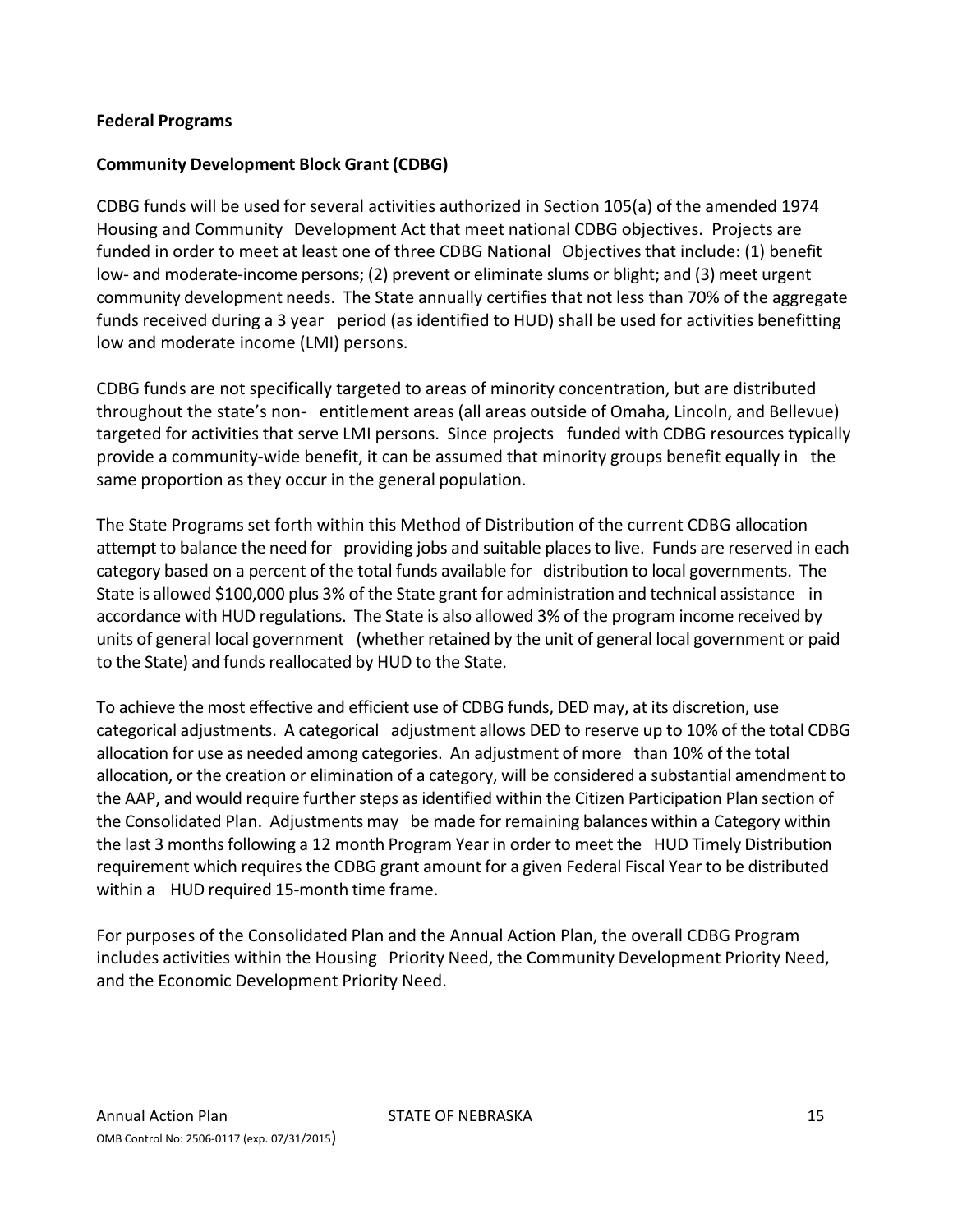**Federal Programs**

**Community Development Block Grant (CDBG)**

CDBG funds will be used for several activities authorized in Section 105(a) of the amended 1974 Housing and Community Development Act that meet national CDBG objectives. Projects are funded in order to meet at least one of three CDBG National Objectives that include: (1) benefit low- and moderate-income persons; (2) prevent or eliminate slums or blight; and (3) meet urgent community development needs. The State annually certifies that not less than 70% of the aggregate funds received during a 3 year period (as identified to HUD) shall be used for activities benefitting low and moderate income (LMI) persons.

CDBG funds are not specifically targeted to areas of minority concentration, but are distributed throughout the state's non- entitlement areas (all areas outside of Omaha, Lincoln, and Bellevue) targeted for activities that serve LMI persons. Since projects funded with CDBG resources typically provide a community-wide benefit, it can be assumed that minority groups benefit equally in the same proportion as they occur in the general population.

The State Programs set forth within this Method of Distribution of the current CDBG allocation attempt to balance the need for providing jobs and suitable places to live. Funds are reserved in each category based on a percent of the total funds available for distribution to local governments. The State is allowed $100,000 plus 3% of the State grant for administration and technical assistance in accordance with HUD regulations. The State is also allowed 3% of the program income received by units of general local government (whether retained by the unit of general local government or paid to the State) and funds reallocated by HUD to the State.

To achieve the most effective and efficient use of CDBG funds, DED may, at its discretion, use categorical adjustments. A categorical adjustment allows DED to reserve up to 10% of the total CDBG allocation for use as needed among categories. An adjustment of more than 10% of the total allocation, or the creation or elimination of a category, will be considered a substantial amendment to the AAP, and would require further steps as identified within the Citizen Participation Plan section of the Consolidated Plan. Adjustments may be made for remaining balances within a Category within the last 3 months following a 12 month Program Year in order to meet the HUD Timely Distribution requirement which requires the CDBG grant amount for a given Federal Fiscal Year to be distributed within a HUD required 15-month time frame.

For purposes of the Consolidated Plan and the Annual Action Plan, the overall CDBG Program includes activities within the Housing Priority Need, the Community Development Priority Need, and the Economic Development Priority Need.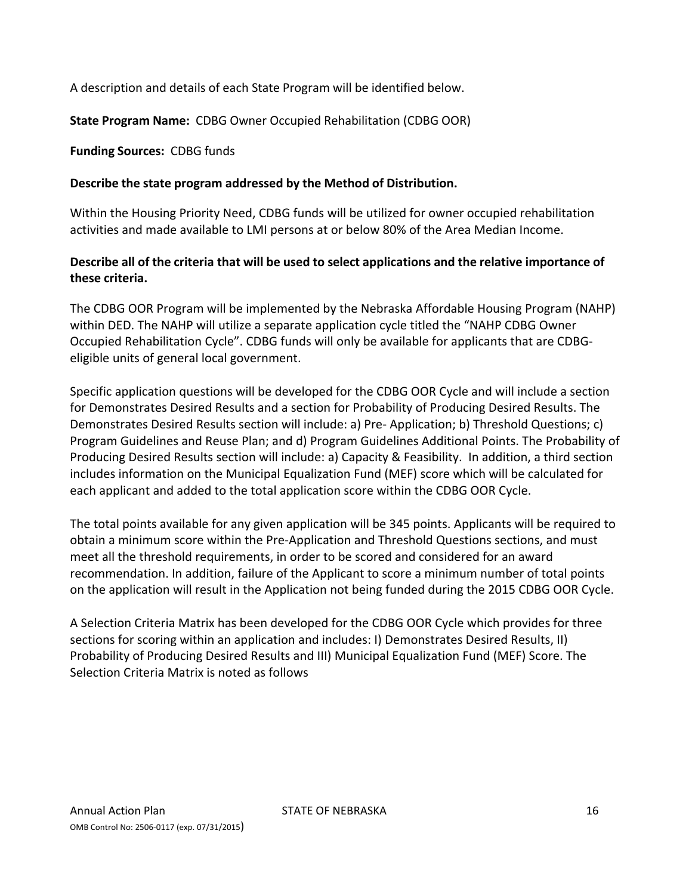A description and details of each State Program will be identified below.

**State Program Name:** CDBG Owner Occupied Rehabilitation (CDBG OOR)

**Funding Sources:** CDBG funds

**Describe the state program addressed by the Method of Distribution.**

Within the Housing Priority Need, CDBG funds will be utilized for owner occupied rehabilitation activities and made available to LMI persons at or below 80% of the Area Median Income.

**Describe all of the criteria that will be used to select applications and the relative importance of these criteria.**

The CDBG OOR Program will be implemented by the Nebraska Affordable Housing Program (NAHP) within DED. The NAHP will utilize a separate application cycle titled the "NAHP CDBG Owner Occupied Rehabilitation Cycle". CDBG funds will only be available for applicants that are CDBG-eligible units of general local government.

Specific application questions will be developed for the CDBG OOR Cycle and will include a section for Demonstrates Desired Results and a section for Probability of Producing Desired Results. The Demonstrates Desired Results section will include: a) Pre- Application; b) Threshold Questions; c) Program Guidelines and Reuse Plan; and d) Program Guidelines Additional Points. The Probability of Producing Desired Results section will include: a) Capacity & Feasibility. In addition, a third section includes information on the Municipal Equalization Fund (MEF) score which will be calculated for each applicant and added to the total application score within the CDBG OOR Cycle.

The total points available for any given application will be 345 points. Applicants will be required to obtain a minimum score within the Pre-Application and Threshold Questions sections, and must meet all the threshold requirements, in order to be scored and considered for an award recommendation. In addition, failure of the Applicant to score a minimum number of total points on the application will result in the Application not being funded during the 2015 CDBG OOR Cycle.

A Selection Criteria Matrix has been developed for the CDBG OOR Cycle which provides for three sections for scoring within an application and includes: I) Demonstrates Desired Results, II) Probability of Producing Desired Results and III) Municipal Equalization Fund (MEF) Score. The Selection Criteria Matrix is noted as follows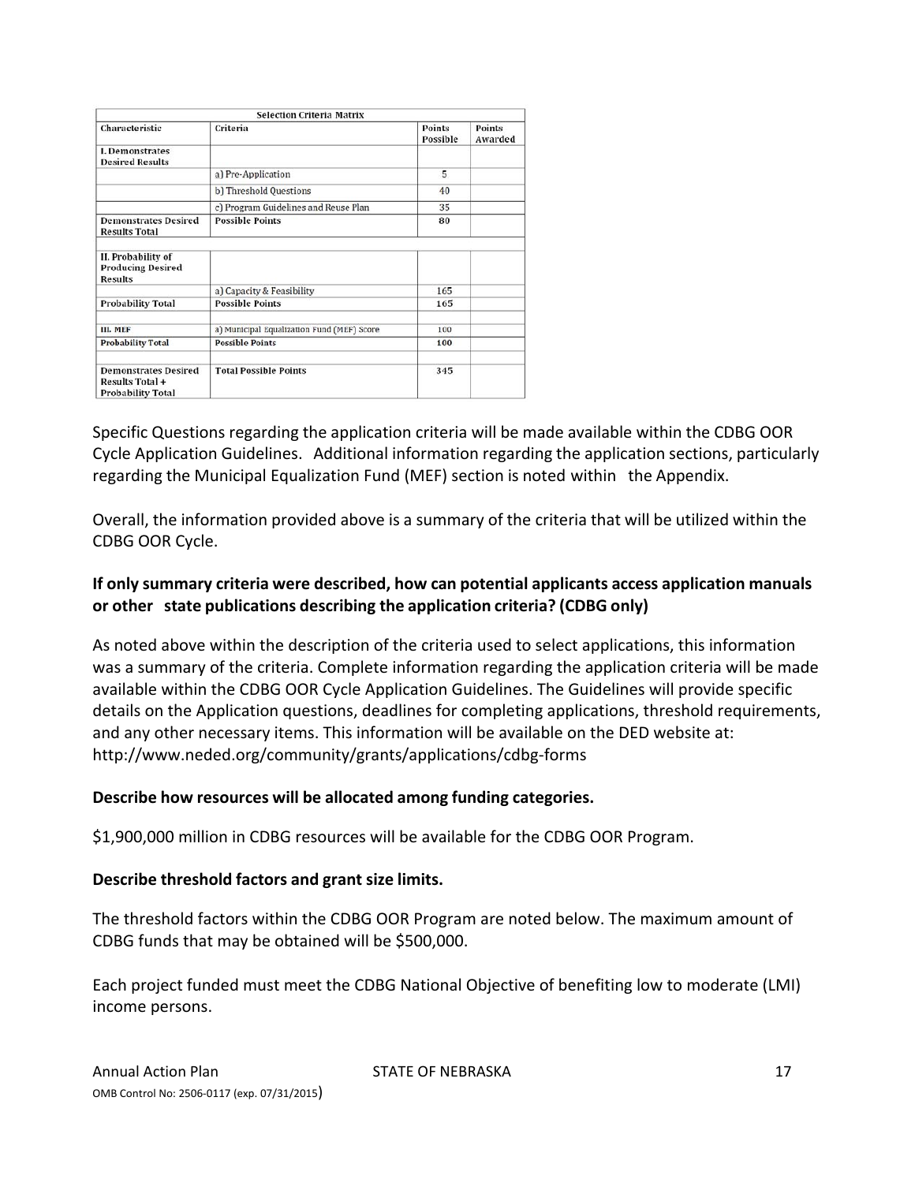| Selection Criteria Matrix | | | |
|---|---|---|---|
| Characteristic | Criteria | Points Possible | Points Awarded |
| I. Demonstrates Desired Results | | | |
| | a) Pre-Application | 5 | |
| | b) Threshold Questions | 40 | |
| | c) Program Guidelines and Reuse Plan | 35 | |
| Demonstrates Desired Results Total | Possible Points | 80 | |
| | | | |
| II. Probability of Producing Desired Results | | | |
| | a) Capacity & Feasibility | 165 | |
| Probability Total | Possible Points | 165 | |
| | | | |
| III. MEF | a) Municipal Equalization Fund (MEF) Score | 100 | |
| Probability Total | Possible Points | 100 | |
| | | | |
| Demonstrates Desired Results Total + Probability Total | Total Possible Points | 345 | |

Specific Questions regarding the application criteria will be made available within the CDBG OOR Cycle Application Guidelines. Additional information regarding the application sections, particularly regarding the Municipal Equalization Fund (MEF) section is noted within the Appendix.

Overall, the information provided above is a summary of the criteria that will be utilized within the CDBG OOR Cycle.

**If only summary criteria were described, how can potential applicants access application manuals or other state publications describing the application criteria? (CDBG only)**

As noted above within the description of the criteria used to select applications, this information was a summary of the criteria. Complete information regarding the application criteria will be made available within the CDBG OOR Cycle Application Guidelines. The Guidelines will provide specific details on the Application questions, deadlines for completing applications, threshold requirements, and any other necessary items. This information will be available on the DED website at: http://www.neded.org/community/grants/applications/cdbg-forms

**Describe how resources will be allocated among funding categories.**

$1,900,000 million in CDBG resources will be available for the CDBG OOR Program.

**Describe threshold factors and grant size limits.**

The threshold factors within the CDBG OOR Program are noted below. The maximum amount of CDBG funds that may be obtained will be $500,000.

Each project funded must meet the CDBG National Objective of benefiting low to moderate (LMI) income persons.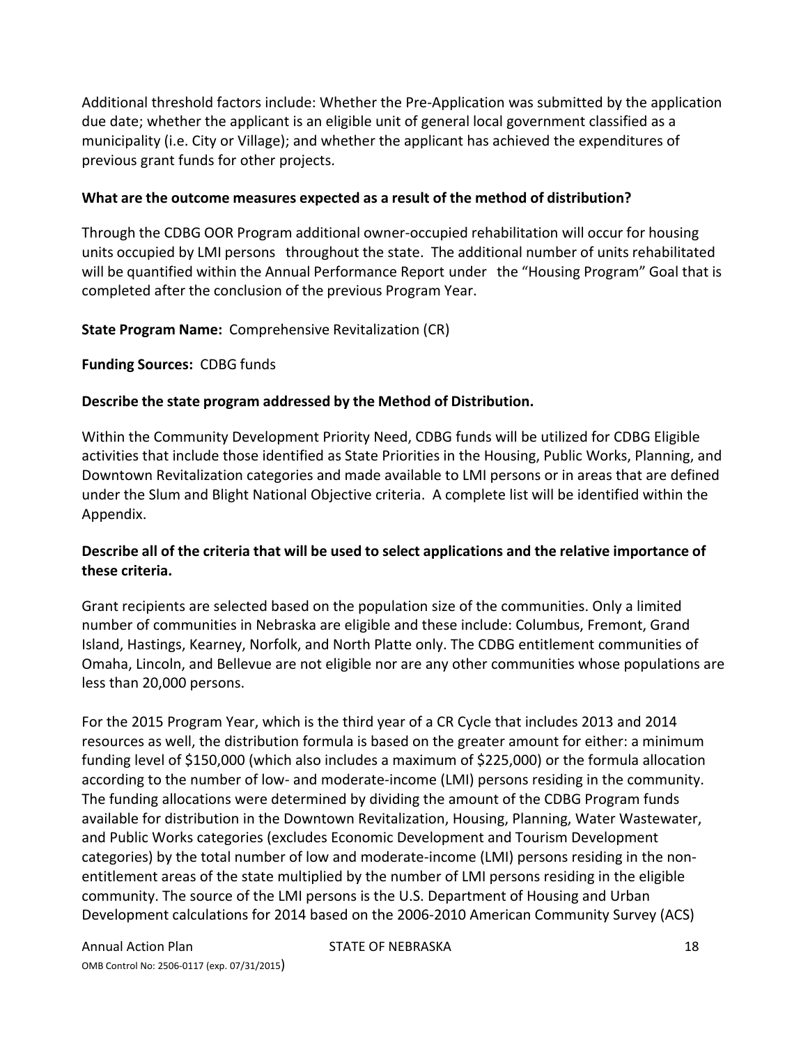Additional threshold factors include: Whether the Pre-Application was submitted by the application due date; whether the applicant is an eligible unit of general local government classified as a municipality (i.e. City or Village); and whether the applicant has achieved the expenditures of previous grant funds for other projects.

**What are the outcome measures expected as a result of the method of distribution?**

Through the CDBG OOR Program additional owner-occupied rehabilitation will occur for housing units occupied by LMI persons throughout the state. The additional number of units rehabilitated will be quantified within the Annual Performance Report under the "Housing Program" Goal that is completed after the conclusion of the previous Program Year.

**State Program Name:** Comprehensive Revitalization (CR)

**Funding Sources:** CDBG funds

**Describe the state program addressed by the Method of Distribution.**

Within the Community Development Priority Need, CDBG funds will be utilized for CDBG Eligible activities that include those identified as State Priorities in the Housing, Public Works, Planning, and Downtown Revitalization categories and made available to LMI persons or in areas that are defined under the Slum and Blight National Objective criteria. A complete list will be identified within the Appendix.

**Describe all of the criteria that will be used to select applications and the relative importance of these criteria.**

Grant recipients are selected based on the population size of the communities. Only a limited number of communities in Nebraska are eligible and these include: Columbus, Fremont, Grand Island, Hastings, Kearney, Norfolk, and North Platte only. The CDBG entitlement communities of Omaha, Lincoln, and Bellevue are not eligible nor are any other communities whose populations are less than 20,000 persons.

For the 2015 Program Year, which is the third year of a CR Cycle that includes 2013 and 2014 resources as well, the distribution formula is based on the greater amount for either: a minimum funding level of $150,000 (which also includes a maximum of $225,000) or the formula allocation according to the number of low- and moderate-income (LMI) persons residing in the community. The funding allocations were determined by dividing the amount of the CDBG Program funds available for distribution in the Downtown Revitalization, Housing, Planning, Water Wastewater, and Public Works categories (excludes Economic Development and Tourism Development categories) by the total number of low and moderate-income (LMI) persons residing in the non-entitlement areas of the state multiplied by the number of LMI persons residing in the eligible community. The source of the LMI persons is the U.S. Department of Housing and Urban Development calculations for 2014 based on the 2006-2010 American Community Survey (ACS)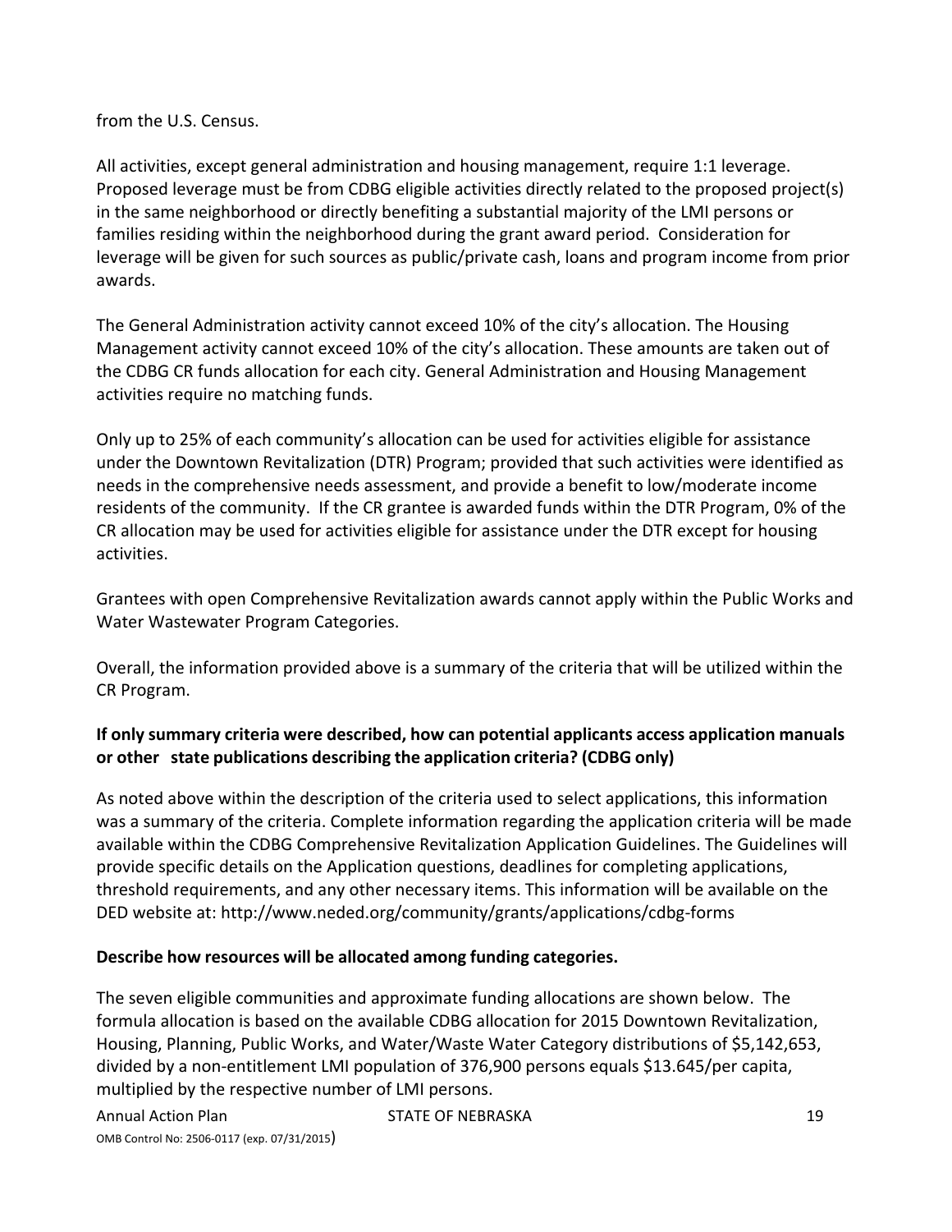from the U.S. Census.

All activities, except general administration and housing management, require 1:1 leverage. Proposed leverage must be from CDBG eligible activities directly related to the proposed project(s) in the same neighborhood or directly benefiting a substantial majority of the LMI persons or families residing within the neighborhood during the grant award period. Consideration for leverage will be given for such sources as public/private cash, loans and program income from prior awards.

The General Administration activity cannot exceed 10% of the city's allocation. The Housing Management activity cannot exceed 10% of the city's allocation. These amounts are taken out of the CDBG CR funds allocation for each city. General Administration and Housing Management activities require no matching funds.

Only up to 25% of each community's allocation can be used for activities eligible for assistance under the Downtown Revitalization (DTR) Program; provided that such activities were identified as needs in the comprehensive needs assessment, and provide a benefit to low/moderate income residents of the community. If the CR grantee is awarded funds within the DTR Program, 0% of the CR allocation may be used for activities eligible for assistance under the DTR except for housing activities.

Grantees with open Comprehensive Revitalization awards cannot apply within the Public Works and Water Wastewater Program Categories.

Overall, the information provided above is a summary of the criteria that will be utilized within the CR Program.

**If only summary criteria were described, how can potential applicants access application manuals or other state publications describing the application criteria? (CDBG only)**

As noted above within the description of the criteria used to select applications, this information was a summary of the criteria. Complete information regarding the application criteria will be made available within the CDBG Comprehensive Revitalization Application Guidelines. The Guidelines will provide specific details on the Application questions, deadlines for completing applications, threshold requirements, and any other necessary items. This information will be available on the DED website at: http://www.neded.org/community/grants/applications/cdbg-forms

**Describe how resources will be allocated among funding categories.**

The seven eligible communities and approximate funding allocations are shown below. The formula allocation is based on the available CDBG allocation for 2015 Downtown Revitalization, Housing, Planning, Public Works, and Water/Waste Water Category distributions of $5,142,653, divided by a non-entitlement LMI population of 376,900 persons equals $13.645/per capita, multiplied by the respective number of LMI persons.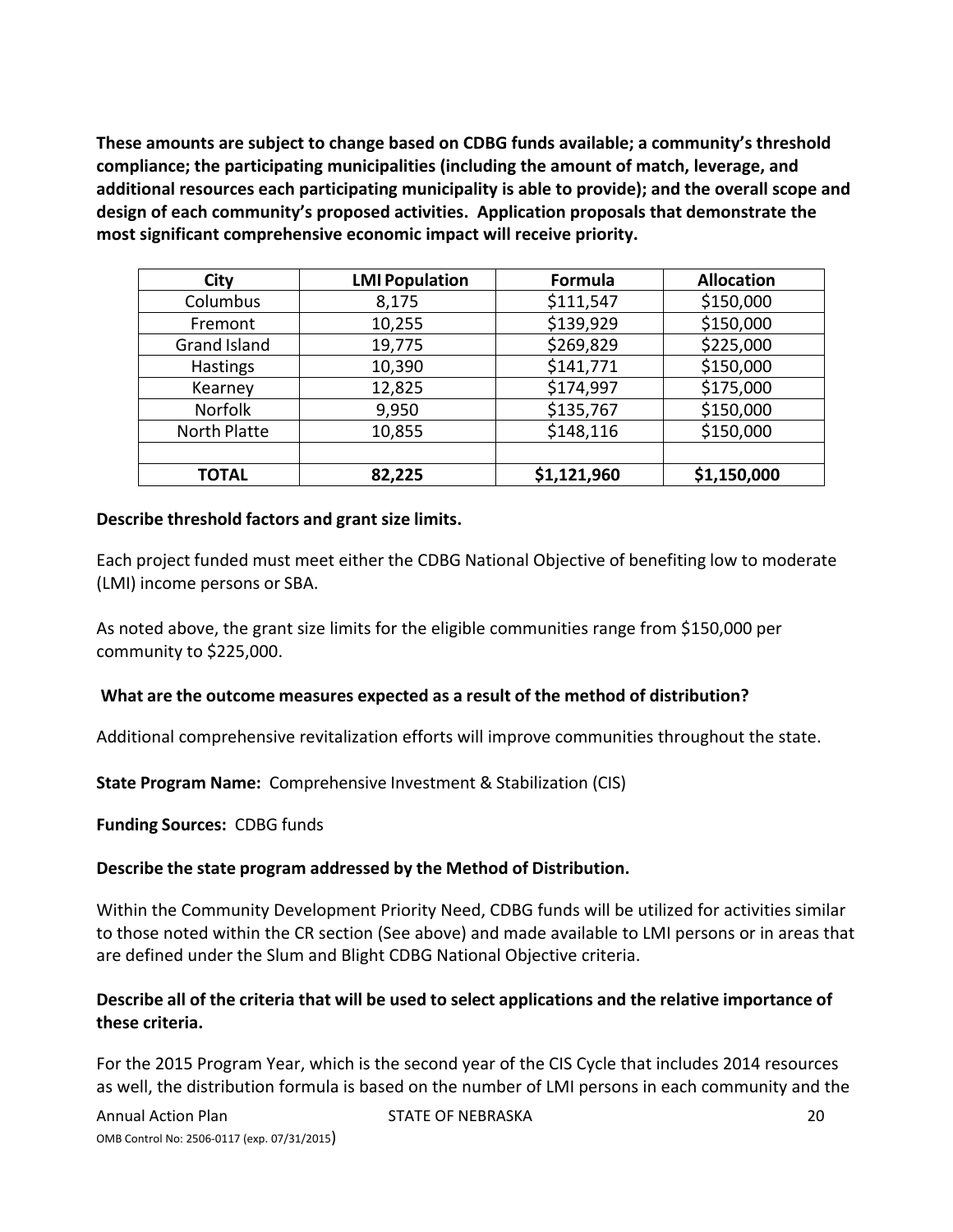**These amounts are subject to change based on CDBG funds available; a community's threshold compliance; the participating municipalities (including the amount of match, leverage, and additional resources each participating municipality is able to provide); and the overall scope and design of each community's proposed activities. Application proposals that demonstrate the most significant comprehensive economic impact will receive priority.**

| City | LMI Population | Formula | Allocation |
|---|---|---|---|
| Columbus | 8,175 | $111,547 | $150,000 |
| Fremont | 10,255 | $139,929 | $150,000 |
| Grand Island | 19,775 | $269,829 | $225,000 |
| Hastings | 10,390 | $141,771 | $150,000 |
| Kearney | 12,825 | $174,997 | $175,000 |
| Norfolk | 9,950 | $135,767 | $150,000 |
| North Platte | 10,855 | $148,116 | $150,000 |
| | | | |
| **TOTAL** | **82,225** | **$1,121,960** | **$1,150,000** |

**Describe threshold factors and grant size limits.**

Each project funded must meet either the CDBG National Objective of benefiting low to moderate (LMI) income persons or SBA.

As noted above, the grant size limits for the eligible communities range from $150,000 per community to $225,000.

**What are the outcome measures expected as a result of the method of distribution?**

Additional comprehensive revitalization efforts will improve communities throughout the state.

**State Program Name:** Comprehensive Investment & Stabilization (CIS)

**Funding Sources:** CDBG funds

**Describe the state program addressed by the Method of Distribution.**

Within the Community Development Priority Need, CDBG funds will be utilized for activities similar to those noted within the CR section (See above) and made available to LMI persons or in areas that are defined under the Slum and Blight CDBG National Objective criteria.

**Describe all of the criteria that will be used to select applications and the relative importance of these criteria.**

For the 2015 Program Year, which is the second year of the CIS Cycle that includes 2014 resources as well, the distribution formula is based on the number of LMI persons in each community and the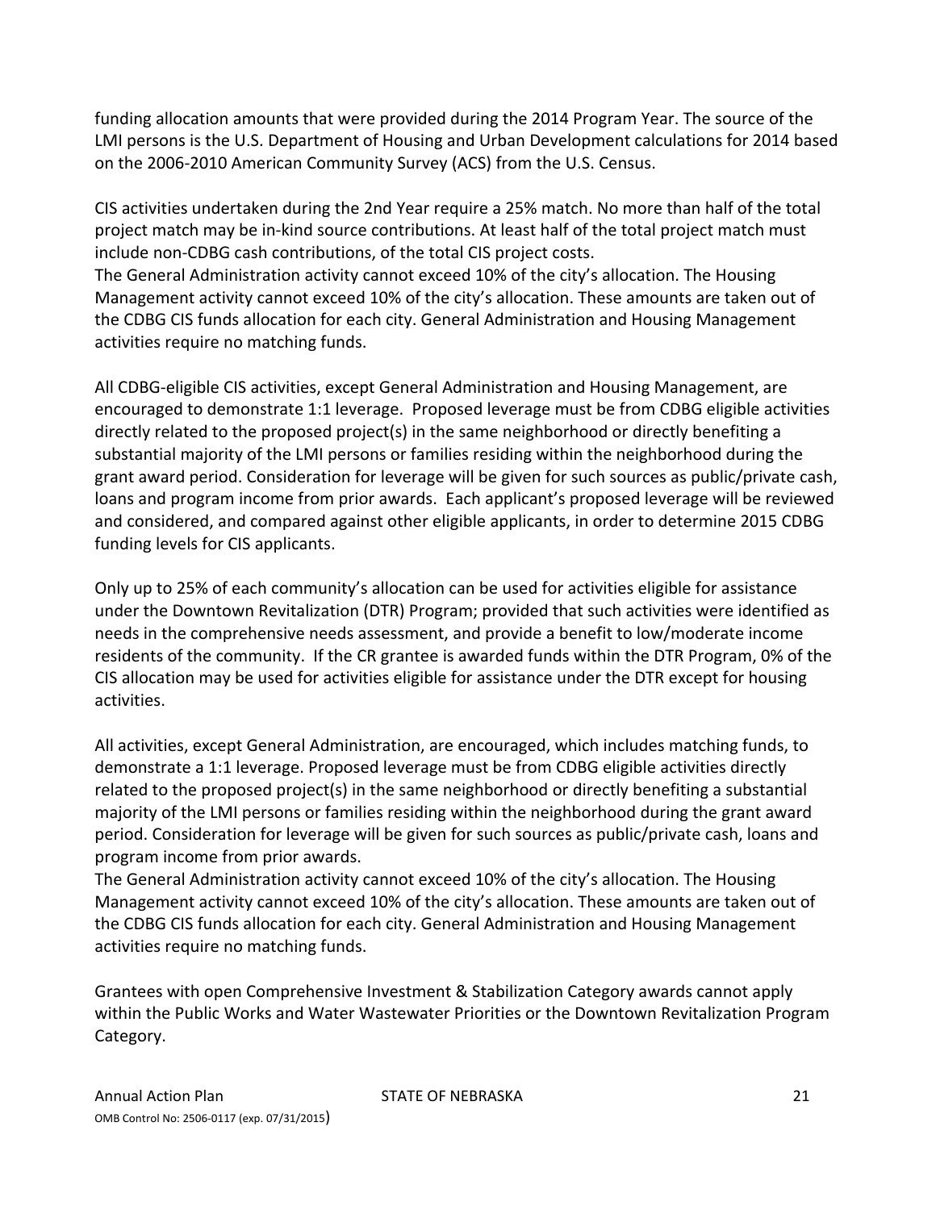funding allocation amounts that were provided during the 2014 Program Year. The source of the LMI persons is the U.S. Department of Housing and Urban Development calculations for 2014 based on the 2006-2010 American Community Survey (ACS) from the U.S. Census.

CIS activities undertaken during the 2nd Year require a 25% match. No more than half of the total project match may be in-kind source contributions. At least half of the total project match must include non-CDBG cash contributions, of the total CIS project costs.
The General Administration activity cannot exceed 10% of the city's allocation. The Housing Management activity cannot exceed 10% of the city's allocation. These amounts are taken out of the CDBG CIS funds allocation for each city. General Administration and Housing Management activities require no matching funds.

All CDBG-eligible CIS activities, except General Administration and Housing Management, are encouraged to demonstrate 1:1 leverage. Proposed leverage must be from CDBG eligible activities directly related to the proposed project(s) in the same neighborhood or directly benefiting a substantial majority of the LMI persons or families residing within the neighborhood during the grant award period. Consideration for leverage will be given for such sources as public/private cash, loans and program income from prior awards. Each applicant's proposed leverage will be reviewed and considered, and compared against other eligible applicants, in order to determine 2015 CDBG funding levels for CIS applicants.

Only up to 25% of each community's allocation can be used for activities eligible for assistance under the Downtown Revitalization (DTR) Program; provided that such activities were identified as needs in the comprehensive needs assessment, and provide a benefit to low/moderate income residents of the community. If the CR grantee is awarded funds within the DTR Program, 0% of the CIS allocation may be used for activities eligible for assistance under the DTR except for housing activities.

All activities, except General Administration, are encouraged, which includes matching funds, to demonstrate a 1:1 leverage. Proposed leverage must be from CDBG eligible activities directly related to the proposed project(s) in the same neighborhood or directly benefiting a substantial majority of the LMI persons or families residing within the neighborhood during the grant award period. Consideration for leverage will be given for such sources as public/private cash, loans and program income from prior awards.
The General Administration activity cannot exceed 10% of the city's allocation. The Housing Management activity cannot exceed 10% of the city's allocation. These amounts are taken out of the CDBG CIS funds allocation for each city. General Administration and Housing Management activities require no matching funds.

Grantees with open Comprehensive Investment & Stabilization Category awards cannot apply within the Public Works and Water Wastewater Priorities or the Downtown Revitalization Program Category.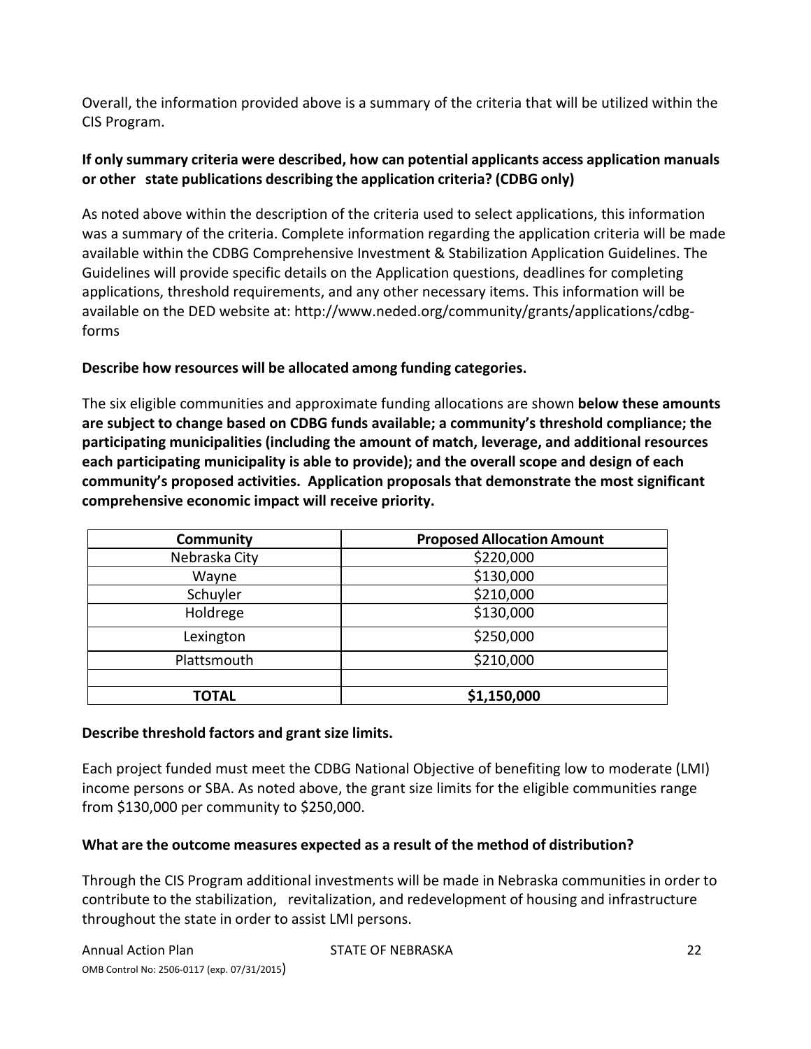Overall, the information provided above is a summary of the criteria that will be utilized within the CIS Program.

**If only summary criteria were described, how can potential applicants access application manuals or other state publications describing the application criteria? (CDBG only)**

As noted above within the description of the criteria used to select applications, this information was a summary of the criteria. Complete information regarding the application criteria will be made available within the CDBG Comprehensive Investment & Stabilization Application Guidelines. The Guidelines will provide specific details on the Application questions, deadlines for completing applications, threshold requirements, and any other necessary items. This information will be available on the DED website at: http://www.neded.org/community/grants/applications/cdbg-forms

**Describe how resources will be allocated among funding categories.**

The six eligible communities and approximate funding allocations are shown **below these amounts are subject to change based on CDBG funds available; a community's threshold compliance; the participating municipalities (including the amount of match, leverage, and additional resources each participating municipality is able to provide); and the overall scope and design of each community's proposed activities. Application proposals that demonstrate the most significant comprehensive economic impact will receive priority.**

| Community | Proposed Allocation Amount |
|---|---|
| Nebraska City | $220,000 |
| Wayne | $130,000 |
| Schuyler | $210,000 |
| Holdrege | $130,000 |
| Lexington | $250,000 |
| Plattsmouth | $210,000 |
| | |
| **TOTAL** | **$1,150,000** |

**Describe threshold factors and grant size limits.**

Each project funded must meet the CDBG National Objective of benefiting low to moderate (LMI) income persons or SBA. As noted above, the grant size limits for the eligible communities range from $130,000 per community to $250,000.

**What are the outcome measures expected as a result of the method of distribution?**

Through the CIS Program additional investments will be made in Nebraska communities in order to contribute to the stabilization, revitalization, and redevelopment of housing and infrastructure throughout the state in order to assist LMI persons.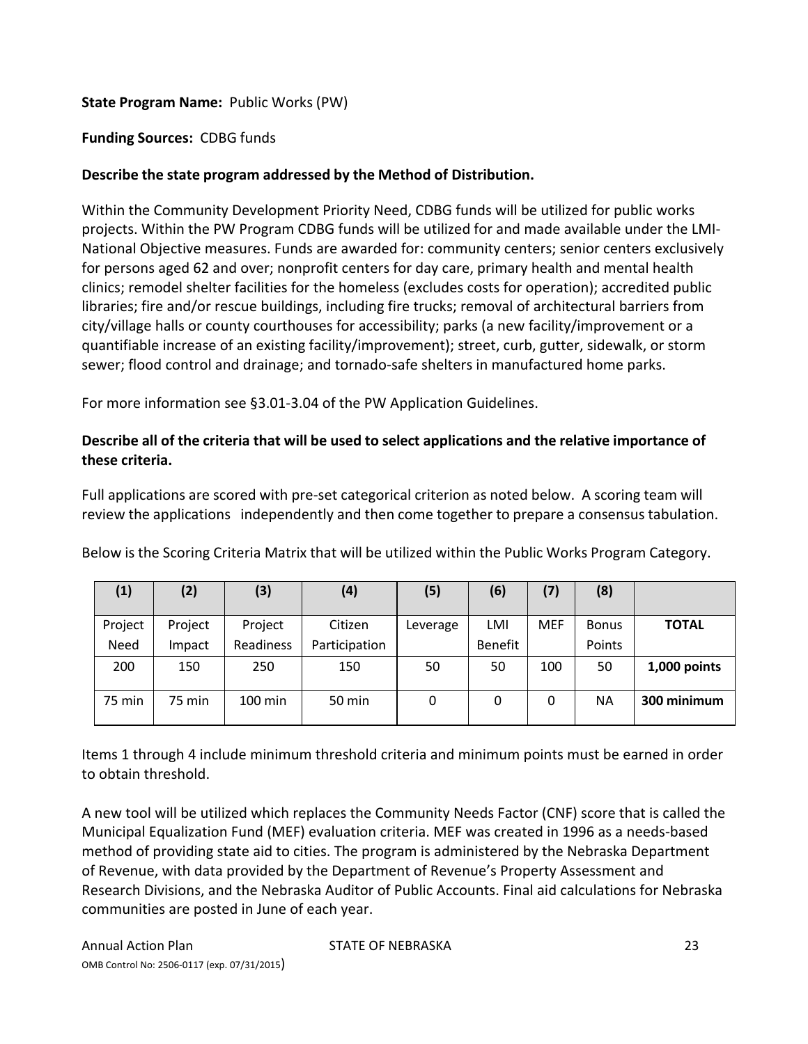**State Program Name:** Public Works (PW)

**Funding Sources:** CDBG funds

**Describe the state program addressed by the Method of Distribution.**

Within the Community Development Priority Need, CDBG funds will be utilized for public works projects. Within the PW Program CDBG funds will be utilized for and made available under the LMI-National Objective measures. Funds are awarded for: community centers; senior centers exclusively for persons aged 62 and over; nonprofit centers for day care, primary health and mental health clinics; remodel shelter facilities for the homeless (excludes costs for operation); accredited public libraries; fire and/or rescue buildings, including fire trucks; removal of architectural barriers from city/village halls or county courthouses for accessibility; parks (a new facility/improvement or a quantifiable increase of an existing facility/improvement); street, curb, gutter, sidewalk, or storm sewer; flood control and drainage; and tornado-safe shelters in manufactured home parks.

For more information see §3.01-3.04 of the PW Application Guidelines.

**Describe all of the criteria that will be used to select applications and the relative importance of these criteria.**

Full applications are scored with pre-set categorical criterion as noted below. A scoring team will review the applications independently and then come together to prepare a consensus tabulation.

Below is the Scoring Criteria Matrix that will be utilized within the Public Works Program Category.

| (1) | (2) | (3) | (4) | (5) | (6) | (7) | (8) | |
|---|---|---|---|---|---|---|---|---|
| Project Need | Project Impact | Project Readiness | Citizen Participation | Leverage | LMI Benefit | MEF | Bonus Points | **TOTAL** |
| 200 | 150 | 250 | 150 | 50 | 50 | 100 | 50 | **1,000 points** |
| 75 min | 75 min | 100 min | 50 min | 0 | 0 | 0 | NA | **300 minimum** |

Items 1 through 4 include minimum threshold criteria and minimum points must be earned in order to obtain threshold.

A new tool will be utilized which replaces the Community Needs Factor (CNF) score that is called the Municipal Equalization Fund (MEF) evaluation criteria. MEF was created in 1996 as a needs-based method of providing state aid to cities. The program is administered by the Nebraska Department of Revenue, with data provided by the Department of Revenue's Property Assessment and Research Divisions, and the Nebraska Auditor of Public Accounts. Final aid calculations for Nebraska communities are posted in June of each year.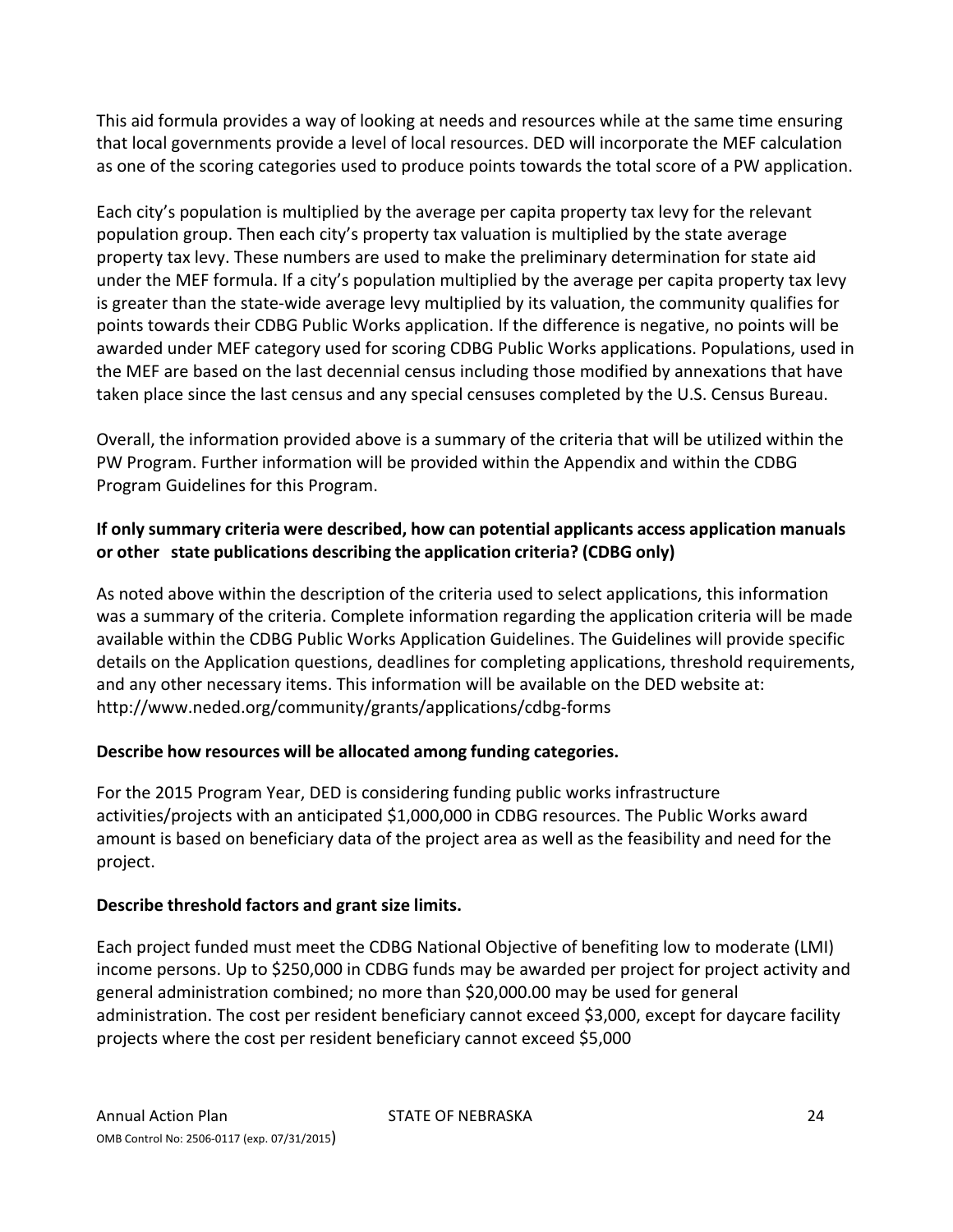This aid formula provides a way of looking at needs and resources while at the same time ensuring that local governments provide a level of local resources. DED will incorporate the MEF calculation as one of the scoring categories used to produce points towards the total score of a PW application.

Each city's population is multiplied by the average per capita property tax levy for the relevant population group. Then each city's property tax valuation is multiplied by the state average property tax levy. These numbers are used to make the preliminary determination for state aid under the MEF formula. If a city's population multiplied by the average per capita property tax levy is greater than the state-wide average levy multiplied by its valuation, the community qualifies for points towards their CDBG Public Works application. If the difference is negative, no points will be awarded under MEF category used for scoring CDBG Public Works applications. Populations, used in the MEF are based on the last decennial census including those modified by annexations that have taken place since the last census and any special censuses completed by the U.S. Census Bureau.

Overall, the information provided above is a summary of the criteria that will be utilized within the PW Program. Further information will be provided within the Appendix and within the CDBG Program Guidelines for this Program.

**If only summary criteria were described, how can potential applicants access application manuals or other state publications describing the application criteria? (CDBG only)**

As noted above within the description of the criteria used to select applications, this information was a summary of the criteria. Complete information regarding the application criteria will be made available within the CDBG Public Works Application Guidelines. The Guidelines will provide specific details on the Application questions, deadlines for completing applications, threshold requirements, and any other necessary items. This information will be available on the DED website at: http://www.neded.org/community/grants/applications/cdbg-forms

**Describe how resources will be allocated among funding categories.**

For the 2015 Program Year, DED is considering funding public works infrastructure activities/projects with an anticipated $1,000,000 in CDBG resources. The Public Works award amount is based on beneficiary data of the project area as well as the feasibility and need for the project.

**Describe threshold factors and grant size limits.**

Each project funded must meet the CDBG National Objective of benefiting low to moderate (LMI) income persons. Up to $250,000 in CDBG funds may be awarded per project for project activity and general administration combined; no more than $20,000.00 may be used for general administration. The cost per resident beneficiary cannot exceed $3,000, except for daycare facility projects where the cost per resident beneficiary cannot exceed $5,000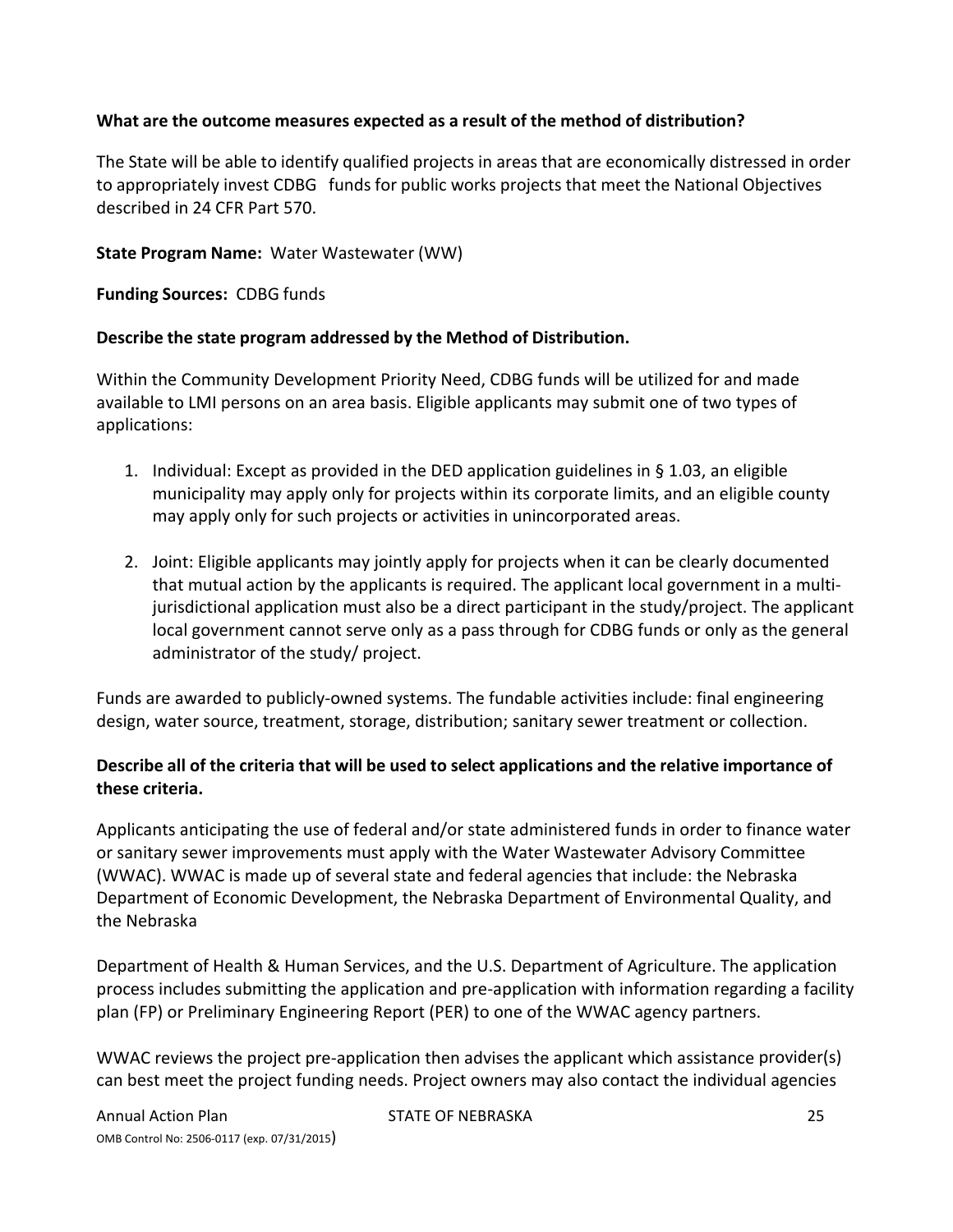**What are the outcome measures expected as a result of the method of distribution?**

The State will be able to identify qualified projects in areas that are economically distressed in order to appropriately invest CDBG funds for public works projects that meet the National Objectives described in 24 CFR Part 570.

**State Program Name:** Water Wastewater (WW)

**Funding Sources:** CDBG funds

**Describe the state program addressed by the Method of Distribution.**

Within the Community Development Priority Need, CDBG funds will be utilized for and made available to LMI persons on an area basis. Eligible applicants may submit one of two types of applications:

1. Individual: Except as provided in the DED application guidelines in § 1.03, an eligible municipality may apply only for projects within its corporate limits, and an eligible county may apply only for such projects or activities in unincorporated areas.
2. Joint: Eligible applicants may jointly apply for projects when it can be clearly documented that mutual action by the applicants is required. The applicant local government in a multi-jurisdictional application must also be a direct participant in the study/project. The applicant local government cannot serve only as a pass through for CDBG funds or only as the general administrator of the study/ project.

Funds are awarded to publicly-owned systems. The fundable activities include: final engineering design, water source, treatment, storage, distribution; sanitary sewer treatment or collection.

**Describe all of the criteria that will be used to select applications and the relative importance of these criteria.**

Applicants anticipating the use of federal and/or state administered funds in order to finance water or sanitary sewer improvements must apply with the Water Wastewater Advisory Committee (WWAC). WWAC is made up of several state and federal agencies that include: the Nebraska Department of Economic Development, the Nebraska Department of Environmental Quality, and the Nebraska

Department of Health & Human Services, and the U.S. Department of Agriculture. The application process includes submitting the application and pre-application with information regarding a facility plan (FP) or Preliminary Engineering Report (PER) to one of the WWAC agency partners.

WWAC reviews the project pre-application then advises the applicant which assistance provider(s) can best meet the project funding needs. Project owners may also contact the individual agencies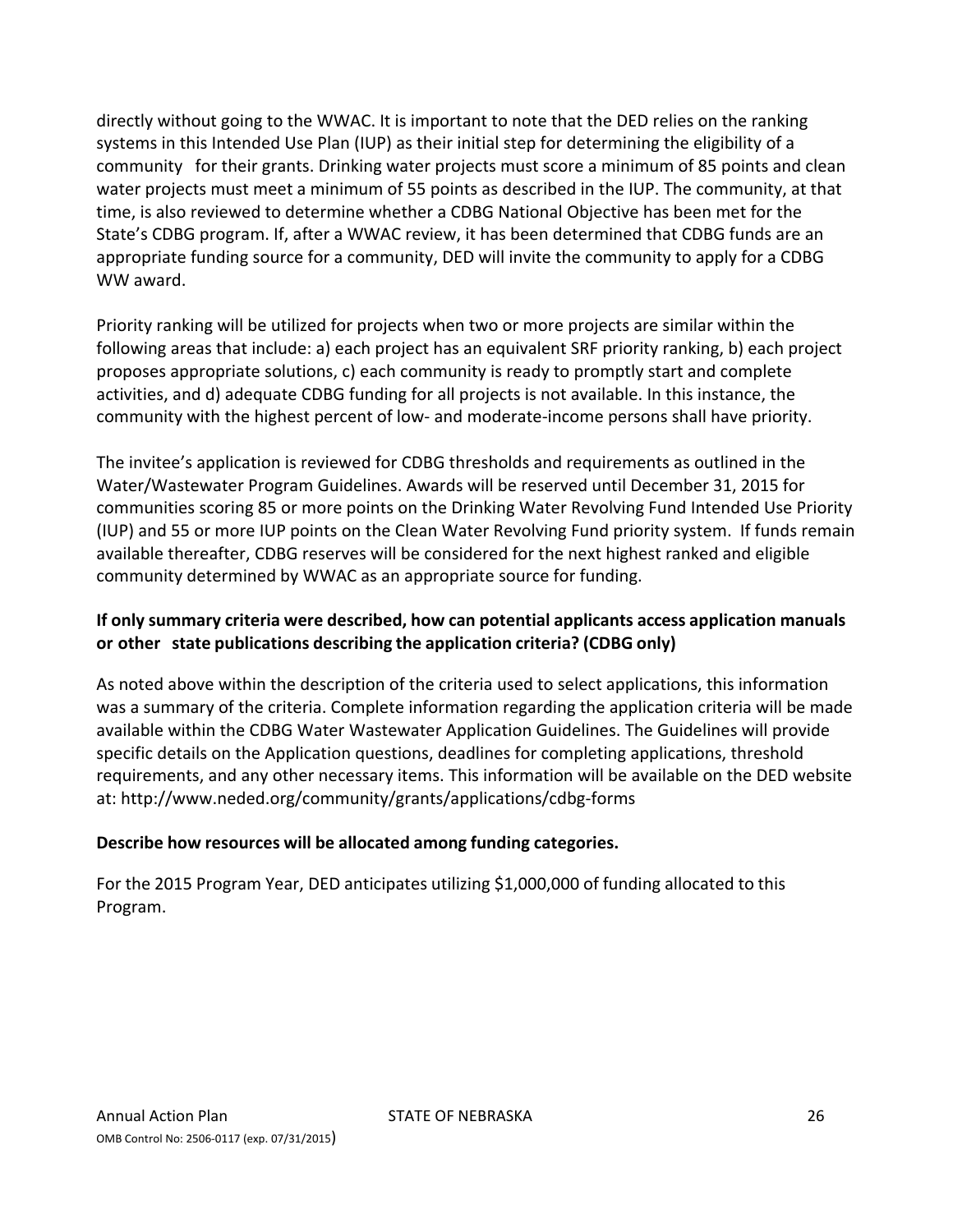directly without going to the WWAC. It is important to note that the DED relies on the ranking systems in this Intended Use Plan (IUP) as their initial step for determining the eligibility of a community for their grants. Drinking water projects must score a minimum of 85 points and clean water projects must meet a minimum of 55 points as described in the IUP. The community, at that time, is also reviewed to determine whether a CDBG National Objective has been met for the State's CDBG program. If, after a WWAC review, it has been determined that CDBG funds are an appropriate funding source for a community, DED will invite the community to apply for a CDBG WW award.

Priority ranking will be utilized for projects when two or more projects are similar within the following areas that include: a) each project has an equivalent SRF priority ranking, b) each project proposes appropriate solutions, c) each community is ready to promptly start and complete activities, and d) adequate CDBG funding for all projects is not available. In this instance, the community with the highest percent of low- and moderate-income persons shall have priority.

The invitee's application is reviewed for CDBG thresholds and requirements as outlined in the Water/Wastewater Program Guidelines. Awards will be reserved until December 31, 2015 for communities scoring 85 or more points on the Drinking Water Revolving Fund Intended Use Priority (IUP) and 55 or more IUP points on the Clean Water Revolving Fund priority system. If funds remain available thereafter, CDBG reserves will be considered for the next highest ranked and eligible community determined by WWAC as an appropriate source for funding.

**If only summary criteria were described, how can potential applicants access application manuals or other state publications describing the application criteria? (CDBG only)**

As noted above within the description of the criteria used to select applications, this information was a summary of the criteria. Complete information regarding the application criteria will be made available within the CDBG Water Wastewater Application Guidelines. The Guidelines will provide specific details on the Application questions, deadlines for completing applications, threshold requirements, and any other necessary items. This information will be available on the DED website at: http://www.neded.org/community/grants/applications/cdbg-forms

**Describe how resources will be allocated among funding categories.**

For the 2015 Program Year, DED anticipates utilizing $1,000,000 of funding allocated to this Program.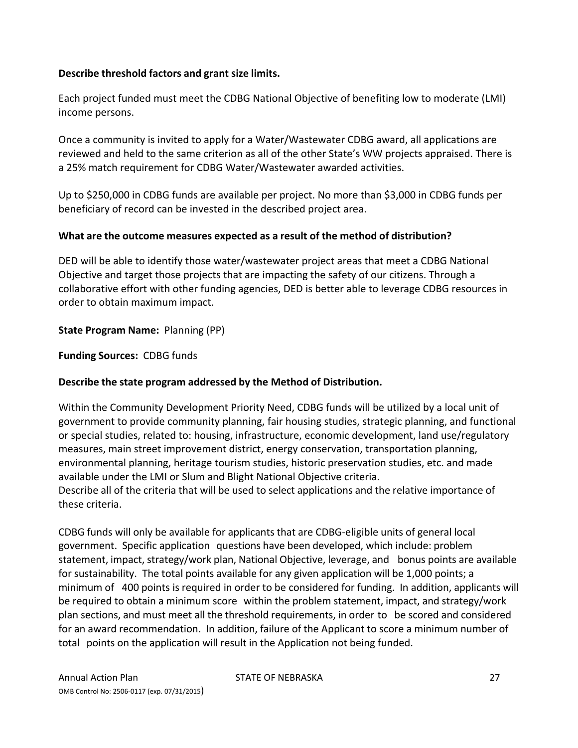**Describe threshold factors and grant size limits.**

Each project funded must meet the CDBG National Objective of benefiting low to moderate (LMI) income persons.

Once a community is invited to apply for a Water/Wastewater CDBG award, all applications are reviewed and held to the same criterion as all of the other State's WW projects appraised. There is a 25% match requirement for CDBG Water/Wastewater awarded activities.

Up to $250,000 in CDBG funds are available per project. No more than $3,000 in CDBG funds per beneficiary of record can be invested in the described project area.

**What are the outcome measures expected as a result of the method of distribution?**

DED will be able to identify those water/wastewater project areas that meet a CDBG National Objective and target those projects that are impacting the safety of our citizens. Through a collaborative effort with other funding agencies, DED is better able to leverage CDBG resources in order to obtain maximum impact.

**State Program Name:** Planning (PP)

**Funding Sources:** CDBG funds

**Describe the state program addressed by the Method of Distribution.**

Within the Community Development Priority Need, CDBG funds will be utilized by a local unit of government to provide community planning, fair housing studies, strategic planning, and functional or special studies, related to: housing, infrastructure, economic development, land use/regulatory measures, main street improvement district, energy conservation, transportation planning, environmental planning, heritage tourism studies, historic preservation studies, etc. and made available under the LMI or Slum and Blight National Objective criteria.
Describe all of the criteria that will be used to select applications and the relative importance of these criteria.

CDBG funds will only be available for applicants that are CDBG-eligible units of general local government. Specific application questions have been developed, which include: problem statement, impact, strategy/work plan, National Objective, leverage, and bonus points are available for sustainability. The total points available for any given application will be 1,000 points; a minimum of 400 points is required in order to be considered for funding. In addition, applicants will be required to obtain a minimum score within the problem statement, impact, and strategy/work plan sections, and must meet all the threshold requirements, in order to be scored and considered for an award recommendation. In addition, failure of the Applicant to score a minimum number of total points on the application will result in the Application not being funded.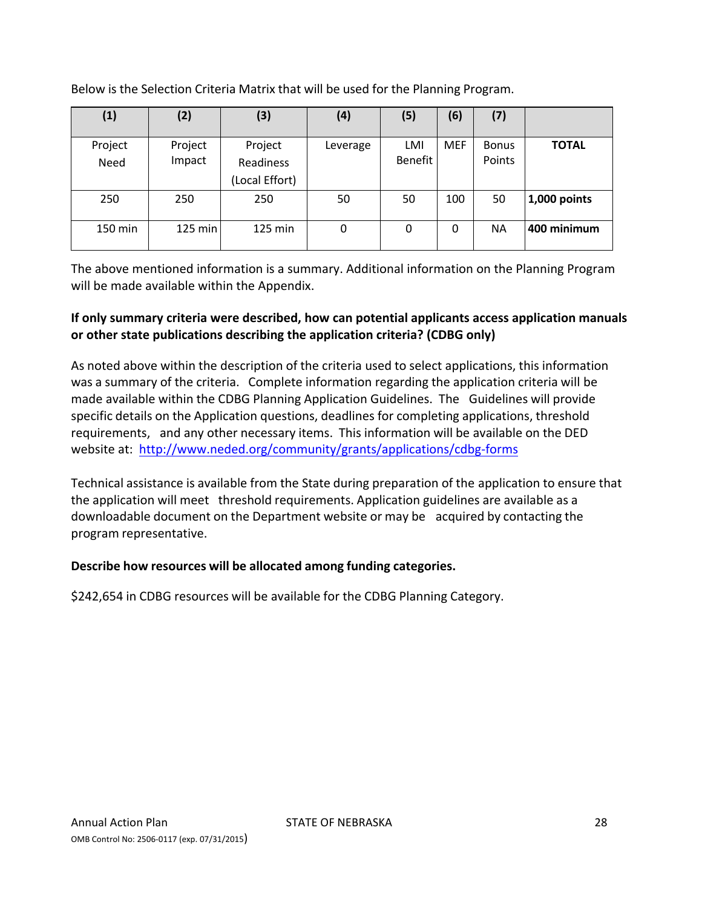Below is the Selection Criteria Matrix that will be used for the Planning Program.

| (1) | (2) | (3) | (4) | (5) | (6) | (7) | |
|---|---|---|---|---|---|---|---|
| Project Need | Project Impact | Project Readiness (Local Effort) | Leverage | LMI Benefit | MEF | Bonus Points | **TOTAL** |
| 250 | 250 | 250 | 50 | 50 | 100 | 50 | **1,000 points** |
| 150 min | 125 min | 125 min | 0 | 0 | 0 | NA | **400 minimum** |

The above mentioned information is a summary. Additional information on the Planning Program will be made available within the Appendix.

**If only summary criteria were described, how can potential applicants access application manuals or other state publications describing the application criteria? (CDBG only)**

As noted above within the description of the criteria used to select applications, this information was a summary of the criteria. Complete information regarding the application criteria will be made available within the CDBG Planning Application Guidelines. The Guidelines will provide specific details on the Application questions, deadlines for completing applications, threshold requirements, and any other necessary items. This information will be available on the DED website at: http://www.neded.org/community/grants/applications/cdbg-forms

Technical assistance is available from the State during preparation of the application to ensure that the application will meet threshold requirements. Application guidelines are available as a downloadable document on the Department website or may be acquired by contacting the program representative.

**Describe how resources will be allocated among funding categories.**

$242,654 in CDBG resources will be available for the CDBG Planning Category.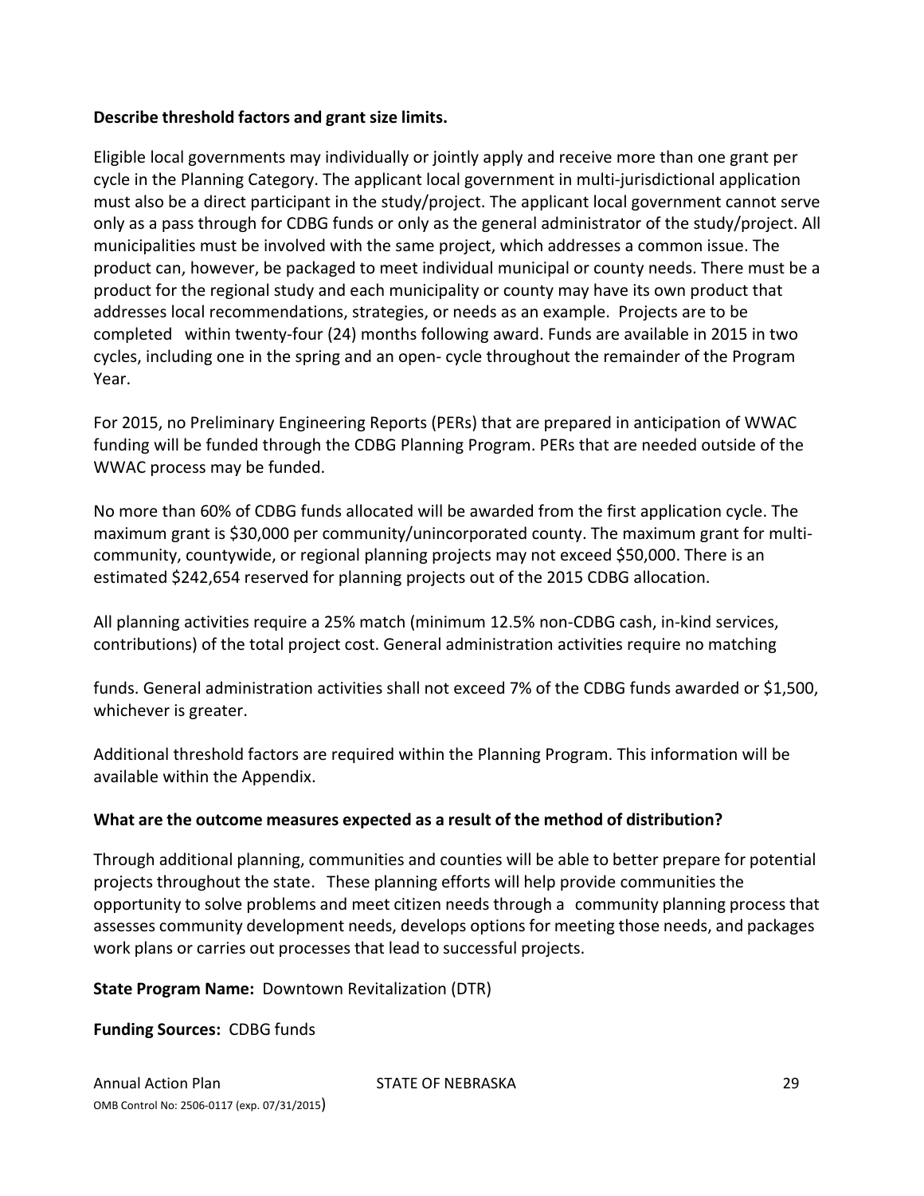**Describe threshold factors and grant size limits.**

Eligible local governments may individually or jointly apply and receive more than one grant per cycle in the Planning Category. The applicant local government in multi-jurisdictional application must also be a direct participant in the study/project. The applicant local government cannot serve only as a pass through for CDBG funds or only as the general administrator of the study/project. All municipalities must be involved with the same project, which addresses a common issue. The product can, however, be packaged to meet individual municipal or county needs. There must be a product for the regional study and each municipality or county may have its own product that addresses local recommendations, strategies, or needs as an example. Projects are to be completed within twenty-four (24) months following award. Funds are available in 2015 in two cycles, including one in the spring and an open- cycle throughout the remainder of the Program Year.

For 2015, no Preliminary Engineering Reports (PERs) that are prepared in anticipation of WWAC funding will be funded through the CDBG Planning Program. PERs that are needed outside of the WWAC process may be funded.

No more than 60% of CDBG funds allocated will be awarded from the first application cycle. The maximum grant is $30,000 per community/unincorporated county. The maximum grant for multi-community, countywide, or regional planning projects may not exceed $50,000. There is an estimated $242,654 reserved for planning projects out of the 2015 CDBG allocation.

All planning activities require a 25% match (minimum 12.5% non-CDBG cash, in-kind services, contributions) of the total project cost. General administration activities require no matching funds. General administration activities shall not exceed 7% of the CDBG funds awarded or $1,500, whichever is greater.

Additional threshold factors are required within the Planning Program. This information will be available within the Appendix.

**What are the outcome measures expected as a result of the method of distribution?**

Through additional planning, communities and counties will be able to better prepare for potential projects throughout the state. These planning efforts will help provide communities the opportunity to solve problems and meet citizen needs through a community planning process that assesses community development needs, develops options for meeting those needs, and packages work plans or carries out processes that lead to successful projects.

**State Program Name:** Downtown Revitalization (DTR)

**Funding Sources:** CDBG funds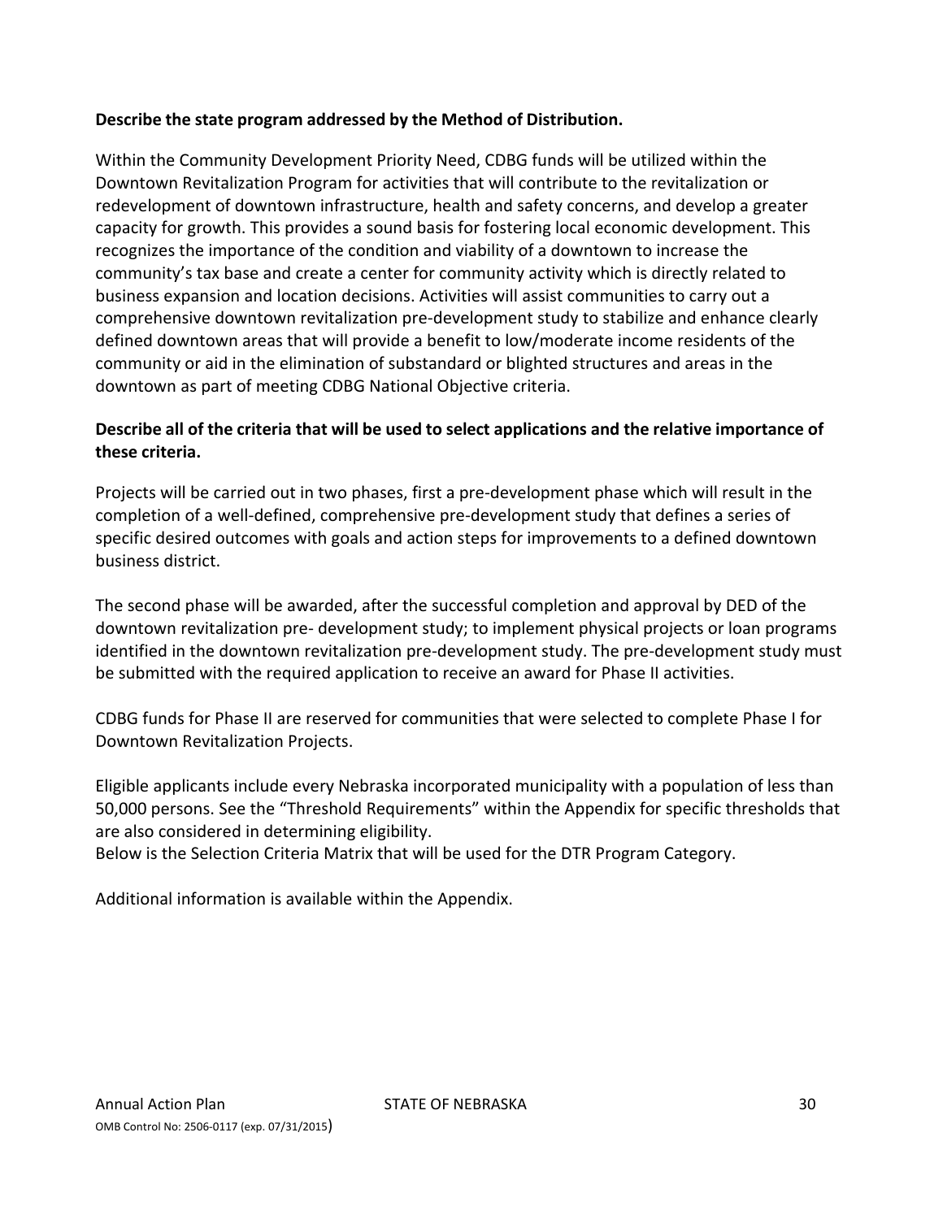**Describe the state program addressed by the Method of Distribution.**

Within the Community Development Priority Need, CDBG funds will be utilized within the Downtown Revitalization Program for activities that will contribute to the revitalization or redevelopment of downtown infrastructure, health and safety concerns, and develop a greater capacity for growth. This provides a sound basis for fostering local economic development. This recognizes the importance of the condition and viability of a downtown to increase the community's tax base and create a center for community activity which is directly related to business expansion and location decisions. Activities will assist communities to carry out a comprehensive downtown revitalization pre-development study to stabilize and enhance clearly defined downtown areas that will provide a benefit to low/moderate income residents of the community or aid in the elimination of substandard or blighted structures and areas in the downtown as part of meeting CDBG National Objective criteria.

**Describe all of the criteria that will be used to select applications and the relative importance of these criteria.**

Projects will be carried out in two phases, first a pre-development phase which will result in the completion of a well-defined, comprehensive pre-development study that defines a series of specific desired outcomes with goals and action steps for improvements to a defined downtown business district.

The second phase will be awarded, after the successful completion and approval by DED of the downtown revitalization pre- development study; to implement physical projects or loan programs identified in the downtown revitalization pre-development study. The pre-development study must be submitted with the required application to receive an award for Phase II activities.

CDBG funds for Phase II are reserved for communities that were selected to complete Phase I for Downtown Revitalization Projects.

Eligible applicants include every Nebraska incorporated municipality with a population of less than 50,000 persons. See the "Threshold Requirements" within the Appendix for specific thresholds that are also considered in determining eligibility.
Below is the Selection Criteria Matrix that will be used for the DTR Program Category.

Additional information is available within the Appendix.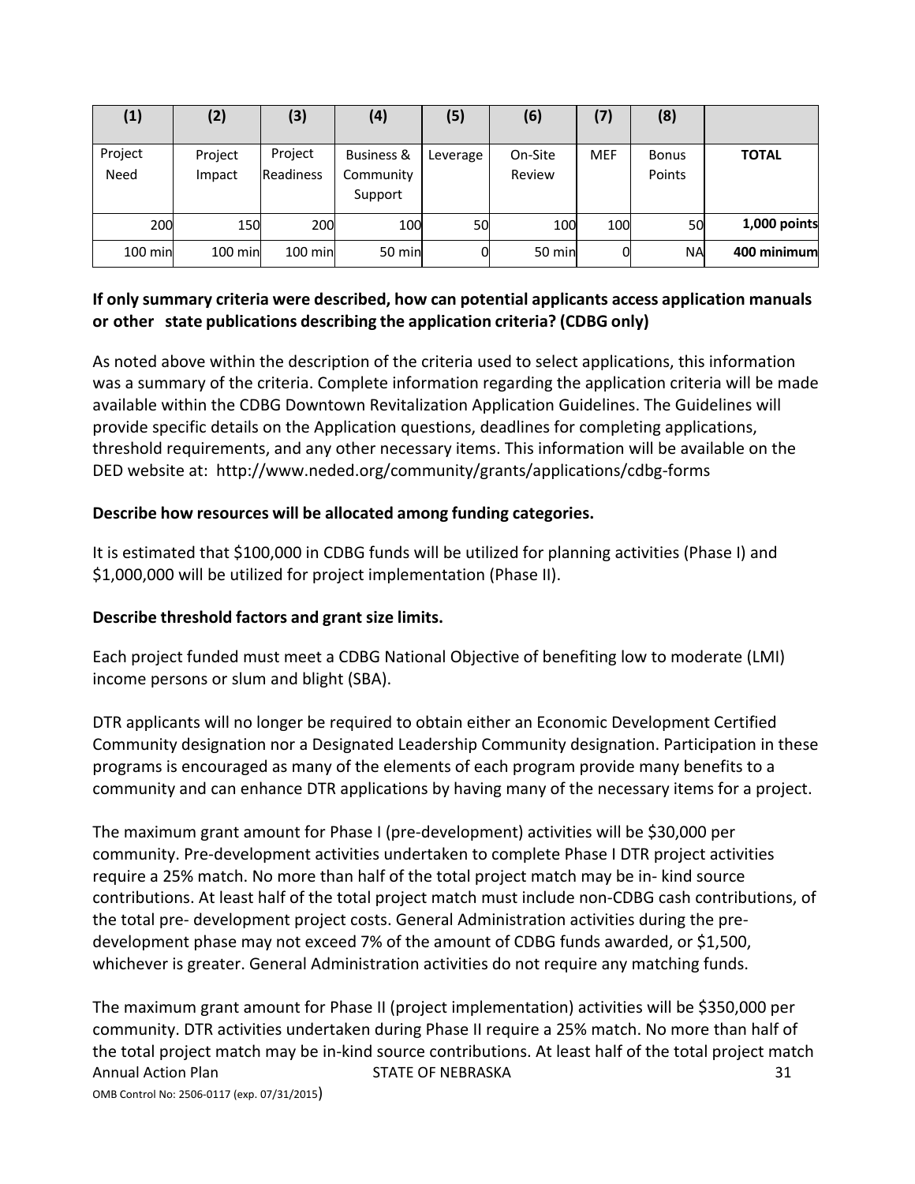| (1) | (2) | (3) | (4) | (5) | (6) | (7) | (8) | |
|---|---|---|---|---|---|---|---|---|
| Project Need | Project Impact | Project Readiness | Business & Community Support | Leverage | On-Site Review | MEF | Bonus Points | **TOTAL** |
| 200 | 150 | 200 | 100 | 50 | 100 | 100 | 50 | **1,000 points** |
| 100 min | 100 min | 100 min | 50 min | 0 | 50 min | 0 | NA | **400 minimum** |

**If only summary criteria were described, how can potential applicants access application manuals or other state publications describing the application criteria? (CDBG only)**

As noted above within the description of the criteria used to select applications, this information was a summary of the criteria. Complete information regarding the application criteria will be made available within the CDBG Downtown Revitalization Application Guidelines. The Guidelines will provide specific details on the Application questions, deadlines for completing applications, threshold requirements, and any other necessary items. This information will be available on the DED website at: http://www.neded.org/community/grants/applications/cdbg-forms

**Describe how resources will be allocated among funding categories.**

It is estimated that $100,000 in CDBG funds will be utilized for planning activities (Phase I) and $1,000,000 will be utilized for project implementation (Phase II).

**Describe threshold factors and grant size limits.**

Each project funded must meet a CDBG National Objective of benefiting low to moderate (LMI) income persons or slum and blight (SBA).

DTR applicants will no longer be required to obtain either an Economic Development Certified Community designation nor a Designated Leadership Community designation. Participation in these programs is encouraged as many of the elements of each program provide many benefits to a community and can enhance DTR applications by having many of the necessary items for a project.

The maximum grant amount for Phase I (pre-development) activities will be $30,000 per community. Pre-development activities undertaken to complete Phase I DTR project activities require a 25% match. No more than half of the total project match may be in- kind source contributions. At least half of the total project match must include non-CDBG cash contributions, of the total pre- development project costs. General Administration activities during the pre-development phase may not exceed 7% of the amount of CDBG funds awarded, or $1,500, whichever is greater. General Administration activities do not require any matching funds.

The maximum grant amount for Phase II (project implementation) activities will be $350,000 per community. DTR activities undertaken during Phase II require a 25% match. No more than half of the total project match may be in-kind source contributions. At least half of the total project match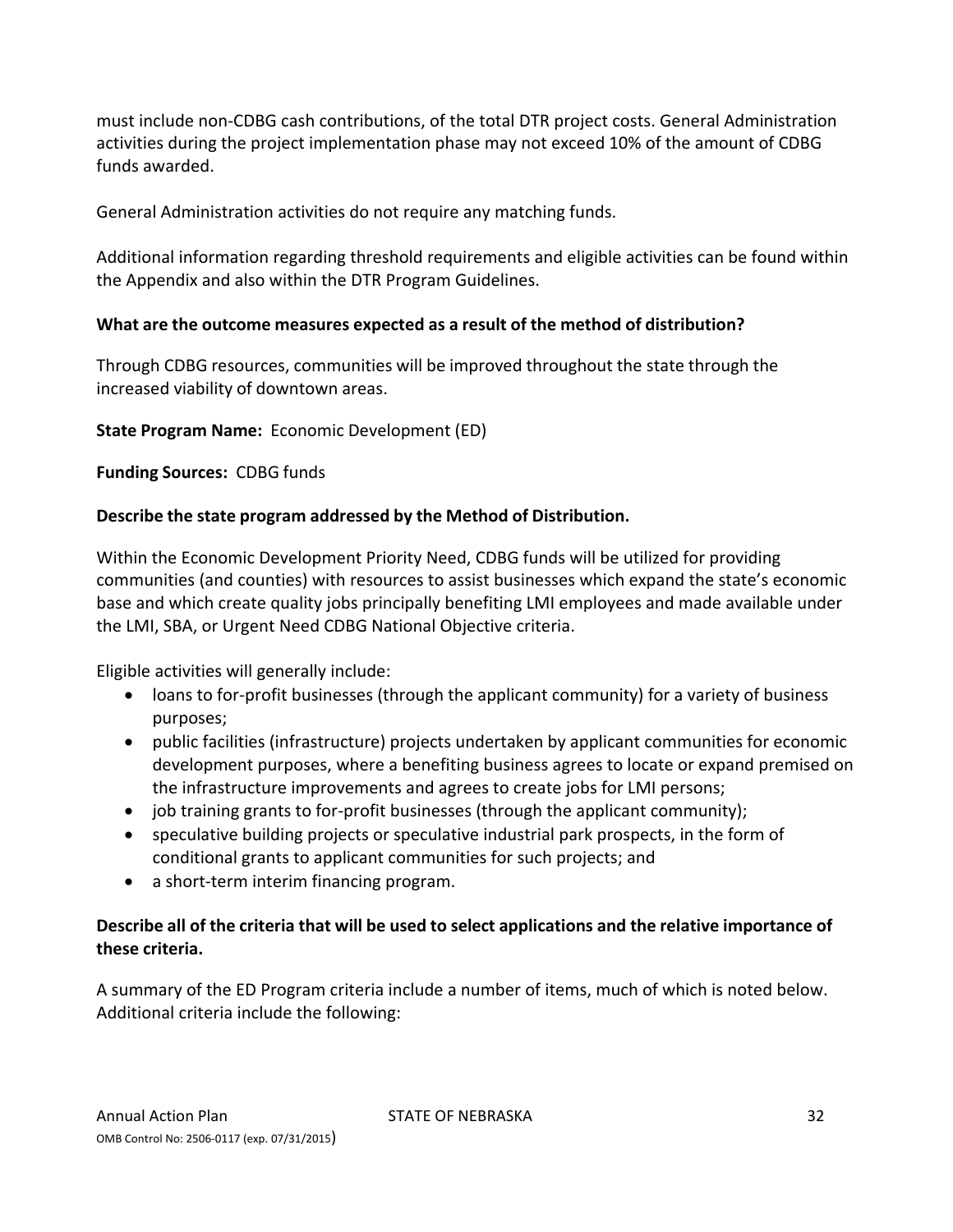must include non-CDBG cash contributions, of the total DTR project costs. General Administration activities during the project implementation phase may not exceed 10% of the amount of CDBG funds awarded.

General Administration activities do not require any matching funds.

Additional information regarding threshold requirements and eligible activities can be found within the Appendix and also within the DTR Program Guidelines.

**What are the outcome measures expected as a result of the method of distribution?**

Through CDBG resources, communities will be improved throughout the state through the increased viability of downtown areas.

**State Program Name:** Economic Development (ED)

**Funding Sources:** CDBG funds

**Describe the state program addressed by the Method of Distribution.**

Within the Economic Development Priority Need, CDBG funds will be utilized for providing communities (and counties) with resources to assist businesses which expand the state's economic base and which create quality jobs principally benefiting LMI employees and made available under the LMI, SBA, or Urgent Need CDBG National Objective criteria.

Eligible activities will generally include:

- loans to for-profit businesses (through the applicant community) for a variety of business purposes;
- public facilities (infrastructure) projects undertaken by applicant communities for economic development purposes, where a benefiting business agrees to locate or expand premised on the infrastructure improvements and agrees to create jobs for LMI persons;
- job training grants to for-profit businesses (through the applicant community);
- speculative building projects or speculative industrial park prospects, in the form of conditional grants to applicant communities for such projects; and
- a short-term interim financing program.

**Describe all of the criteria that will be used to select applications and the relative importance of these criteria.**

A summary of the ED Program criteria include a number of items, much of which is noted below. Additional criteria include the following: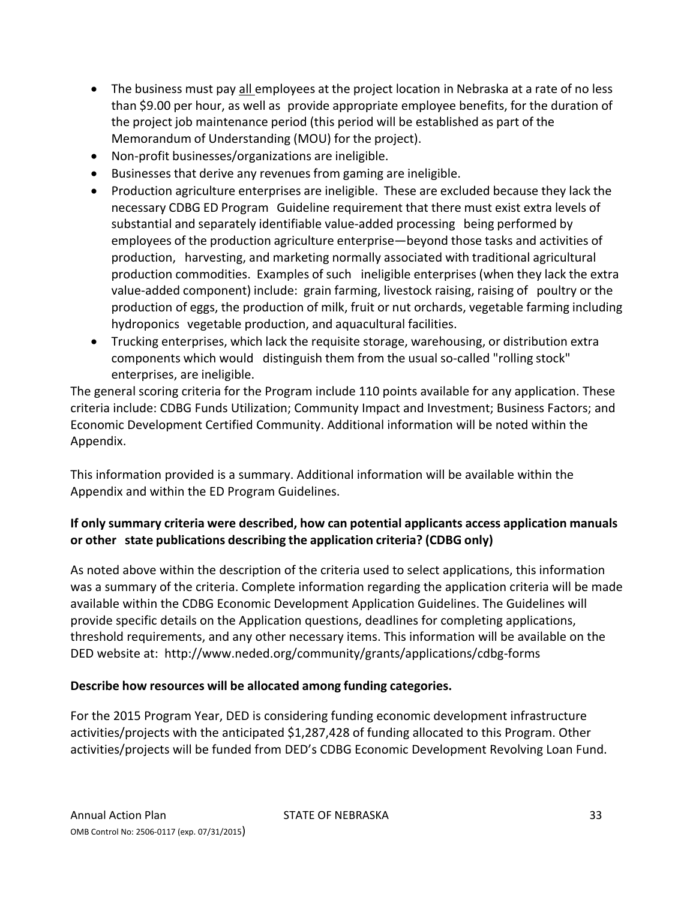- The business must pay all employees at the project location in Nebraska at a rate of no less than $9.00 per hour, as well as provide appropriate employee benefits, for the duration of the project job maintenance period (this period will be established as part of the Memorandum of Understanding (MOU) for the project).
- Non-profit businesses/organizations are ineligible.
- Businesses that derive any revenues from gaming are ineligible.
- Production agriculture enterprises are ineligible. These are excluded because they lack the necessary CDBG ED Program Guideline requirement that there must exist extra levels of substantial and separately identifiable value-added processing being performed by employees of the production agriculture enterprise—beyond those tasks and activities of production, harvesting, and marketing normally associated with traditional agricultural production commodities. Examples of such ineligible enterprises (when they lack the extra value-added component) include: grain farming, livestock raising, raising of poultry or the production of eggs, the production of milk, fruit or nut orchards, vegetable farming including hydroponics vegetable production, and aquacultural facilities.
- Trucking enterprises, which lack the requisite storage, warehousing, or distribution extra components which would distinguish them from the usual so-called "rolling stock" enterprises, are ineligible.

The general scoring criteria for the Program include 110 points available for any application. These criteria include: CDBG Funds Utilization; Community Impact and Investment; Business Factors; and Economic Development Certified Community. Additional information will be noted within the Appendix.

This information provided is a summary. Additional information will be available within the Appendix and within the ED Program Guidelines.

**If only summary criteria were described, how can potential applicants access application manuals or other state publications describing the application criteria? (CDBG only)**

As noted above within the description of the criteria used to select applications, this information was a summary of the criteria. Complete information regarding the application criteria will be made available within the CDBG Economic Development Application Guidelines. The Guidelines will provide specific details on the Application questions, deadlines for completing applications, threshold requirements, and any other necessary items. This information will be available on the DED website at: http://www.neded.org/community/grants/applications/cdbg-forms

**Describe how resources will be allocated among funding categories.**

For the 2015 Program Year, DED is considering funding economic development infrastructure activities/projects with the anticipated $1,287,428 of funding allocated to this Program. Other activities/projects will be funded from DED's CDBG Economic Development Revolving Loan Fund.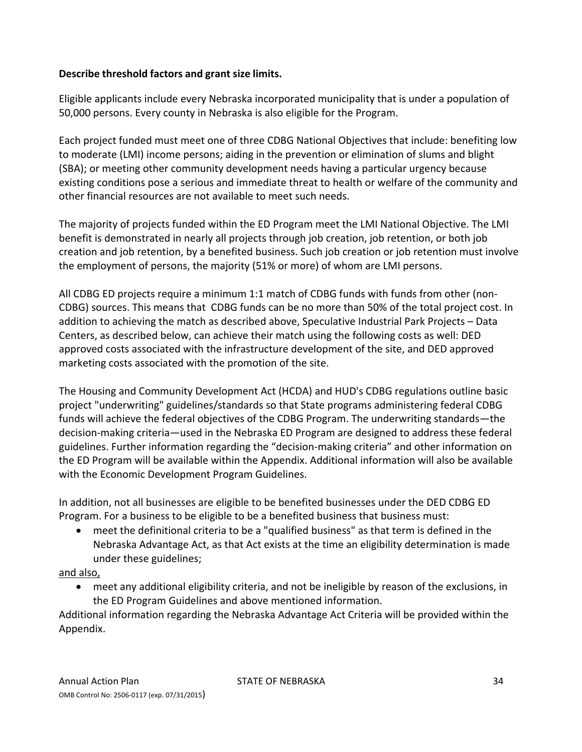**Describe threshold factors and grant size limits.**

Eligible applicants include every Nebraska incorporated municipality that is under a population of 50,000 persons. Every county in Nebraska is also eligible for the Program.

Each project funded must meet one of three CDBG National Objectives that include: benefiting low to moderate (LMI) income persons; aiding in the prevention or elimination of slums and blight (SBA); or meeting other community development needs having a particular urgency because existing conditions pose a serious and immediate threat to health or welfare of the community and other financial resources are not available to meet such needs.

The majority of projects funded within the ED Program meet the LMI National Objective. The LMI benefit is demonstrated in nearly all projects through job creation, job retention, or both job creation and job retention, by a benefited business. Such job creation or job retention must involve the employment of persons, the majority (51% or more) of whom are LMI persons.

All CDBG ED projects require a minimum 1:1 match of CDBG funds with funds from other (non-CDBG) sources. This means that CDBG funds can be no more than 50% of the total project cost. In addition to achieving the match as described above, Speculative Industrial Park Projects – Data Centers, as described below, can achieve their match using the following costs as well: DED approved costs associated with the infrastructure development of the site, and DED approved marketing costs associated with the promotion of the site.

The Housing and Community Development Act (HCDA) and HUD's CDBG regulations outline basic project "underwriting" guidelines/standards so that State programs administering federal CDBG funds will achieve the federal objectives of the CDBG Program. The underwriting standards—the decision-making criteria—used in the Nebraska ED Program are designed to address these federal guidelines. Further information regarding the "decision-making criteria" and other information on the ED Program will be available within the Appendix. Additional information will also be available with the Economic Development Program Guidelines.

In addition, not all businesses are eligible to be benefited businesses under the DED CDBG ED Program. For a business to be eligible to be a benefited business that business must:

- meet the definitional criteria to be a "qualified business" as that term is defined in the Nebraska Advantage Act, as that Act exists at the time an eligibility determination is made under these guidelines;

and also,

- meet any additional eligibility criteria, and not be ineligible by reason of the exclusions, in the ED Program Guidelines and above mentioned information.

Additional information regarding the Nebraska Advantage Act Criteria will be provided within the Appendix.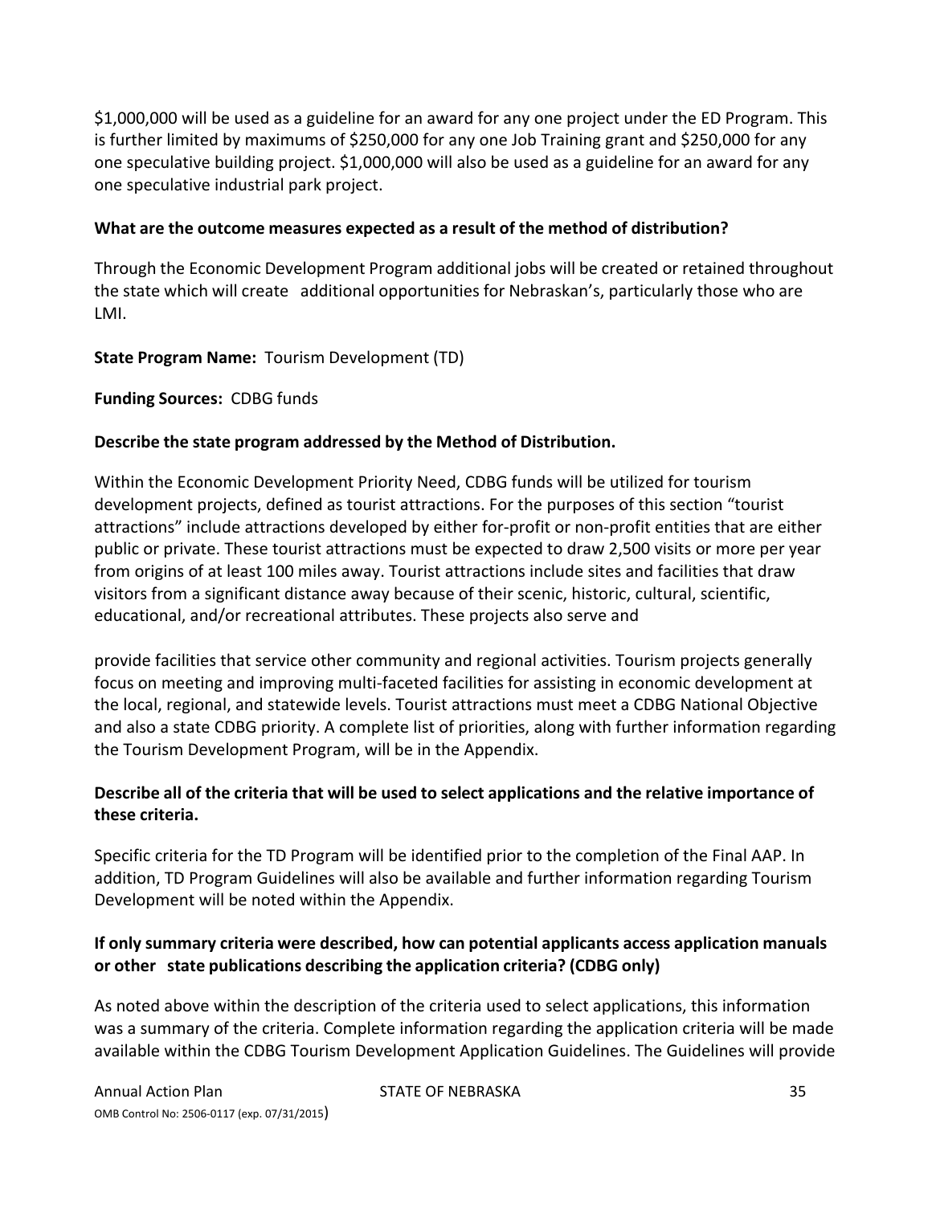$1,000,000 will be used as a guideline for an award for any one project under the ED Program. This is further limited by maximums of $250,000 for any one Job Training grant and $250,000 for any one speculative building project. $1,000,000 will also be used as a guideline for an award for any one speculative industrial park project.

**What are the outcome measures expected as a result of the method of distribution?**

Through the Economic Development Program additional jobs will be created or retained throughout the state which will create additional opportunities for Nebraskan's, particularly those who are LMI.

**State Program Name:** Tourism Development (TD)

**Funding Sources:** CDBG funds

**Describe the state program addressed by the Method of Distribution.**

Within the Economic Development Priority Need, CDBG funds will be utilized for tourism development projects, defined as tourist attractions. For the purposes of this section "tourist attractions" include attractions developed by either for-profit or non-profit entities that are either public or private. These tourist attractions must be expected to draw 2,500 visits or more per year from origins of at least 100 miles away. Tourist attractions include sites and facilities that draw visitors from a significant distance away because of their scenic, historic, cultural, scientific, educational, and/or recreational attributes. These projects also serve and

provide facilities that service other community and regional activities. Tourism projects generally focus on meeting and improving multi-faceted facilities for assisting in economic development at the local, regional, and statewide levels. Tourist attractions must meet a CDBG National Objective and also a state CDBG priority. A complete list of priorities, along with further information regarding the Tourism Development Program, will be in the Appendix.

**Describe all of the criteria that will be used to select applications and the relative importance of these criteria.**

Specific criteria for the TD Program will be identified prior to the completion of the Final AAP. In addition, TD Program Guidelines will also be available and further information regarding Tourism Development will be noted within the Appendix.

**If only summary criteria were described, how can potential applicants access application manuals or other state publications describing the application criteria? (CDBG only)**

As noted above within the description of the criteria used to select applications, this information was a summary of the criteria. Complete information regarding the application criteria will be made available within the CDBG Tourism Development Application Guidelines. The Guidelines will provide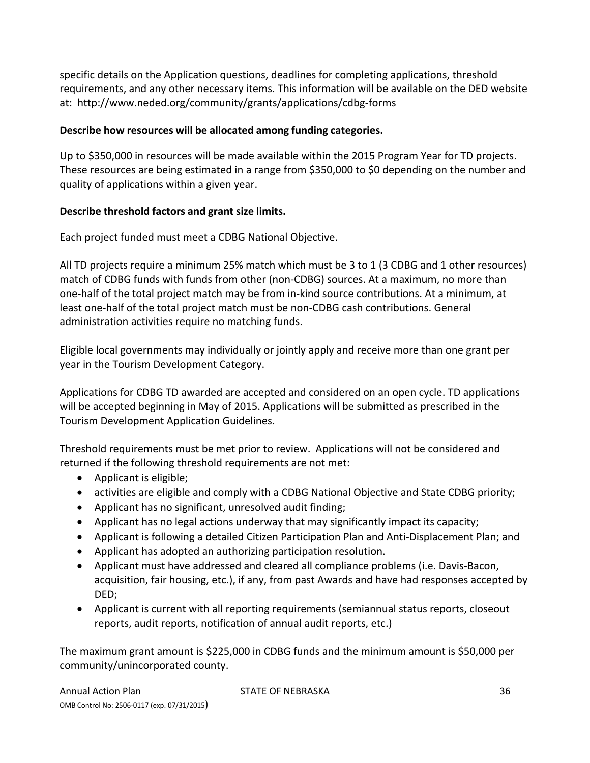specific details on the Application questions, deadlines for completing applications, threshold requirements, and any other necessary items. This information will be available on the DED website at: http://www.neded.org/community/grants/applications/cdbg-forms

**Describe how resources will be allocated among funding categories.**

Up to $350,000 in resources will be made available within the 2015 Program Year for TD projects. These resources are being estimated in a range from $350,000 to $0 depending on the number and quality of applications within a given year.

**Describe threshold factors and grant size limits.**

Each project funded must meet a CDBG National Objective.

All TD projects require a minimum 25% match which must be 3 to 1 (3 CDBG and 1 other resources) match of CDBG funds with funds from other (non-CDBG) sources. At a maximum, no more than one-half of the total project match may be from in-kind source contributions. At a minimum, at least one-half of the total project match must be non-CDBG cash contributions. General administration activities require no matching funds.

Eligible local governments may individually or jointly apply and receive more than one grant per year in the Tourism Development Category.

Applications for CDBG TD awarded are accepted and considered on an open cycle. TD applications will be accepted beginning in May of 2015. Applications will be submitted as prescribed in the Tourism Development Application Guidelines.

Threshold requirements must be met prior to review. Applications will not be considered and returned if the following threshold requirements are not met:

- Applicant is eligible;
- activities are eligible and comply with a CDBG National Objective and State CDBG priority;
- Applicant has no significant, unresolved audit finding;
- Applicant has no legal actions underway that may significantly impact its capacity;
- Applicant is following a detailed Citizen Participation Plan and Anti-Displacement Plan; and
- Applicant has adopted an authorizing participation resolution.
- Applicant must have addressed and cleared all compliance problems (i.e. Davis-Bacon, acquisition, fair housing, etc.), if any, from past Awards and have had responses accepted by DED;
- Applicant is current with all reporting requirements (semiannual status reports, closeout reports, audit reports, notification of annual audit reports, etc.)

The maximum grant amount is $225,000 in CDBG funds and the minimum amount is $50,000 per community/unincorporated county.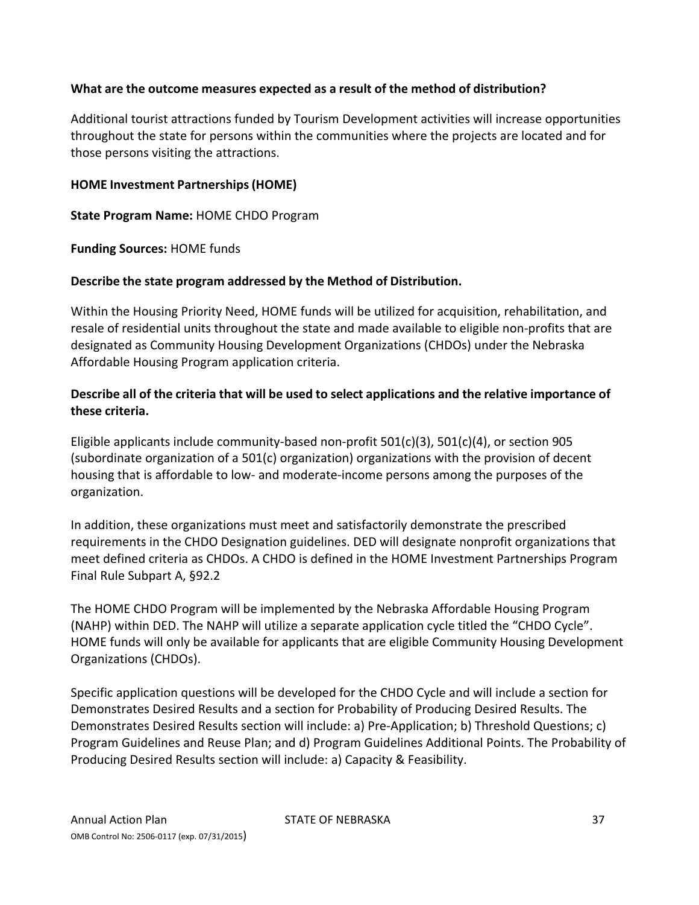**What are the outcome measures expected as a result of the method of distribution?**

Additional tourist attractions funded by Tourism Development activities will increase opportunities throughout the state for persons within the communities where the projects are located and for those persons visiting the attractions.

**HOME Investment Partnerships (HOME)**

**State Program Name:** HOME CHDO Program

**Funding Sources:** HOME funds

**Describe the state program addressed by the Method of Distribution.**

Within the Housing Priority Need, HOME funds will be utilized for acquisition, rehabilitation, and resale of residential units throughout the state and made available to eligible non-profits that are designated as Community Housing Development Organizations (CHDOs) under the Nebraska Affordable Housing Program application criteria.

**Describe all of the criteria that will be used to select applications and the relative importance of these criteria.**

Eligible applicants include community-based non-profit 501(c)(3), 501(c)(4), or section 905 (subordinate organization of a 501(c) organization) organizations with the provision of decent housing that is affordable to low- and moderate-income persons among the purposes of the organization.

In addition, these organizations must meet and satisfactorily demonstrate the prescribed requirements in the CHDO Designation guidelines. DED will designate nonprofit organizations that meet defined criteria as CHDOs. A CHDO is defined in the HOME Investment Partnerships Program Final Rule Subpart A, §92.2

The HOME CHDO Program will be implemented by the Nebraska Affordable Housing Program (NAHP) within DED. The NAHP will utilize a separate application cycle titled the "CHDO Cycle". HOME funds will only be available for applicants that are eligible Community Housing Development Organizations (CHDOs).

Specific application questions will be developed for the CHDO Cycle and will include a section for Demonstrates Desired Results and a section for Probability of Producing Desired Results. The Demonstrates Desired Results section will include: a) Pre-Application; b) Threshold Questions; c) Program Guidelines and Reuse Plan; and d) Program Guidelines Additional Points. The Probability of Producing Desired Results section will include: a) Capacity & Feasibility.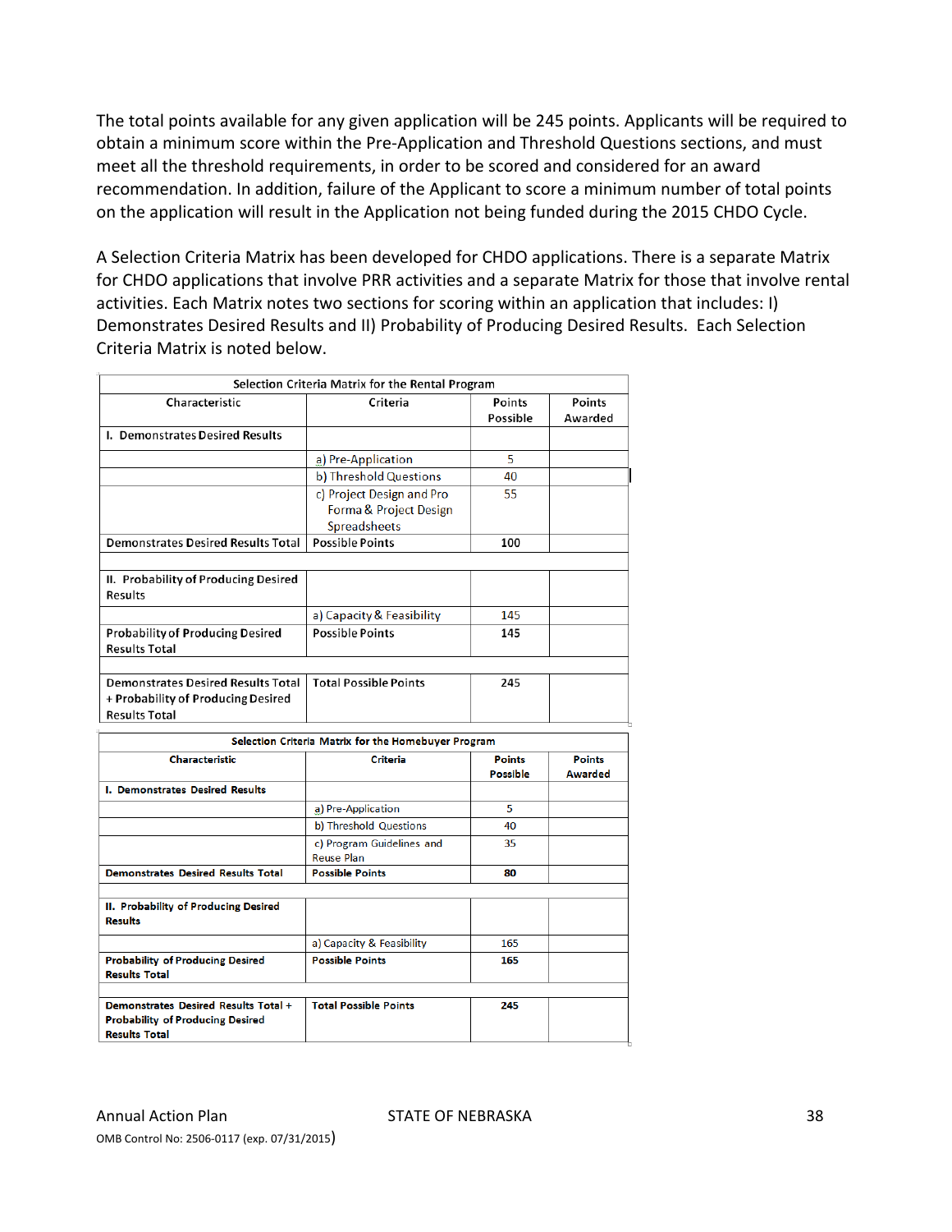The total points available for any given application will be 245 points. Applicants will be required to obtain a minimum score within the Pre-Application and Threshold Questions sections, and must meet all the threshold requirements, in order to be scored and considered for an award recommendation. In addition, failure of the Applicant to score a minimum number of total points on the application will result in the Application not being funded during the 2015 CHDO Cycle.

A Selection Criteria Matrix has been developed for CHDO applications. There is a separate Matrix for CHDO applications that involve PRR activities and a separate Matrix for those that involve rental activities. Each Matrix notes two sections for scoring within an application that includes: I) Demonstrates Desired Results and II) Probability of Producing Desired Results. Each Selection Criteria Matrix is noted below.

| Selection Criteria Matrix for the Rental Program | | | |
|---|---|---|---|
| **Characteristic** | **Criteria** | **Points Possible** | **Points Awarded** |
| **I. Demonstrates Desired Results** | | | |
| | a) Pre-Application | 5 | |
| | b) Threshold Questions | 40 | |
| | c) Project Design and Pro Forma & Project Design Spreadsheets | 55 | |
| **Demonstrates Desired Results Total** | **Possible Points** | **100** | |
| | | | |
| **II. Probability of Producing Desired Results** | | | |
| | a) Capacity & Feasibility | 145 | |
| **Probability of Producing Desired Results Total** | **Possible Points** | **145** | |
| | | | |
| **Demonstrates Desired Results Total + Probability of Producing Desired Results Total** | **Total Possible Points** | **245** | |

| Selection Criteria Matrix for the Homebuyer Program | | | |
|---|---|---|---|
| **Characteristic** | **Criteria** | **Points Possible** | **Points Awarded** |
| **I. Demonstrates Desired Results** | | | |
| | a) Pre-Application | 5 | |
| | b) Threshold Questions | 40 | |
| | c) Program Guidelines and Reuse Plan | 35 | |
| **Demonstrates Desired Results Total** | **Possible Points** | **80** | |
| | | | |
| **II. Probability of Producing Desired Results** | | | |
| | a) Capacity & Feasibility | 165 | |
| **Probability of Producing Desired Results Total** | **Possible Points** | **165** | |
| | | | |
| **Demonstrates Desired Results Total + Probability of Producing Desired Results Total** | **Total Possible Points** | **245** | |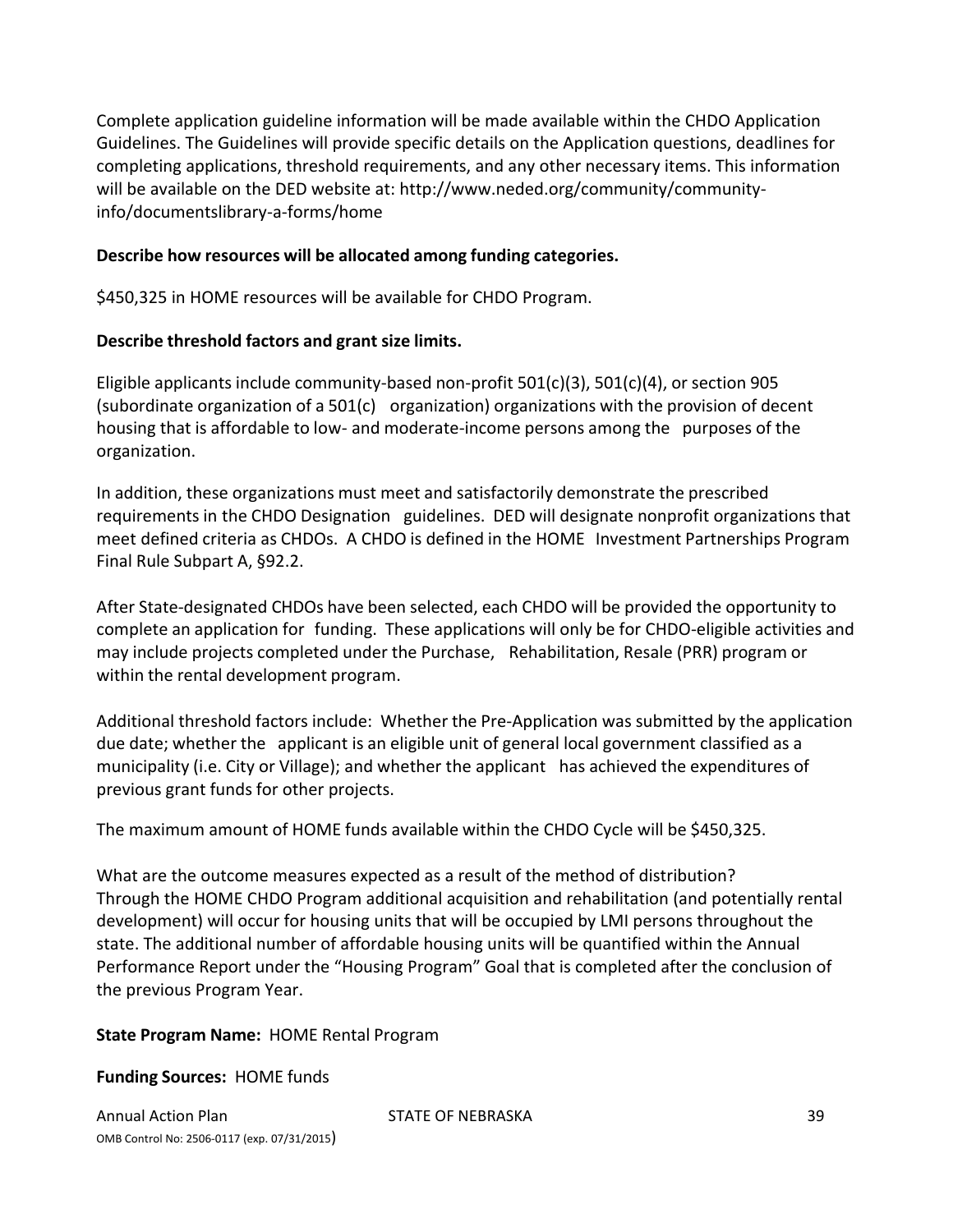Complete application guideline information will be made available within the CHDO Application Guidelines. The Guidelines will provide specific details on the Application questions, deadlines for completing applications, threshold requirements, and any other necessary items. This information will be available on the DED website at: http://www.neded.org/community/community-info/documentslibrary-a-forms/home

**Describe how resources will be allocated among funding categories.**

$450,325 in HOME resources will be available for CHDO Program.

**Describe threshold factors and grant size limits.**

Eligible applicants include community-based non-profit 501(c)(3), 501(c)(4), or section 905 (subordinate organization of a 501(c) organization) organizations with the provision of decent housing that is affordable to low- and moderate-income persons among the purposes of the organization.

In addition, these organizations must meet and satisfactorily demonstrate the prescribed requirements in the CHDO Designation guidelines. DED will designate nonprofit organizations that meet defined criteria as CHDOs. A CHDO is defined in the HOME Investment Partnerships Program Final Rule Subpart A, §92.2.

After State-designated CHDOs have been selected, each CHDO will be provided the opportunity to complete an application for funding. These applications will only be for CHDO-eligible activities and may include projects completed under the Purchase, Rehabilitation, Resale (PRR) program or within the rental development program.

Additional threshold factors include: Whether the Pre-Application was submitted by the application due date; whether the applicant is an eligible unit of general local government classified as a municipality (i.e. City or Village); and whether the applicant has achieved the expenditures of previous grant funds for other projects.

The maximum amount of HOME funds available within the CHDO Cycle will be $450,325.

What are the outcome measures expected as a result of the method of distribution?
Through the HOME CHDO Program additional acquisition and rehabilitation (and potentially rental development) will occur for housing units that will be occupied by LMI persons throughout the state. The additional number of affordable housing units will be quantified within the Annual Performance Report under the "Housing Program" Goal that is completed after the conclusion of the previous Program Year.

**State Program Name:** HOME Rental Program

**Funding Sources:** HOME funds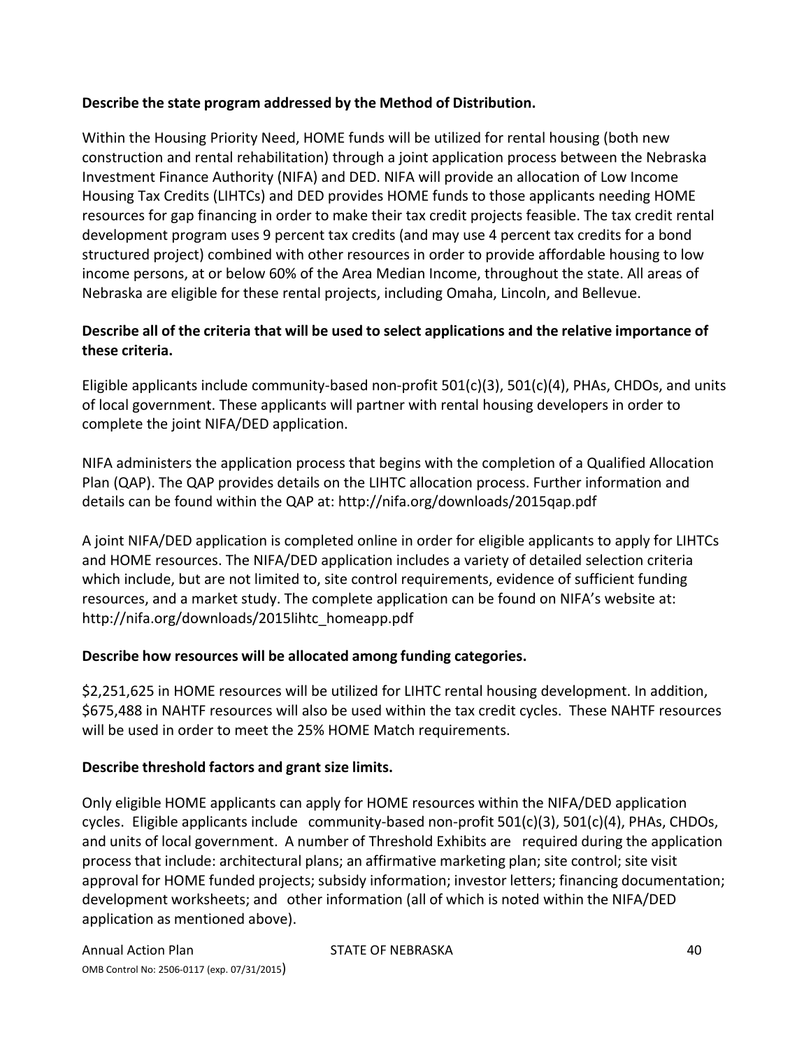**Describe the state program addressed by the Method of Distribution.**

Within the Housing Priority Need, HOME funds will be utilized for rental housing (both new construction and rental rehabilitation) through a joint application process between the Nebraska Investment Finance Authority (NIFA) and DED. NIFA will provide an allocation of Low Income Housing Tax Credits (LIHTCs) and DED provides HOME funds to those applicants needing HOME resources for gap financing in order to make their tax credit projects feasible. The tax credit rental development program uses 9 percent tax credits (and may use 4 percent tax credits for a bond structured project) combined with other resources in order to provide affordable housing to low income persons, at or below 60% of the Area Median Income, throughout the state. All areas of Nebraska are eligible for these rental projects, including Omaha, Lincoln, and Bellevue.

**Describe all of the criteria that will be used to select applications and the relative importance of these criteria.**

Eligible applicants include community-based non-profit 501(c)(3), 501(c)(4), PHAs, CHDOs, and units of local government. These applicants will partner with rental housing developers in order to complete the joint NIFA/DED application.

NIFA administers the application process that begins with the completion of a Qualified Allocation Plan (QAP). The QAP provides details on the LIHTC allocation process. Further information and details can be found within the QAP at: http://nifa.org/downloads/2015qap.pdf

A joint NIFA/DED application is completed online in order for eligible applicants to apply for LIHTCs and HOME resources. The NIFA/DED application includes a variety of detailed selection criteria which include, but are not limited to, site control requirements, evidence of sufficient funding resources, and a market study. The complete application can be found on NIFA's website at: http://nifa.org/downloads/2015lihtc_homeapp.pdf

**Describe how resources will be allocated among funding categories.**

$2,251,625 in HOME resources will be utilized for LIHTC rental housing development. In addition, $675,488 in NAHTF resources will also be used within the tax credit cycles. These NAHTF resources will be used in order to meet the 25% HOME Match requirements.

**Describe threshold factors and grant size limits.**

Only eligible HOME applicants can apply for HOME resources within the NIFA/DED application cycles. Eligible applicants include community-based non-profit 501(c)(3), 501(c)(4), PHAs, CHDOs, and units of local government. A number of Threshold Exhibits are required during the application process that include: architectural plans; an affirmative marketing plan; site control; site visit approval for HOME funded projects; subsidy information; investor letters; financing documentation; development worksheets; and other information (all of which is noted within the NIFA/DED application as mentioned above).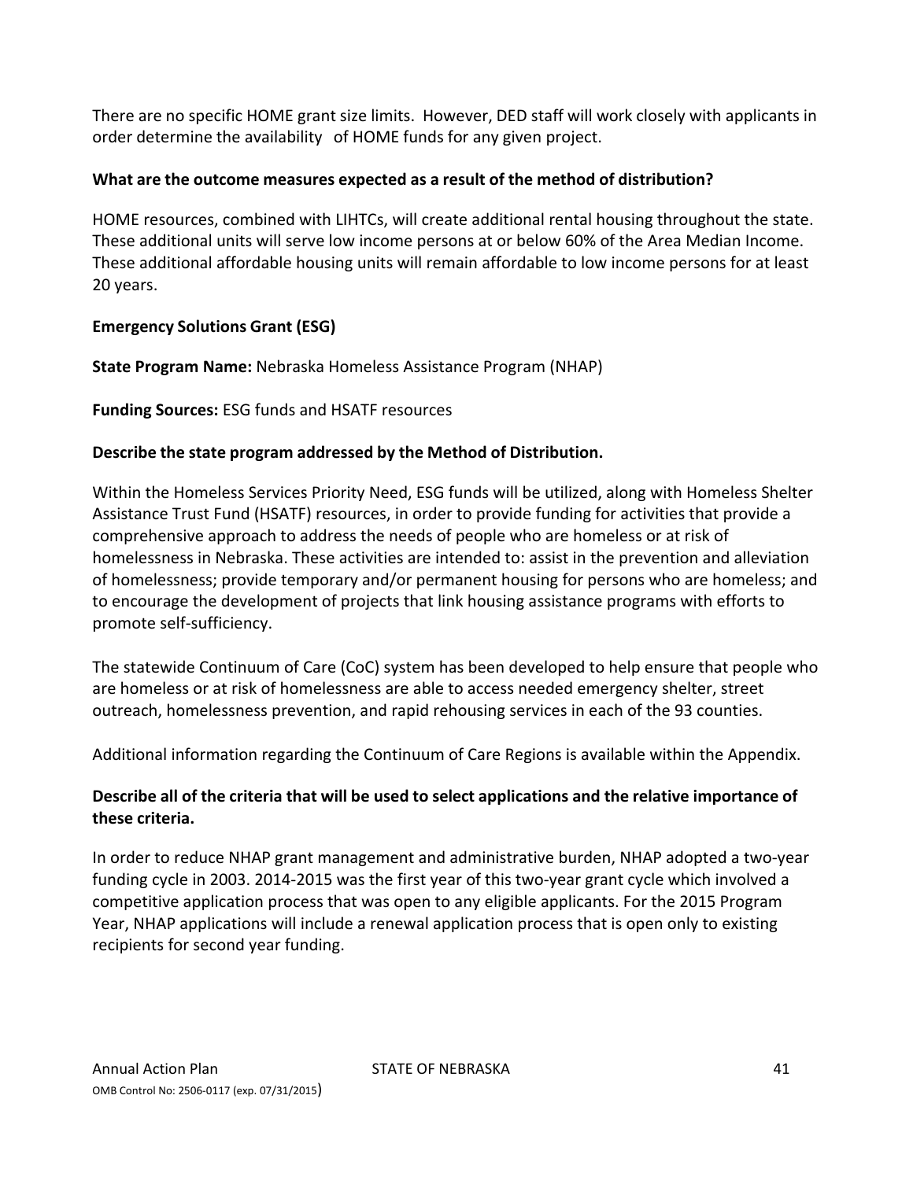There are no specific HOME grant size limits. However, DED staff will work closely with applicants in order determine the availability of HOME funds for any given project.

**What are the outcome measures expected as a result of the method of distribution?**

HOME resources, combined with LIHTCs, will create additional rental housing throughout the state. These additional units will serve low income persons at or below 60% of the Area Median Income. These additional affordable housing units will remain affordable to low income persons for at least 20 years.

**Emergency Solutions Grant (ESG)**

**State Program Name:** Nebraska Homeless Assistance Program (NHAP)

**Funding Sources:** ESG funds and HSATF resources

**Describe the state program addressed by the Method of Distribution.**

Within the Homeless Services Priority Need, ESG funds will be utilized, along with Homeless Shelter Assistance Trust Fund (HSATF) resources, in order to provide funding for activities that provide a comprehensive approach to address the needs of people who are homeless or at risk of homelessness in Nebraska. These activities are intended to: assist in the prevention and alleviation of homelessness; provide temporary and/or permanent housing for persons who are homeless; and to encourage the development of projects that link housing assistance programs with efforts to promote self-sufficiency.

The statewide Continuum of Care (CoC) system has been developed to help ensure that people who are homeless or at risk of homelessness are able to access needed emergency shelter, street outreach, homelessness prevention, and rapid rehousing services in each of the 93 counties.

Additional information regarding the Continuum of Care Regions is available within the Appendix.

**Describe all of the criteria that will be used to select applications and the relative importance of these criteria.**

In order to reduce NHAP grant management and administrative burden, NHAP adopted a two-year funding cycle in 2003. 2014-2015 was the first year of this two-year grant cycle which involved a competitive application process that was open to any eligible applicants. For the 2015 Program Year, NHAP applications will include a renewal application process that is open only to existing recipients for second year funding.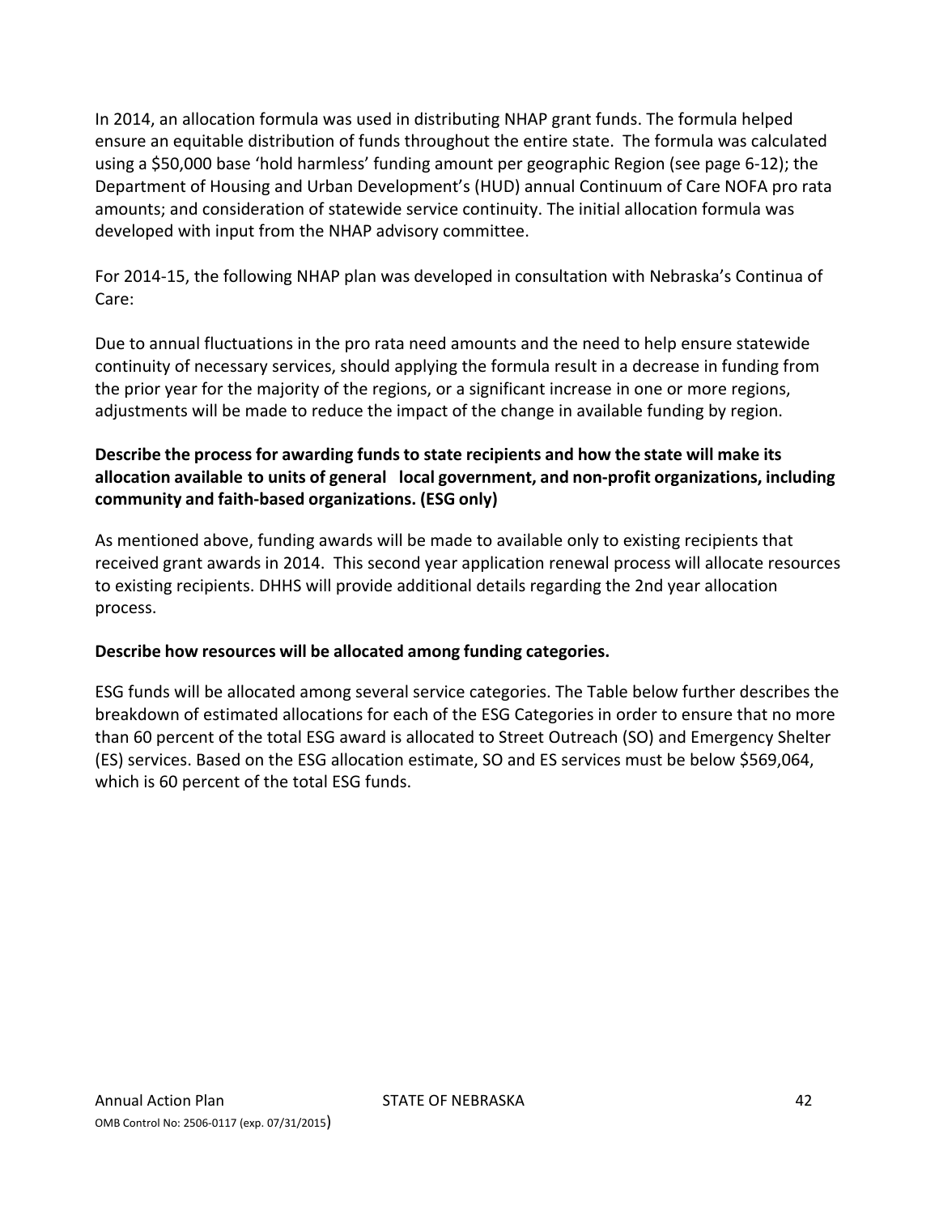In 2014, an allocation formula was used in distributing NHAP grant funds. The formula helped ensure an equitable distribution of funds throughout the entire state. The formula was calculated using a $50,000 base 'hold harmless' funding amount per geographic Region (see page 6-12); the Department of Housing and Urban Development's (HUD) annual Continuum of Care NOFA pro rata amounts; and consideration of statewide service continuity. The initial allocation formula was developed with input from the NHAP advisory committee.

For 2014-15, the following NHAP plan was developed in consultation with Nebraska's Continua of Care:

Due to annual fluctuations in the pro rata need amounts and the need to help ensure statewide continuity of necessary services, should applying the formula result in a decrease in funding from the prior year for the majority of the regions, or a significant increase in one or more regions, adjustments will be made to reduce the impact of the change in available funding by region.

**Describe the process for awarding funds to state recipients and how the state will make its allocation available to units of general local government, and non-profit organizations, including community and faith-based organizations. (ESG only)**

As mentioned above, funding awards will be made to available only to existing recipients that received grant awards in 2014. This second year application renewal process will allocate resources to existing recipients. DHHS will provide additional details regarding the 2nd year allocation process.

**Describe how resources will be allocated among funding categories.**

ESG funds will be allocated among several service categories. The Table below further describes the breakdown of estimated allocations for each of the ESG Categories in order to ensure that no more than 60 percent of the total ESG award is allocated to Street Outreach (SO) and Emergency Shelter (ES) services. Based on the ESG allocation estimate, SO and ES services must be below $569,064, which is 60 percent of the total ESG funds.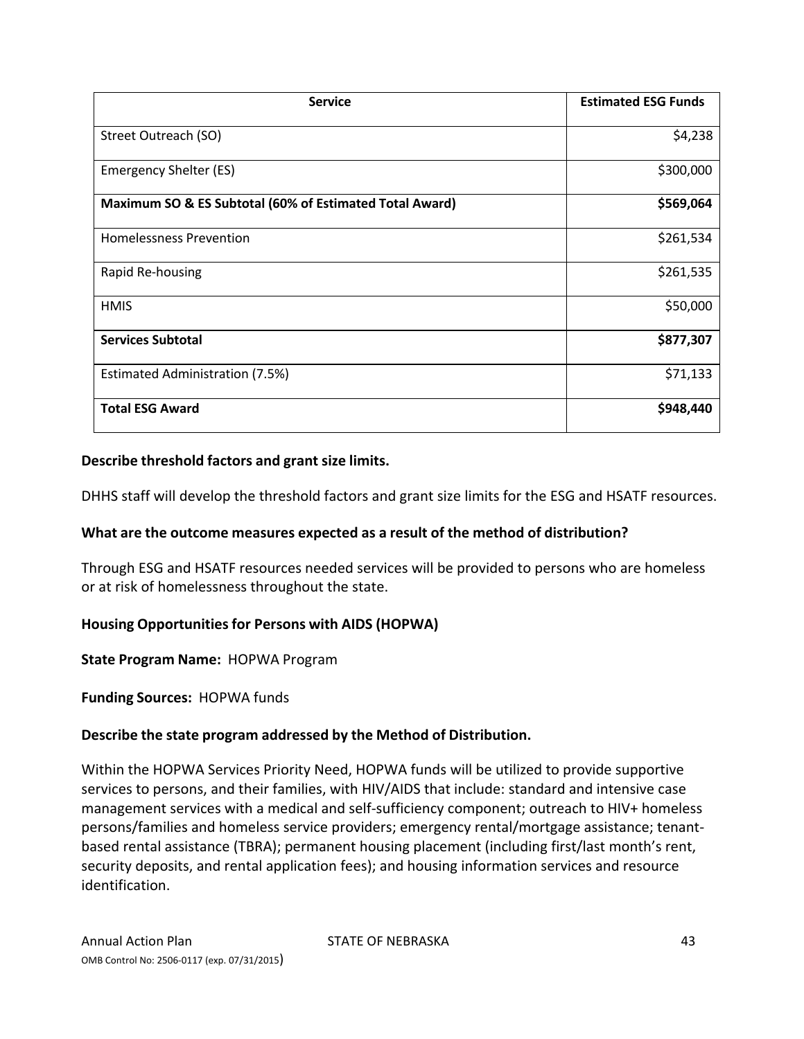| Service | Estimated ESG Funds |
|---|---|
| Street Outreach (SO) | $4,238 |
| Emergency Shelter (ES) | $300,000 |
| **Maximum SO & ES Subtotal (60% of Estimated Total Award)** | **$569,064** |
| Homelessness Prevention | $261,534 |
| Rapid Re-housing | $261,535 |
| HMIS | $50,000 |
| **Services Subtotal** | **$877,307** |
| Estimated Administration (7.5%) | $71,133 |
| **Total ESG Award** | **$948,440** |

**Describe threshold factors and grant size limits.**

DHHS staff will develop the threshold factors and grant size limits for the ESG and HSATF resources.

**What are the outcome measures expected as a result of the method of distribution?**

Through ESG and HSATF resources needed services will be provided to persons who are homeless or at risk of homelessness throughout the state.

**Housing Opportunities for Persons with AIDS (HOPWA)**

**State Program Name:** HOPWA Program

**Funding Sources:** HOPWA funds

**Describe the state program addressed by the Method of Distribution.**

Within the HOPWA Services Priority Need, HOPWA funds will be utilized to provide supportive services to persons, and their families, with HIV/AIDS that include: standard and intensive case management services with a medical and self-sufficiency component; outreach to HIV+ homeless persons/families and homeless service providers; emergency rental/mortgage assistance; tenant-based rental assistance (TBRA); permanent housing placement (including first/last month's rent, security deposits, and rental application fees); and housing information services and resource identification.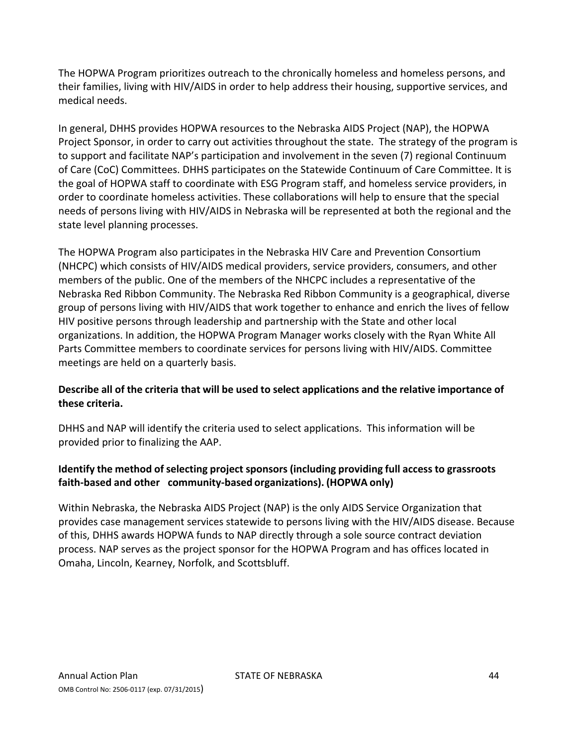The HOPWA Program prioritizes outreach to the chronically homeless and homeless persons, and their families, living with HIV/AIDS in order to help address their housing, supportive services, and medical needs.

In general, DHHS provides HOPWA resources to the Nebraska AIDS Project (NAP), the HOPWA Project Sponsor, in order to carry out activities throughout the state. The strategy of the program is to support and facilitate NAP's participation and involvement in the seven (7) regional Continuum of Care (CoC) Committees. DHHS participates on the Statewide Continuum of Care Committee. It is the goal of HOPWA staff to coordinate with ESG Program staff, and homeless service providers, in order to coordinate homeless activities. These collaborations will help to ensure that the special needs of persons living with HIV/AIDS in Nebraska will be represented at both the regional and the state level planning processes.

The HOPWA Program also participates in the Nebraska HIV Care and Prevention Consortium (NHCPC) which consists of HIV/AIDS medical providers, service providers, consumers, and other members of the public. One of the members of the NHCPC includes a representative of the Nebraska Red Ribbon Community. The Nebraska Red Ribbon Community is a geographical, diverse group of persons living with HIV/AIDS that work together to enhance and enrich the lives of fellow HIV positive persons through leadership and partnership with the State and other local organizations. In addition, the HOPWA Program Manager works closely with the Ryan White All Parts Committee members to coordinate services for persons living with HIV/AIDS. Committee meetings are held on a quarterly basis.

**Describe all of the criteria that will be used to select applications and the relative importance of these criteria.**

DHHS and NAP will identify the criteria used to select applications. This information will be provided prior to finalizing the AAP.

**Identify the method of selecting project sponsors (including providing full access to grassroots faith-based and other community-based organizations). (HOPWA only)**

Within Nebraska, the Nebraska AIDS Project (NAP) is the only AIDS Service Organization that provides case management services statewide to persons living with the HIV/AIDS disease. Because of this, DHHS awards HOPWA funds to NAP directly through a sole source contract deviation process. NAP serves as the project sponsor for the HOPWA Program and has offices located in Omaha, Lincoln, Kearney, Norfolk, and Scottsbluff.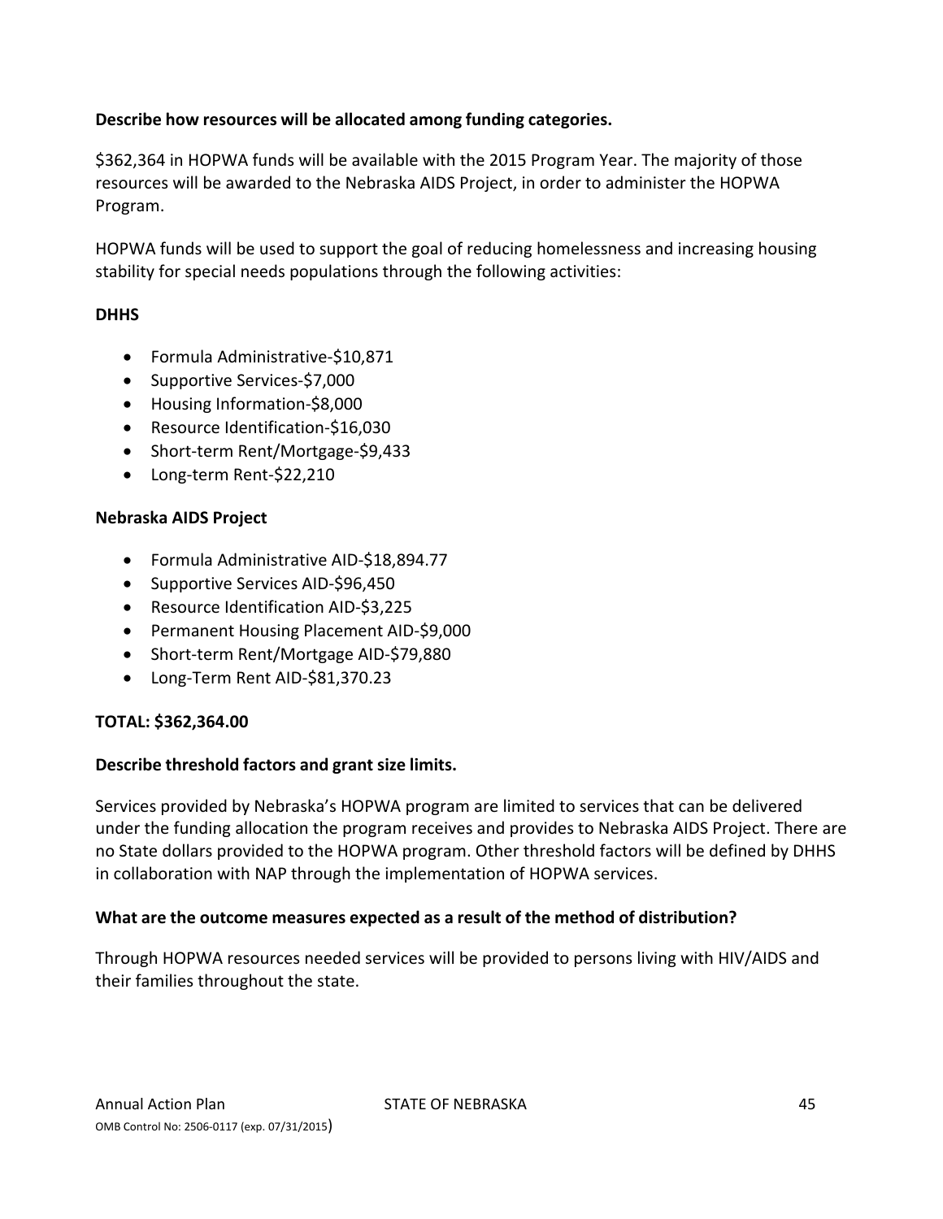**Describe how resources will be allocated among funding categories.**

$362,364 in HOPWA funds will be available with the 2015 Program Year. The majority of those resources will be awarded to the Nebraska AIDS Project, in order to administer the HOPWA Program.

HOPWA funds will be used to support the goal of reducing homelessness and increasing housing stability for special needs populations through the following activities:

**DHHS**

- Formula Administrative-$10,871
- Supportive Services-$7,000
- Housing Information-$8,000
- Resource Identification-$16,030
- Short-term Rent/Mortgage-$9,433
- Long-term Rent-$22,210

**Nebraska AIDS Project**

- Formula Administrative AID-$18,894.77
- Supportive Services AID-$96,450
- Resource Identification AID-$3,225
- Permanent Housing Placement AID-$9,000
- Short-term Rent/Mortgage AID-$79,880
- Long-Term Rent AID-$81,370.23

**TOTAL: $362,364.00**

**Describe threshold factors and grant size limits.**

Services provided by Nebraska's HOPWA program are limited to services that can be delivered under the funding allocation the program receives and provides to Nebraska AIDS Project. There are no State dollars provided to the HOPWA program. Other threshold factors will be defined by DHHS in collaboration with NAP through the implementation of HOPWA services.

**What are the outcome measures expected as a result of the method of distribution?**

Through HOPWA resources needed services will be provided to persons living with HIV/AIDS and their families throughout the state.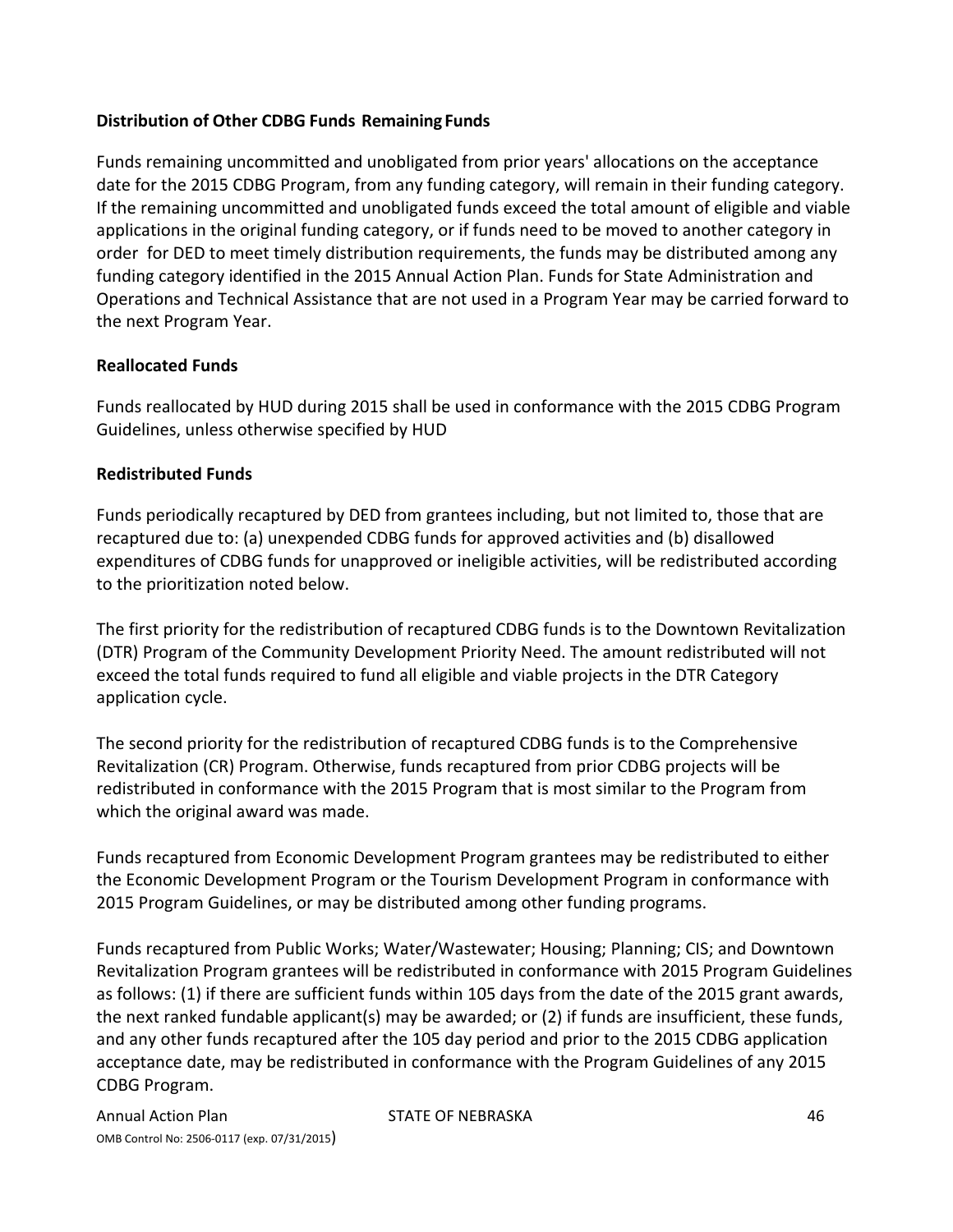**Distribution of Other CDBG Funds Remaining Funds**

Funds remaining uncommitted and unobligated from prior years' allocations on the acceptance date for the 2015 CDBG Program, from any funding category, will remain in their funding category. If the remaining uncommitted and unobligated funds exceed the total amount of eligible and viable applications in the original funding category, or if funds need to be moved to another category in order for DED to meet timely distribution requirements, the funds may be distributed among any funding category identified in the 2015 Annual Action Plan. Funds for State Administration and Operations and Technical Assistance that are not used in a Program Year may be carried forward to the next Program Year.

**Reallocated Funds**

Funds reallocated by HUD during 2015 shall be used in conformance with the 2015 CDBG Program Guidelines, unless otherwise specified by HUD

**Redistributed Funds**

Funds periodically recaptured by DED from grantees including, but not limited to, those that are recaptured due to: (a) unexpended CDBG funds for approved activities and (b) disallowed expenditures of CDBG funds for unapproved or ineligible activities, will be redistributed according to the prioritization noted below.

The first priority for the redistribution of recaptured CDBG funds is to the Downtown Revitalization (DTR) Program of the Community Development Priority Need. The amount redistributed will not exceed the total funds required to fund all eligible and viable projects in the DTR Category application cycle.

The second priority for the redistribution of recaptured CDBG funds is to the Comprehensive Revitalization (CR) Program. Otherwise, funds recaptured from prior CDBG projects will be redistributed in conformance with the 2015 Program that is most similar to the Program from which the original award was made.

Funds recaptured from Economic Development Program grantees may be redistributed to either the Economic Development Program or the Tourism Development Program in conformance with 2015 Program Guidelines, or may be distributed among other funding programs.

Funds recaptured from Public Works; Water/Wastewater; Housing; Planning; CIS; and Downtown Revitalization Program grantees will be redistributed in conformance with 2015 Program Guidelines as follows: (1) if there are sufficient funds within 105 days from the date of the 2015 grant awards, the next ranked fundable applicant(s) may be awarded; or (2) if funds are insufficient, these funds, and any other funds recaptured after the 105 day period and prior to the 2015 CDBG application acceptance date, may be redistributed in conformance with the Program Guidelines of any 2015 CDBG Program.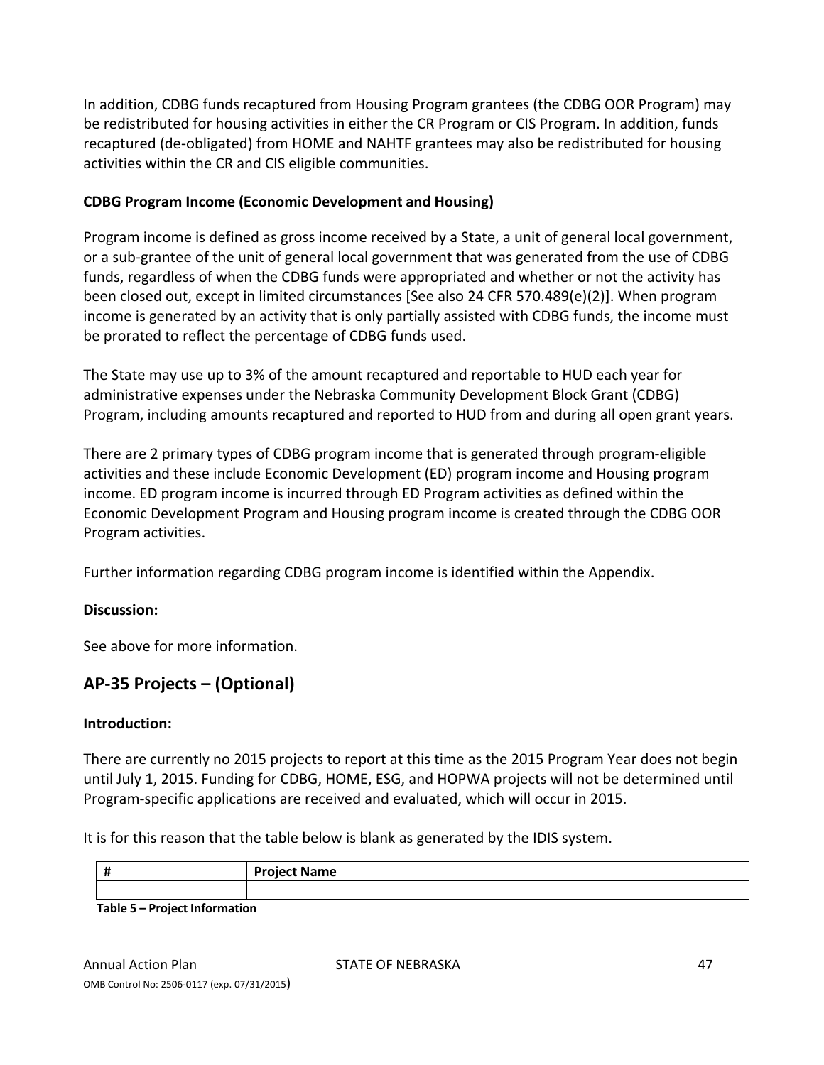In addition, CDBG funds recaptured from Housing Program grantees (the CDBG OOR Program) may be redistributed for housing activities in either the CR Program or CIS Program. In addition, funds recaptured (de-obligated) from HOME and NAHTF grantees may also be redistributed for housing activities within the CR and CIS eligible communities.

**CDBG Program Income (Economic Development and Housing)**

Program income is defined as gross income received by a State, a unit of general local government, or a sub-grantee of the unit of general local government that was generated from the use of CDBG funds, regardless of when the CDBG funds were appropriated and whether or not the activity has been closed out, except in limited circumstances [See also 24 CFR 570.489(e)(2)]. When program income is generated by an activity that is only partially assisted with CDBG funds, the income must be prorated to reflect the percentage of CDBG funds used.

The State may use up to 3% of the amount recaptured and reportable to HUD each year for administrative expenses under the Nebraska Community Development Block Grant (CDBG) Program, including amounts recaptured and reported to HUD from and during all open grant years.

There are 2 primary types of CDBG program income that is generated through program-eligible activities and these include Economic Development (ED) program income and Housing program income. ED program income is incurred through ED Program activities as defined within the Economic Development Program and Housing program income is created through the CDBG OOR Program activities.

Further information regarding CDBG program income is identified within the Appendix.

**Discussion:**

See above for more information.

## AP-35 Projects – (Optional)

**Introduction:**

There are currently no 2015 projects to report at this time as the 2015 Program Year does not begin until July 1, 2015. Funding for CDBG, HOME, ESG, and HOPWA projects will not be determined until Program-specific applications are received and evaluated, which will occur in 2015.

It is for this reason that the table below is blank as generated by the IDIS system.

| # | Project Name |
|---|---|
| | |

**Table 5 – Project Information**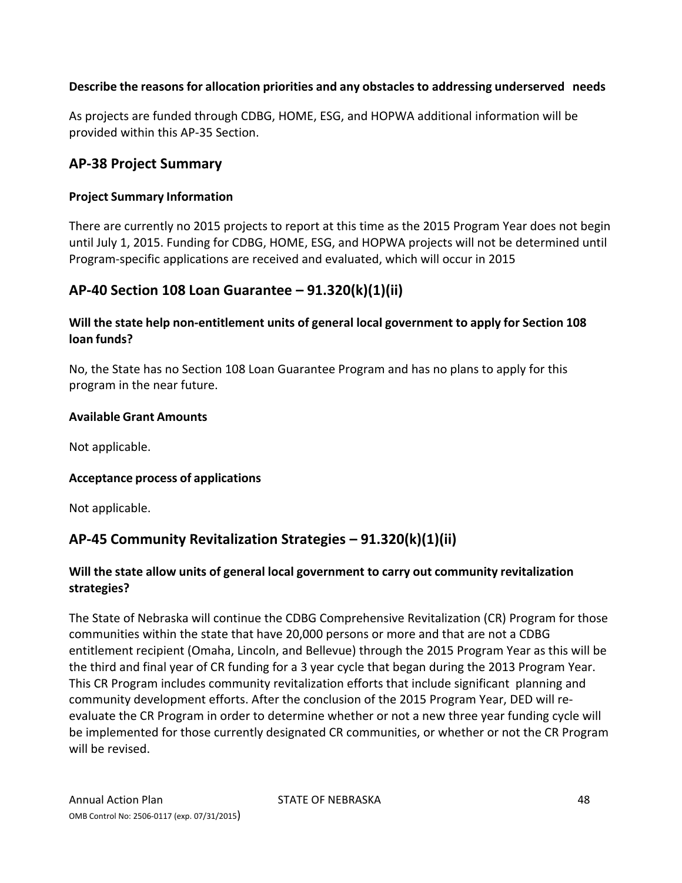**Describe the reasons for allocation priorities and any obstacles to addressing underserved needs**

As projects are funded through CDBG, HOME, ESG, and HOPWA additional information will be provided within this AP-35 Section.

## AP-38 Project Summary

**Project Summary Information**

There are currently no 2015 projects to report at this time as the 2015 Program Year does not begin until July 1, 2015. Funding for CDBG, HOME, ESG, and HOPWA projects will not be determined until Program-specific applications are received and evaluated, which will occur in 2015

## AP-40 Section 108 Loan Guarantee – 91.320(k)(1)(ii)

**Will the state help non-entitlement units of general local government to apply for Section 108 loan funds?**

No, the State has no Section 108 Loan Guarantee Program and has no plans to apply for this program in the near future.

**Available Grant Amounts**

Not applicable.

**Acceptance process of applications**

Not applicable.

## AP-45 Community Revitalization Strategies – 91.320(k)(1)(ii)

**Will the state allow units of general local government to carry out community revitalization strategies?**

The State of Nebraska will continue the CDBG Comprehensive Revitalization (CR) Program for those communities within the state that have 20,000 persons or more and that are not a CDBG entitlement recipient (Omaha, Lincoln, and Bellevue) through the 2015 Program Year as this will be the third and final year of CR funding for a 3 year cycle that began during the 2013 Program Year. This CR Program includes community revitalization efforts that include significant planning and community development efforts. After the conclusion of the 2015 Program Year, DED will re-evaluate the CR Program in order to determine whether or not a new three year funding cycle will be implemented for those currently designated CR communities, or whether or not the CR Program will be revised.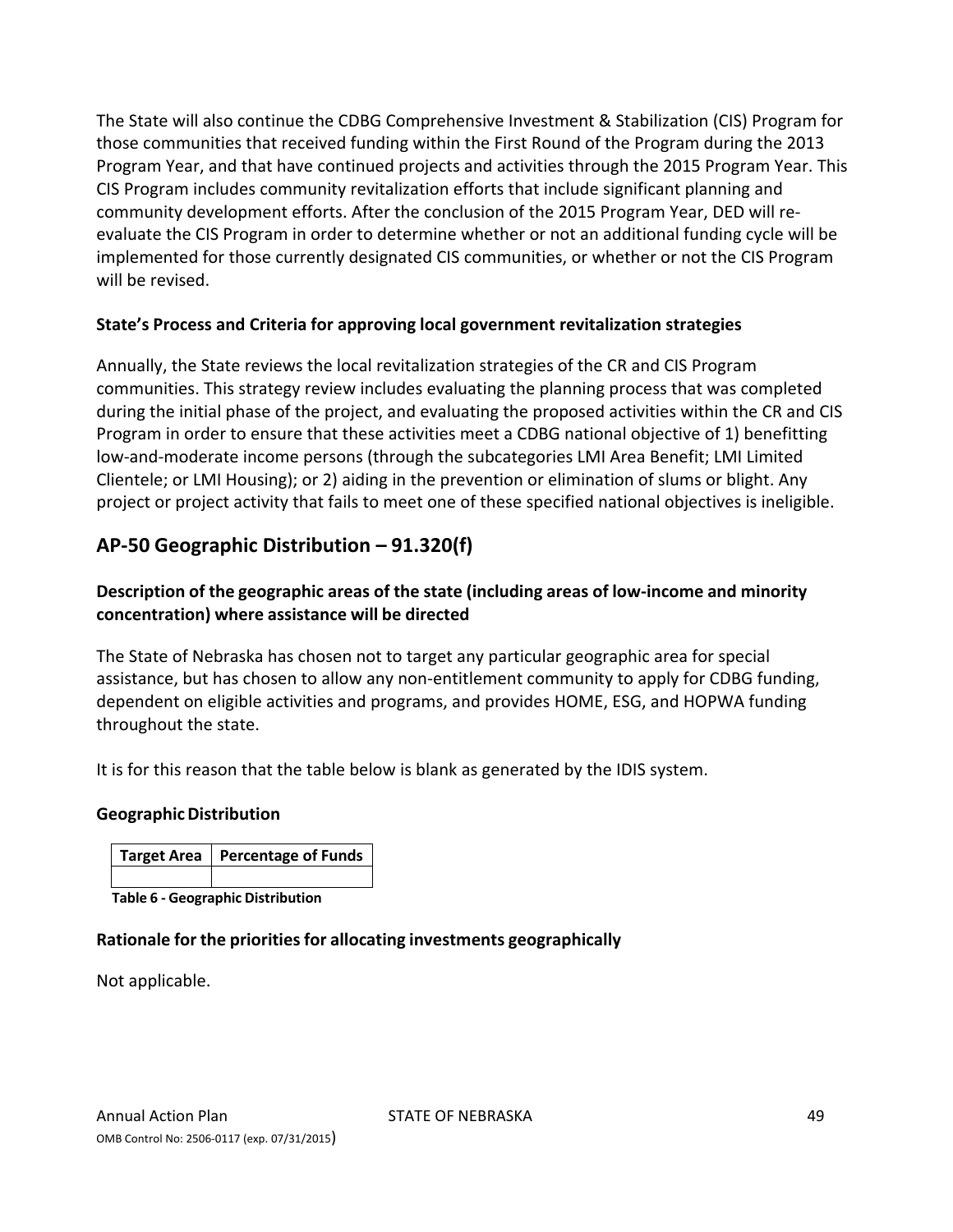The State will also continue the CDBG Comprehensive Investment & Stabilization (CIS) Program for those communities that received funding within the First Round of the Program during the 2013 Program Year, and that have continued projects and activities through the 2015 Program Year. This CIS Program includes community revitalization efforts that include significant planning and community development efforts. After the conclusion of the 2015 Program Year, DED will re-evaluate the CIS Program in order to determine whether or not an additional funding cycle will be implemented for those currently designated CIS communities, or whether or not the CIS Program will be revised.

**State's Process and Criteria for approving local government revitalization strategies**

Annually, the State reviews the local revitalization strategies of the CR and CIS Program communities. This strategy review includes evaluating the planning process that was completed during the initial phase of the project, and evaluating the proposed activities within the CR and CIS Program in order to ensure that these activities meet a CDBG national objective of 1) benefitting low-and-moderate income persons (through the subcategories LMI Area Benefit; LMI Limited Clientele; or LMI Housing); or 2) aiding in the prevention or elimination of slums or blight. Any project or project activity that fails to meet one of these specified national objectives is ineligible.

## AP-50 Geographic Distribution – 91.320(f)

### Description of the geographic areas of the state (including areas of low-income and minority concentration) where assistance will be directed

The State of Nebraska has chosen not to target any particular geographic area for special assistance, but has chosen to allow any non-entitlement community to apply for CDBG funding, dependent on eligible activities and programs, and provides HOME, ESG, and HOPWA funding throughout the state.

It is for this reason that the table below is blank as generated by the IDIS system.

**Geographic Distribution**

| Target Area | Percentage of Funds |
|---|---|
| | |

**Table 6 - Geographic Distribution**

**Rationale for the priorities for allocating investments geographically**

Not applicable.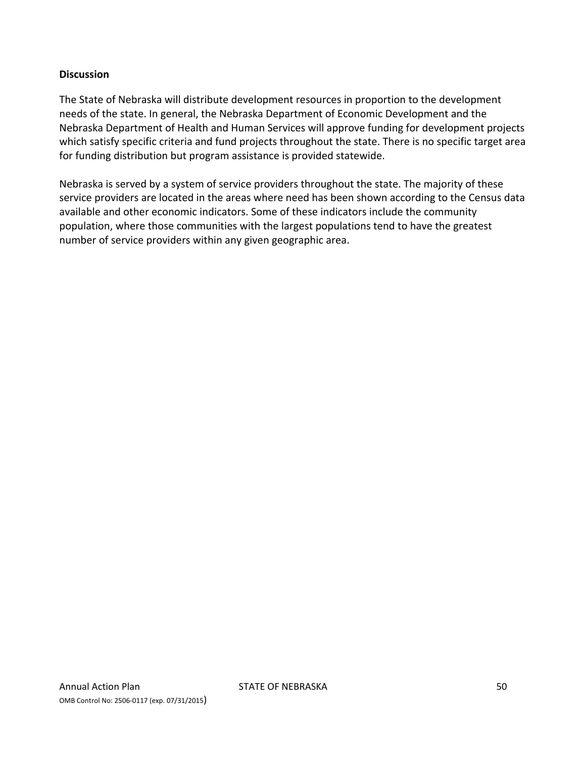**Discussion**

The State of Nebraska will distribute development resources in proportion to the development needs of the state. In general, the Nebraska Department of Economic Development and the Nebraska Department of Health and Human Services will approve funding for development projects which satisfy specific criteria and fund projects throughout the state. There is no specific target area for funding distribution but program assistance is provided statewide.

Nebraska is served by a system of service providers throughout the state. The majority of these service providers are located in the areas where need has been shown according to the Census data available and other economic indicators. Some of these indicators include the community population, where those communities with the largest populations tend to have the greatest number of service providers within any given geographic area.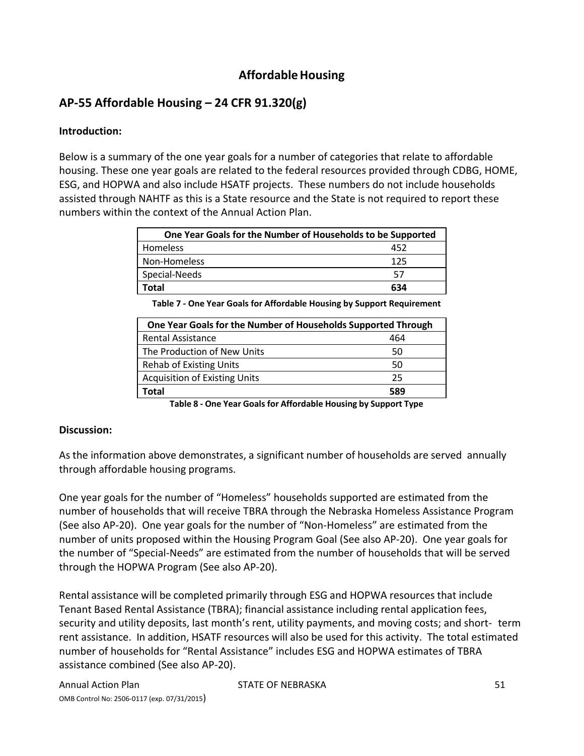# Affordable Housing

## AP-55 Affordable Housing – 24 CFR 91.320(g)

**Introduction:**

Below is a summary of the one year goals for a number of categories that relate to affordable housing. These one year goals are related to the federal resources provided through CDBG, HOME, ESG, and HOPWA and also include HSATF projects. These numbers do not include households assisted through NAHTF as this is a State resource and the State is not required to report these numbers within the context of the Annual Action Plan.

| One Year Goals for the Number of Households to be Supported | |
|---|---|
| Homeless | 452 |
| Non-Homeless | 125 |
| Special-Needs | 57 |
| **Total** | **634** |

**Table 7 - One Year Goals for Affordable Housing by Support Requirement**

| One Year Goals for the Number of Households Supported Through | |
|---|---|
| Rental Assistance | 464 |
| The Production of New Units | 50 |
| Rehab of Existing Units | 50 |
| Acquisition of Existing Units | 25 |
| **Total** | **589** |

**Table 8 - One Year Goals for Affordable Housing by Support Type**

**Discussion:**

As the information above demonstrates, a significant number of households are served annually through affordable housing programs.

One year goals for the number of "Homeless" households supported are estimated from the number of households that will receive TBRA through the Nebraska Homeless Assistance Program (See also AP-20). One year goals for the number of "Non-Homeless" are estimated from the number of units proposed within the Housing Program Goal (See also AP-20). One year goals for the number of "Special-Needs" are estimated from the number of households that will be served through the HOPWA Program (See also AP-20).

Rental assistance will be completed primarily through ESG and HOPWA resources that include Tenant Based Rental Assistance (TBRA); financial assistance including rental application fees, security and utility deposits, last month's rent, utility payments, and moving costs; and short- term rent assistance. In addition, HSATF resources will also be used for this activity. The total estimated number of households for "Rental Assistance" includes ESG and HOPWA estimates of TBRA assistance combined (See also AP-20).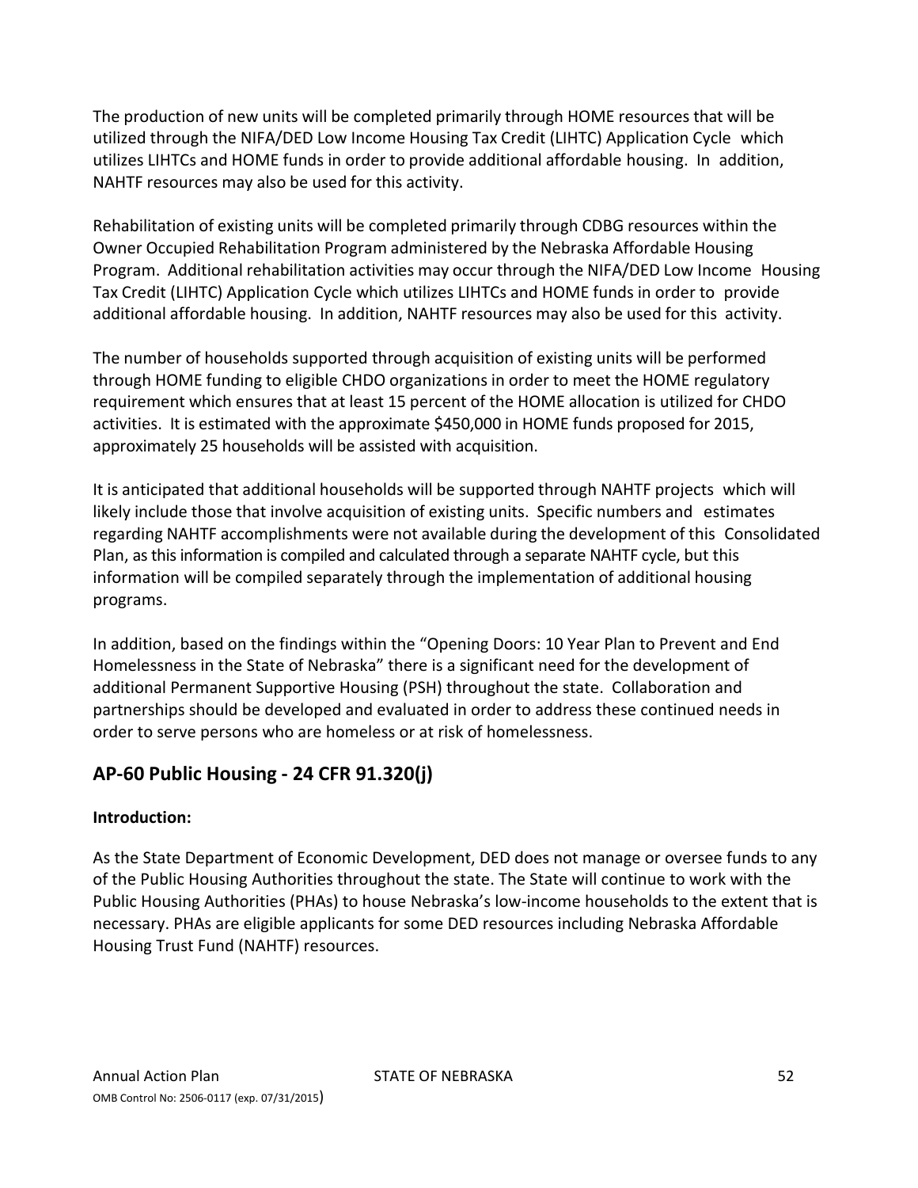The production of new units will be completed primarily through HOME resources that will be utilized through the NIFA/DED Low Income Housing Tax Credit (LIHTC) Application Cycle which utilizes LIHTCs and HOME funds in order to provide additional affordable housing. In addition, NAHTF resources may also be used for this activity.

Rehabilitation of existing units will be completed primarily through CDBG resources within the Owner Occupied Rehabilitation Program administered by the Nebraska Affordable Housing Program. Additional rehabilitation activities may occur through the NIFA/DED Low Income Housing Tax Credit (LIHTC) Application Cycle which utilizes LIHTCs and HOME funds in order to provide additional affordable housing. In addition, NAHTF resources may also be used for this activity.

The number of households supported through acquisition of existing units will be performed through HOME funding to eligible CHDO organizations in order to meet the HOME regulatory requirement which ensures that at least 15 percent of the HOME allocation is utilized for CHDO activities. It is estimated with the approximate $450,000 in HOME funds proposed for 2015, approximately 25 households will be assisted with acquisition.

It is anticipated that additional households will be supported through NAHTF projects which will likely include those that involve acquisition of existing units. Specific numbers and estimates regarding NAHTF accomplishments were not available during the development of this Consolidated Plan, as this information is compiled and calculated through a separate NAHTF cycle, but this information will be compiled separately through the implementation of additional housing programs.

In addition, based on the findings within the "Opening Doors: 10 Year Plan to Prevent and End Homelessness in the State of Nebraska" there is a significant need for the development of additional Permanent Supportive Housing (PSH) throughout the state. Collaboration and partnerships should be developed and evaluated in order to address these continued needs in order to serve persons who are homeless or at risk of homelessness.

## AP-60 Public Housing - 24 CFR 91.320(j)

**Introduction:**

As the State Department of Economic Development, DED does not manage or oversee funds to any of the Public Housing Authorities throughout the state. The State will continue to work with the Public Housing Authorities (PHAs) to house Nebraska's low-income households to the extent that is necessary. PHAs are eligible applicants for some DED resources including Nebraska Affordable Housing Trust Fund (NAHTF) resources.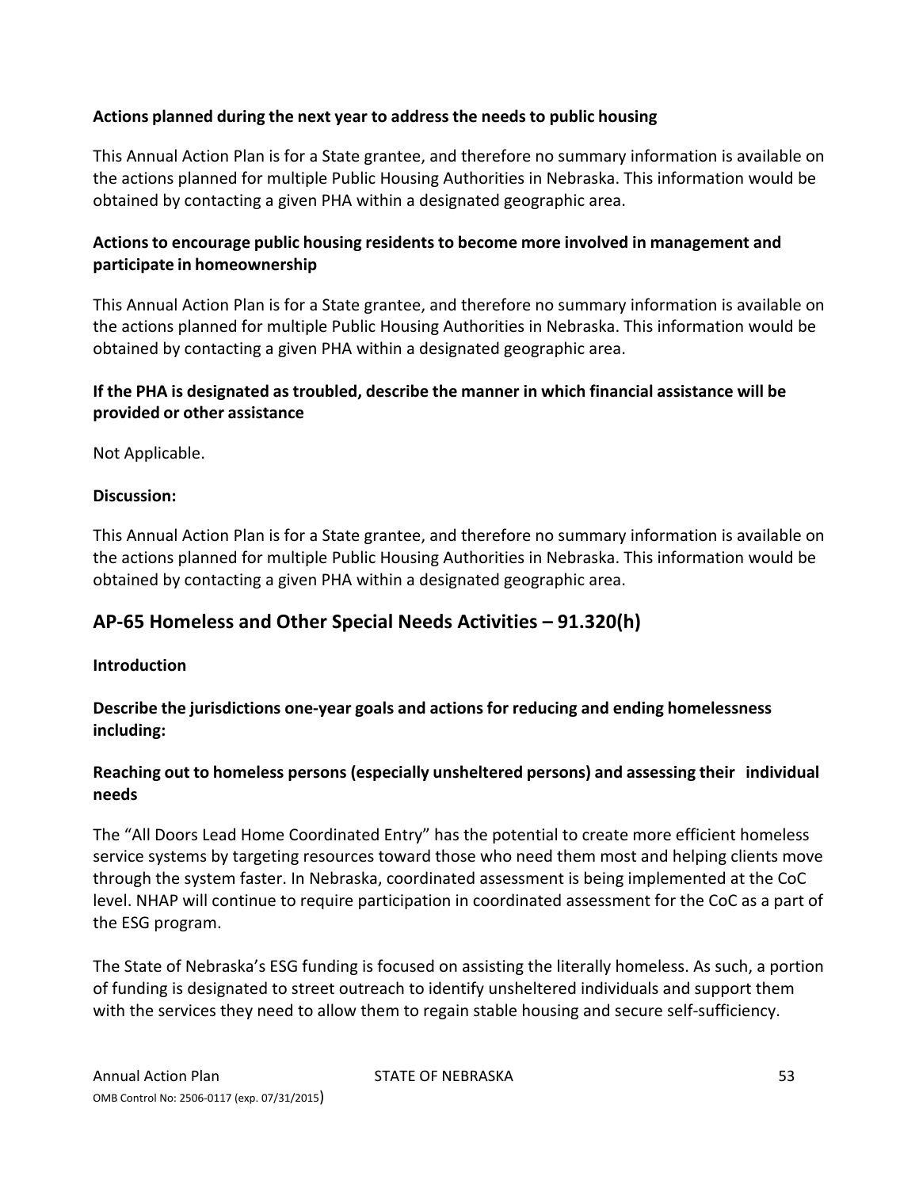**Actions planned during the next year to address the needs to public housing**

This Annual Action Plan is for a State grantee, and therefore no summary information is available on the actions planned for multiple Public Housing Authorities in Nebraska. This information would be obtained by contacting a given PHA within a designated geographic area.

**Actions to encourage public housing residents to become more involved in management and participate in homeownership**

This Annual Action Plan is for a State grantee, and therefore no summary information is available on the actions planned for multiple Public Housing Authorities in Nebraska. This information would be obtained by contacting a given PHA within a designated geographic area.

**If the PHA is designated as troubled, describe the manner in which financial assistance will be provided or other assistance**

Not Applicable.

**Discussion:**

This Annual Action Plan is for a State grantee, and therefore no summary information is available on the actions planned for multiple Public Housing Authorities in Nebraska. This information would be obtained by contacting a given PHA within a designated geographic area.

## AP-65 Homeless and Other Special Needs Activities – 91.320(h)

**Introduction**

**Describe the jurisdictions one-year goals and actions for reducing and ending homelessness including:**

**Reaching out to homeless persons (especially unsheltered persons) and assessing their individual needs**

The "All Doors Lead Home Coordinated Entry" has the potential to create more efficient homeless service systems by targeting resources toward those who need them most and helping clients move through the system faster. In Nebraska, coordinated assessment is being implemented at the CoC level. NHAP will continue to require participation in coordinated assessment for the CoC as a part of the ESG program.

The State of Nebraska's ESG funding is focused on assisting the literally homeless. As such, a portion of funding is designated to street outreach to identify unsheltered individuals and support them with the services they need to allow them to regain stable housing and secure self-sufficiency.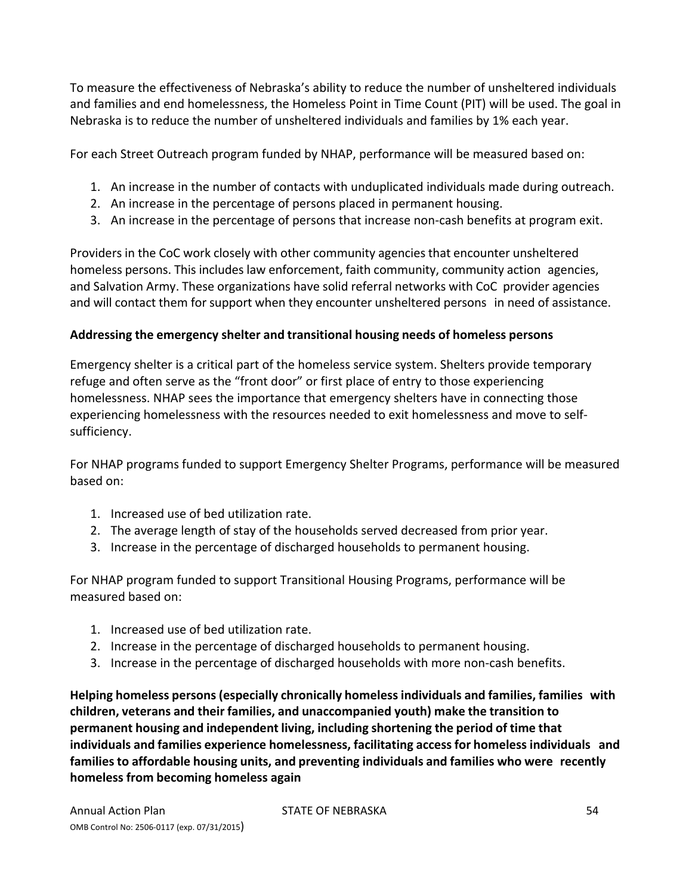To measure the effectiveness of Nebraska's ability to reduce the number of unsheltered individuals and families and end homelessness, the Homeless Point in Time Count (PIT) will be used. The goal in Nebraska is to reduce the number of unsheltered individuals and families by 1% each year.

For each Street Outreach program funded by NHAP, performance will be measured based on:

1. An increase in the number of contacts with unduplicated individuals made during outreach.
2. An increase in the percentage of persons placed in permanent housing.
3. An increase in the percentage of persons that increase non-cash benefits at program exit.

Providers in the CoC work closely with other community agencies that encounter unsheltered homeless persons. This includes law enforcement, faith community, community action agencies, and Salvation Army. These organizations have solid referral networks with CoC provider agencies and will contact them for support when they encounter unsheltered persons in need of assistance.

**Addressing the emergency shelter and transitional housing needs of homeless persons**

Emergency shelter is a critical part of the homeless service system. Shelters provide temporary refuge and often serve as the "front door" or first place of entry to those experiencing homelessness. NHAP sees the importance that emergency shelters have in connecting those experiencing homelessness with the resources needed to exit homelessness and move to self-sufficiency.

For NHAP programs funded to support Emergency Shelter Programs, performance will be measured based on:

1. Increased use of bed utilization rate.
2. The average length of stay of the households served decreased from prior year.
3. Increase in the percentage of discharged households to permanent housing.

For NHAP program funded to support Transitional Housing Programs, performance will be measured based on:

1. Increased use of bed utilization rate.
2. Increase in the percentage of discharged households to permanent housing.
3. Increase in the percentage of discharged households with more non-cash benefits.

**Helping homeless persons (especially chronically homeless individuals and families, families with children, veterans and their families, and unaccompanied youth) make the transition to permanent housing and independent living, including shortening the period of time that individuals and families experience homelessness, facilitating access for homeless individuals and families to affordable housing units, and preventing individuals and families who were recently homeless from becoming homeless again**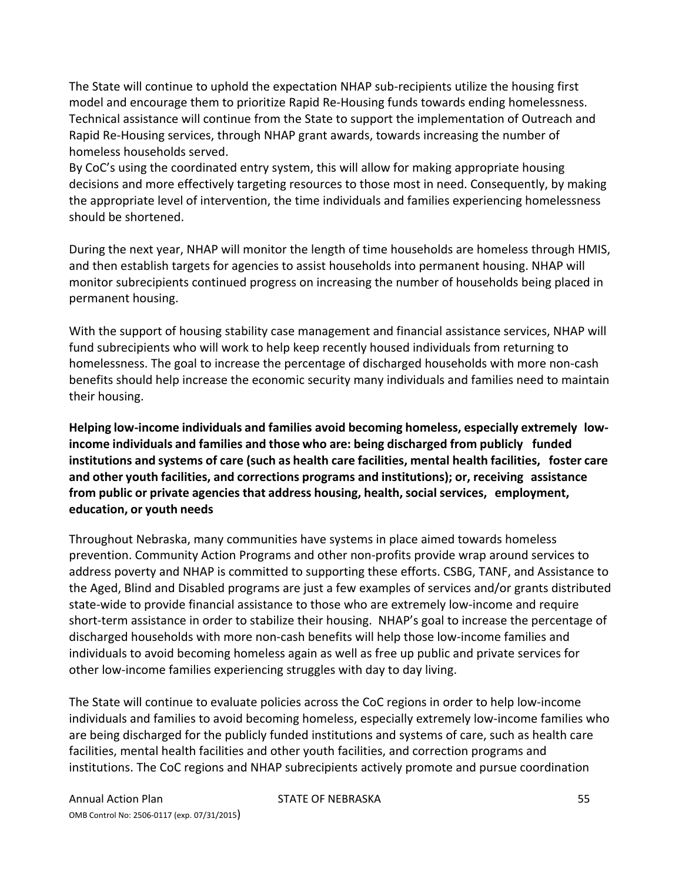The State will continue to uphold the expectation NHAP sub-recipients utilize the housing first model and encourage them to prioritize Rapid Re-Housing funds towards ending homelessness. Technical assistance will continue from the State to support the implementation of Outreach and Rapid Re-Housing services, through NHAP grant awards, towards increasing the number of homeless households served.
By CoC's using the coordinated entry system, this will allow for making appropriate housing decisions and more effectively targeting resources to those most in need. Consequently, by making the appropriate level of intervention, the time individuals and families experiencing homelessness should be shortened.

During the next year, NHAP will monitor the length of time households are homeless through HMIS, and then establish targets for agencies to assist households into permanent housing. NHAP will monitor subrecipients continued progress on increasing the number of households being placed in permanent housing.

With the support of housing stability case management and financial assistance services, NHAP will fund subrecipients who will work to help keep recently housed individuals from returning to homelessness. The goal to increase the percentage of discharged households with more non-cash benefits should help increase the economic security many individuals and families need to maintain their housing.

**Helping low-income individuals and families avoid becoming homeless, especially extremely low-income individuals and families and those who are: being discharged from publicly funded institutions and systems of care (such as health care facilities, mental health facilities, foster care and other youth facilities, and corrections programs and institutions); or, receiving assistance from public or private agencies that address housing, health, social services, employment, education, or youth needs**

Throughout Nebraska, many communities have systems in place aimed towards homeless prevention. Community Action Programs and other non-profits provide wrap around services to address poverty and NHAP is committed to supporting these efforts. CSBG, TANF, and Assistance to the Aged, Blind and Disabled programs are just a few examples of services and/or grants distributed state-wide to provide financial assistance to those who are extremely low-income and require short-term assistance in order to stabilize their housing. NHAP's goal to increase the percentage of discharged households with more non-cash benefits will help those low-income families and individuals to avoid becoming homeless again as well as free up public and private services for other low-income families experiencing struggles with day to day living.

The State will continue to evaluate policies across the CoC regions in order to help low-income individuals and families to avoid becoming homeless, especially extremely low-income families who are being discharged for the publicly funded institutions and systems of care, such as health care facilities, mental health facilities and other youth facilities, and correction programs and institutions. The CoC regions and NHAP subrecipients actively promote and pursue coordination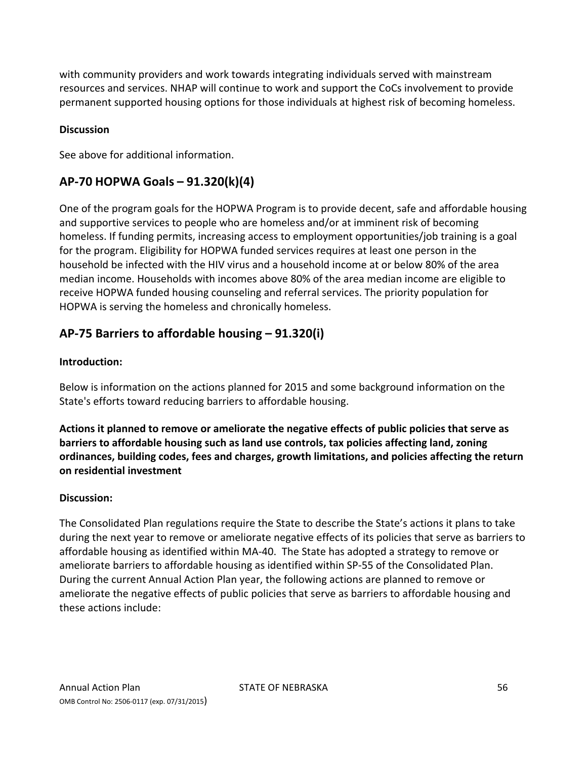with community providers and work towards integrating individuals served with mainstream resources and services. NHAP will continue to work and support the CoCs involvement to provide permanent supported housing options for those individuals at highest risk of becoming homeless.

**Discussion**

See above for additional information.

## AP-70 HOPWA Goals – 91.320(k)(4)

One of the program goals for the HOPWA Program is to provide decent, safe and affordable housing and supportive services to people who are homeless and/or at imminent risk of becoming homeless. If funding permits, increasing access to employment opportunities/job training is a goal for the program. Eligibility for HOPWA funded services requires at least one person in the household be infected with the HIV virus and a household income at or below 80% of the area median income. Households with incomes above 80% of the area median income are eligible to receive HOPWA funded housing counseling and referral services. The priority population for HOPWA is serving the homeless and chronically homeless.

## AP-75 Barriers to affordable housing – 91.320(i)

**Introduction:**

Below is information on the actions planned for 2015 and some background information on the State's efforts toward reducing barriers to affordable housing.

**Actions it planned to remove or ameliorate the negative effects of public policies that serve as barriers to affordable housing such as land use controls, tax policies affecting land, zoning ordinances, building codes, fees and charges, growth limitations, and policies affecting the return on residential investment**

**Discussion:**

The Consolidated Plan regulations require the State to describe the State's actions it plans to take during the next year to remove or ameliorate negative effects of its policies that serve as barriers to affordable housing as identified within MA-40. The State has adopted a strategy to remove or ameliorate barriers to affordable housing as identified within SP-55 of the Consolidated Plan. During the current Annual Action Plan year, the following actions are planned to remove or ameliorate the negative effects of public policies that serve as barriers to affordable housing and these actions include: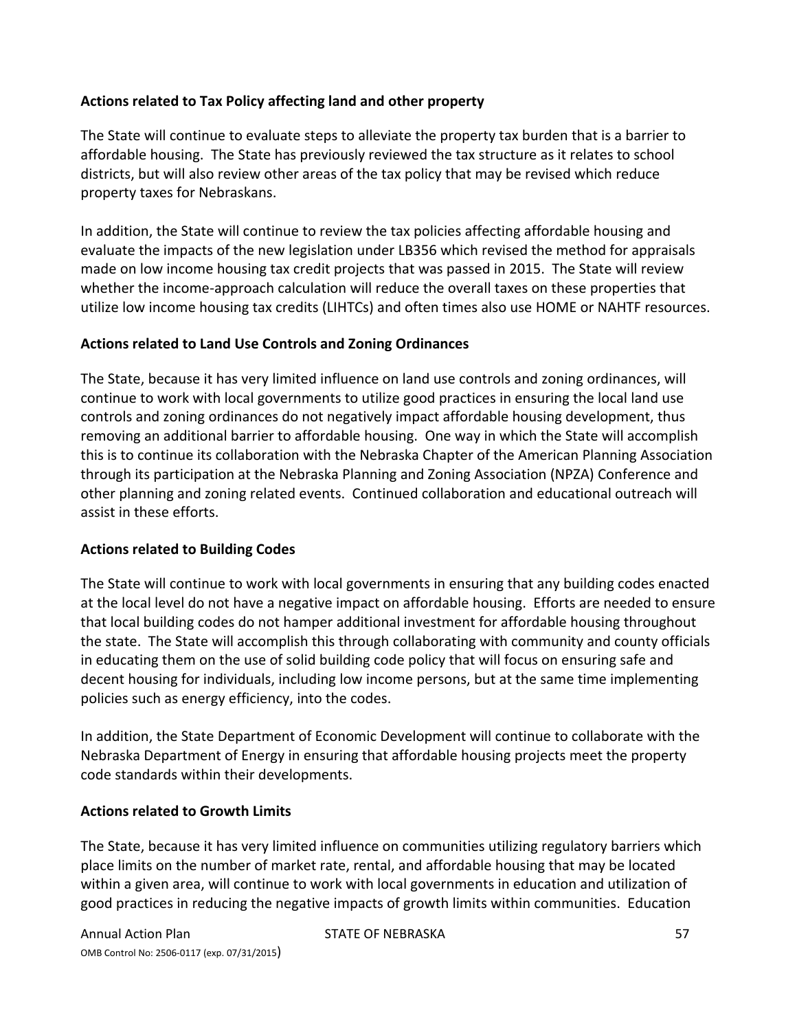**Actions related to Tax Policy affecting land and other property**

The State will continue to evaluate steps to alleviate the property tax burden that is a barrier to affordable housing. The State has previously reviewed the tax structure as it relates to school districts, but will also review other areas of the tax policy that may be revised which reduce property taxes for Nebraskans.

In addition, the State will continue to review the tax policies affecting affordable housing and evaluate the impacts of the new legislation under LB356 which revised the method for appraisals made on low income housing tax credit projects that was passed in 2015. The State will review whether the income-approach calculation will reduce the overall taxes on these properties that utilize low income housing tax credits (LIHTCs) and often times also use HOME or NAHTF resources.

**Actions related to Land Use Controls and Zoning Ordinances**

The State, because it has very limited influence on land use controls and zoning ordinances, will continue to work with local governments to utilize good practices in ensuring the local land use controls and zoning ordinances do not negatively impact affordable housing development, thus removing an additional barrier to affordable housing. One way in which the State will accomplish this is to continue its collaboration with the Nebraska Chapter of the American Planning Association through its participation at the Nebraska Planning and Zoning Association (NPZA) Conference and other planning and zoning related events. Continued collaboration and educational outreach will assist in these efforts.

**Actions related to Building Codes**

The State will continue to work with local governments in ensuring that any building codes enacted at the local level do not have a negative impact on affordable housing. Efforts are needed to ensure that local building codes do not hamper additional investment for affordable housing throughout the state. The State will accomplish this through collaborating with community and county officials in educating them on the use of solid building code policy that will focus on ensuring safe and decent housing for individuals, including low income persons, but at the same time implementing policies such as energy efficiency, into the codes.

In addition, the State Department of Economic Development will continue to collaborate with the Nebraska Department of Energy in ensuring that affordable housing projects meet the property code standards within their developments.

**Actions related to Growth Limits**

The State, because it has very limited influence on communities utilizing regulatory barriers which place limits on the number of market rate, rental, and affordable housing that may be located within a given area, will continue to work with local governments in education and utilization of good practices in reducing the negative impacts of growth limits within communities. Education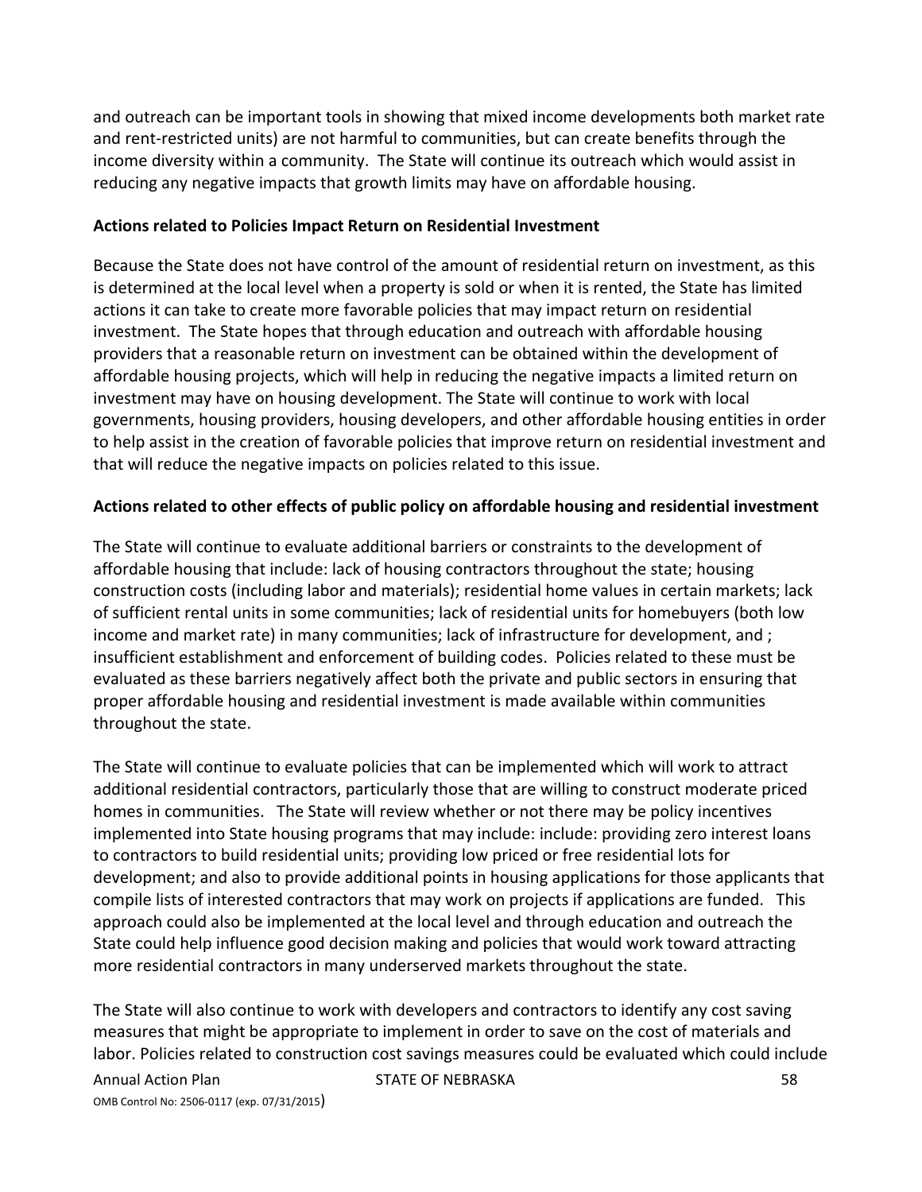and outreach can be important tools in showing that mixed income developments both market rate and rent-restricted units) are not harmful to communities, but can create benefits through the income diversity within a community. The State will continue its outreach which would assist in reducing any negative impacts that growth limits may have on affordable housing.

**Actions related to Policies Impact Return on Residential Investment**

Because the State does not have control of the amount of residential return on investment, as this is determined at the local level when a property is sold or when it is rented, the State has limited actions it can take to create more favorable policies that may impact return on residential investment. The State hopes that through education and outreach with affordable housing providers that a reasonable return on investment can be obtained within the development of affordable housing projects, which will help in reducing the negative impacts a limited return on investment may have on housing development. The State will continue to work with local governments, housing providers, housing developers, and other affordable housing entities in order to help assist in the creation of favorable policies that improve return on residential investment and that will reduce the negative impacts on policies related to this issue.

**Actions related to other effects of public policy on affordable housing and residential investment**

The State will continue to evaluate additional barriers or constraints to the development of affordable housing that include: lack of housing contractors throughout the state; housing construction costs (including labor and materials); residential home values in certain markets; lack of sufficient rental units in some communities; lack of residential units for homebuyers (both low income and market rate) in many communities; lack of infrastructure for development, and ; insufficient establishment and enforcement of building codes. Policies related to these must be evaluated as these barriers negatively affect both the private and public sectors in ensuring that proper affordable housing and residential investment is made available within communities throughout the state.

The State will continue to evaluate policies that can be implemented which will work to attract additional residential contractors, particularly those that are willing to construct moderate priced homes in communities. The State will review whether or not there may be policy incentives implemented into State housing programs that may include: include: providing zero interest loans to contractors to build residential units; providing low priced or free residential lots for development; and also to provide additional points in housing applications for those applicants that compile lists of interested contractors that may work on projects if applications are funded. This approach could also be implemented at the local level and through education and outreach the State could help influence good decision making and policies that would work toward attracting more residential contractors in many underserved markets throughout the state.

The State will also continue to work with developers and contractors to identify any cost saving measures that might be appropriate to implement in order to save on the cost of materials and labor. Policies related to construction cost savings measures could be evaluated which could include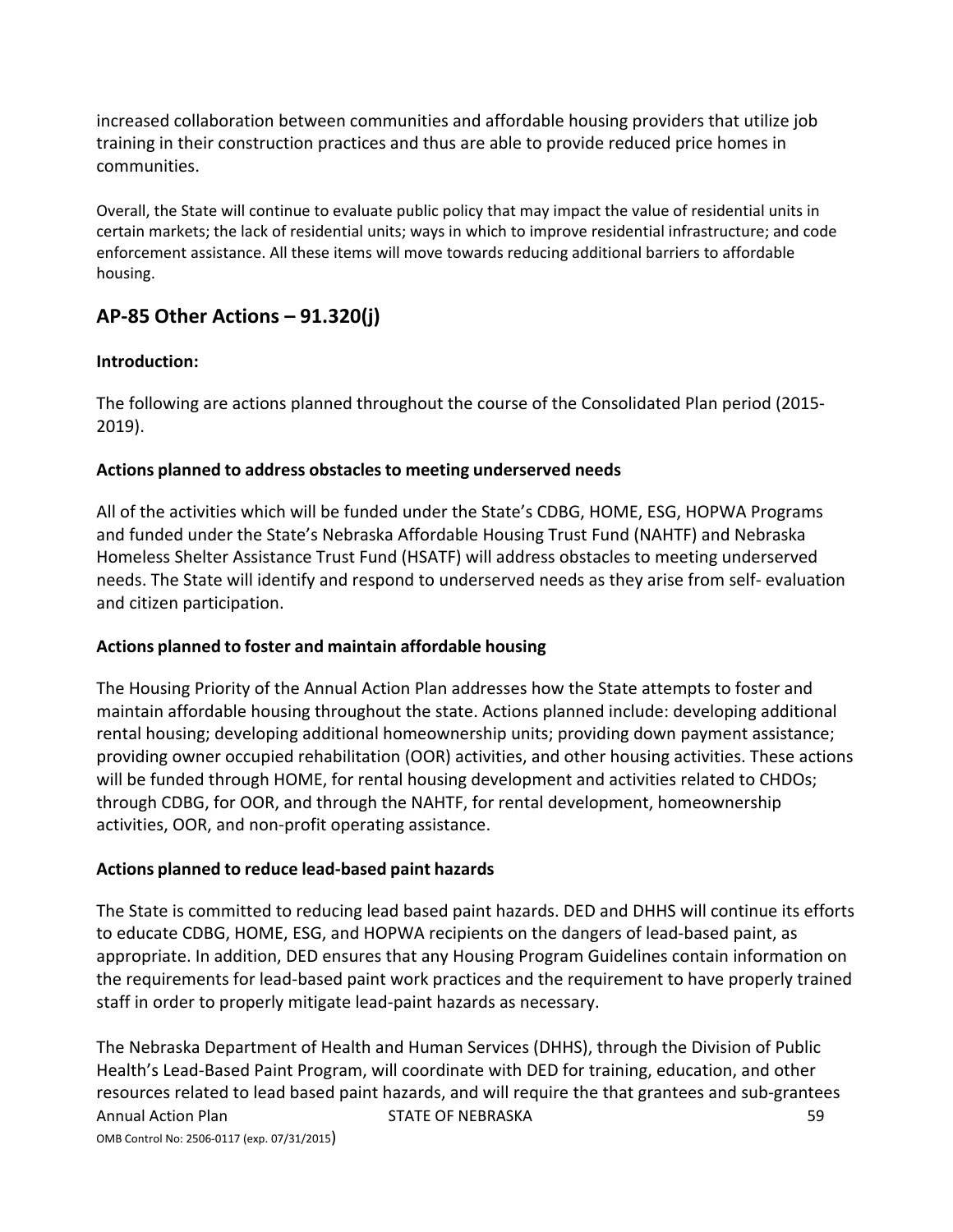increased collaboration between communities and affordable housing providers that utilize job training in their construction practices and thus are able to provide reduced price homes in communities.

Overall, the State will continue to evaluate public policy that may impact the value of residential units in certain markets; the lack of residential units; ways in which to improve residential infrastructure; and code enforcement assistance. All these items will move towards reducing additional barriers to affordable housing.

## AP-85 Other Actions – 91.320(j)

**Introduction:**

The following are actions planned throughout the course of the Consolidated Plan period (2015-2019).

**Actions planned to address obstacles to meeting underserved needs**

All of the activities which will be funded under the State's CDBG, HOME, ESG, HOPWA Programs and funded under the State's Nebraska Affordable Housing Trust Fund (NAHTF) and Nebraska Homeless Shelter Assistance Trust Fund (HSATF) will address obstacles to meeting underserved needs. The State will identify and respond to underserved needs as they arise from self- evaluation and citizen participation.

**Actions planned to foster and maintain affordable housing**

The Housing Priority of the Annual Action Plan addresses how the State attempts to foster and maintain affordable housing throughout the state. Actions planned include: developing additional rental housing; developing additional homeownership units; providing down payment assistance; providing owner occupied rehabilitation (OOR) activities, and other housing activities. These actions will be funded through HOME, for rental housing development and activities related to CHDOs; through CDBG, for OOR, and through the NAHTF, for rental development, homeownership activities, OOR, and non-profit operating assistance.

**Actions planned to reduce lead-based paint hazards**

The State is committed to reducing lead based paint hazards. DED and DHHS will continue its efforts to educate CDBG, HOME, ESG, and HOPWA recipients on the dangers of lead-based paint, as appropriate. In addition, DED ensures that any Housing Program Guidelines contain information on the requirements for lead-based paint work practices and the requirement to have properly trained staff in order to properly mitigate lead-paint hazards as necessary.

The Nebraska Department of Health and Human Services (DHHS), through the Division of Public Health's Lead-Based Paint Program, will coordinate with DED for training, education, and other resources related to lead based paint hazards, and will require the that grantees and sub-grantees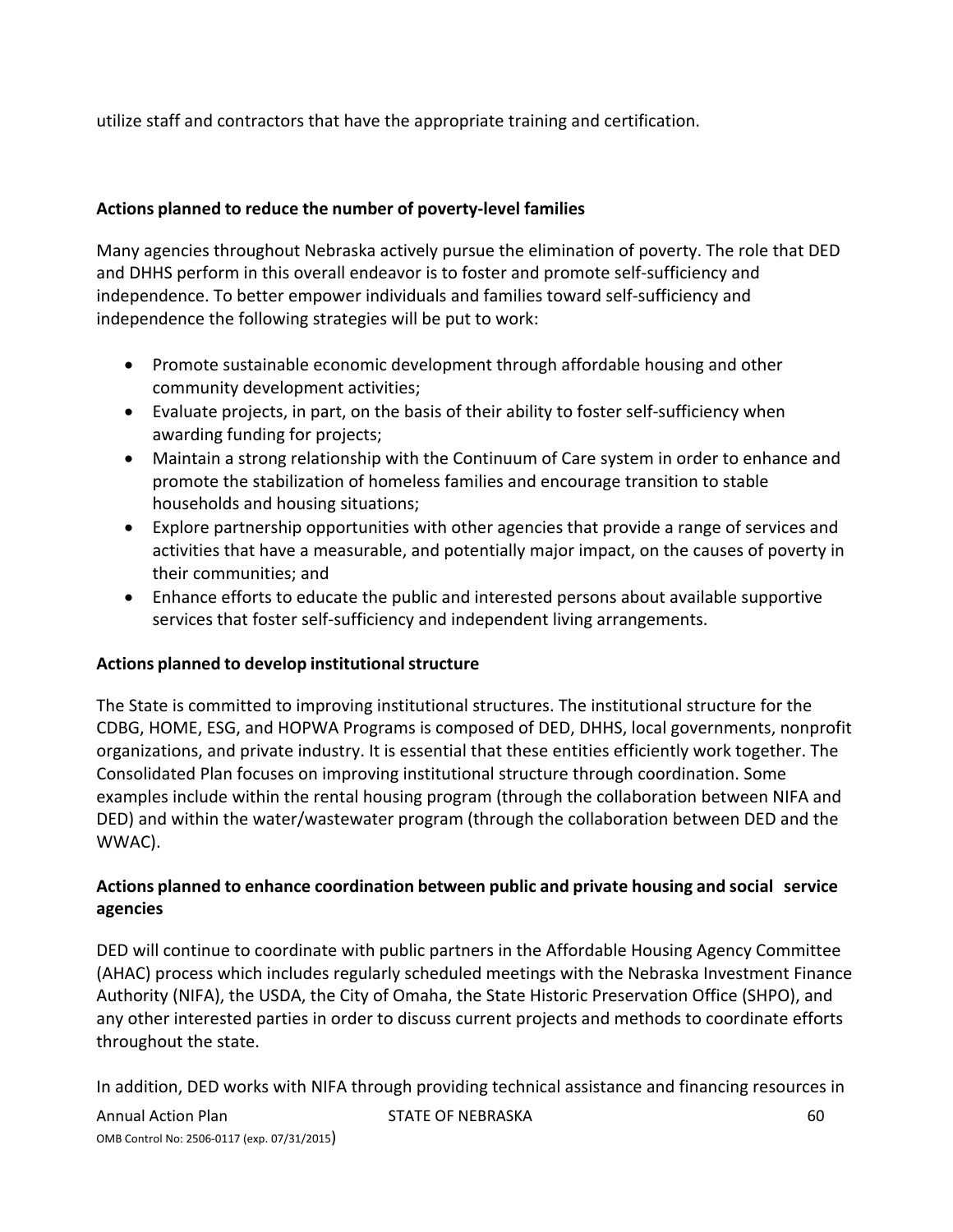utilize staff and contractors that have the appropriate training and certification.

**Actions planned to reduce the number of poverty-level families**

Many agencies throughout Nebraska actively pursue the elimination of poverty. The role that DED and DHHS perform in this overall endeavor is to foster and promote self-sufficiency and independence. To better empower individuals and families toward self-sufficiency and independence the following strategies will be put to work:

- Promote sustainable economic development through affordable housing and other community development activities;
- Evaluate projects, in part, on the basis of their ability to foster self-sufficiency when awarding funding for projects;
- Maintain a strong relationship with the Continuum of Care system in order to enhance and promote the stabilization of homeless families and encourage transition to stable households and housing situations;
- Explore partnership opportunities with other agencies that provide a range of services and activities that have a measurable, and potentially major impact, on the causes of poverty in their communities; and
- Enhance efforts to educate the public and interested persons about available supportive services that foster self-sufficiency and independent living arrangements.

**Actions planned to develop institutional structure**

The State is committed to improving institutional structures. The institutional structure for the CDBG, HOME, ESG, and HOPWA Programs is composed of DED, DHHS, local governments, nonprofit organizations, and private industry. It is essential that these entities efficiently work together. The Consolidated Plan focuses on improving institutional structure through coordination. Some examples include within the rental housing program (through the collaboration between NIFA and DED) and within the water/wastewater program (through the collaboration between DED and the WWAC).

**Actions planned to enhance coordination between public and private housing and social service agencies**

DED will continue to coordinate with public partners in the Affordable Housing Agency Committee (AHAC) process which includes regularly scheduled meetings with the Nebraska Investment Finance Authority (NIFA), the USDA, the City of Omaha, the State Historic Preservation Office (SHPO), and any other interested parties in order to discuss current projects and methods to coordinate efforts throughout the state.

In addition, DED works with NIFA through providing technical assistance and financing resources in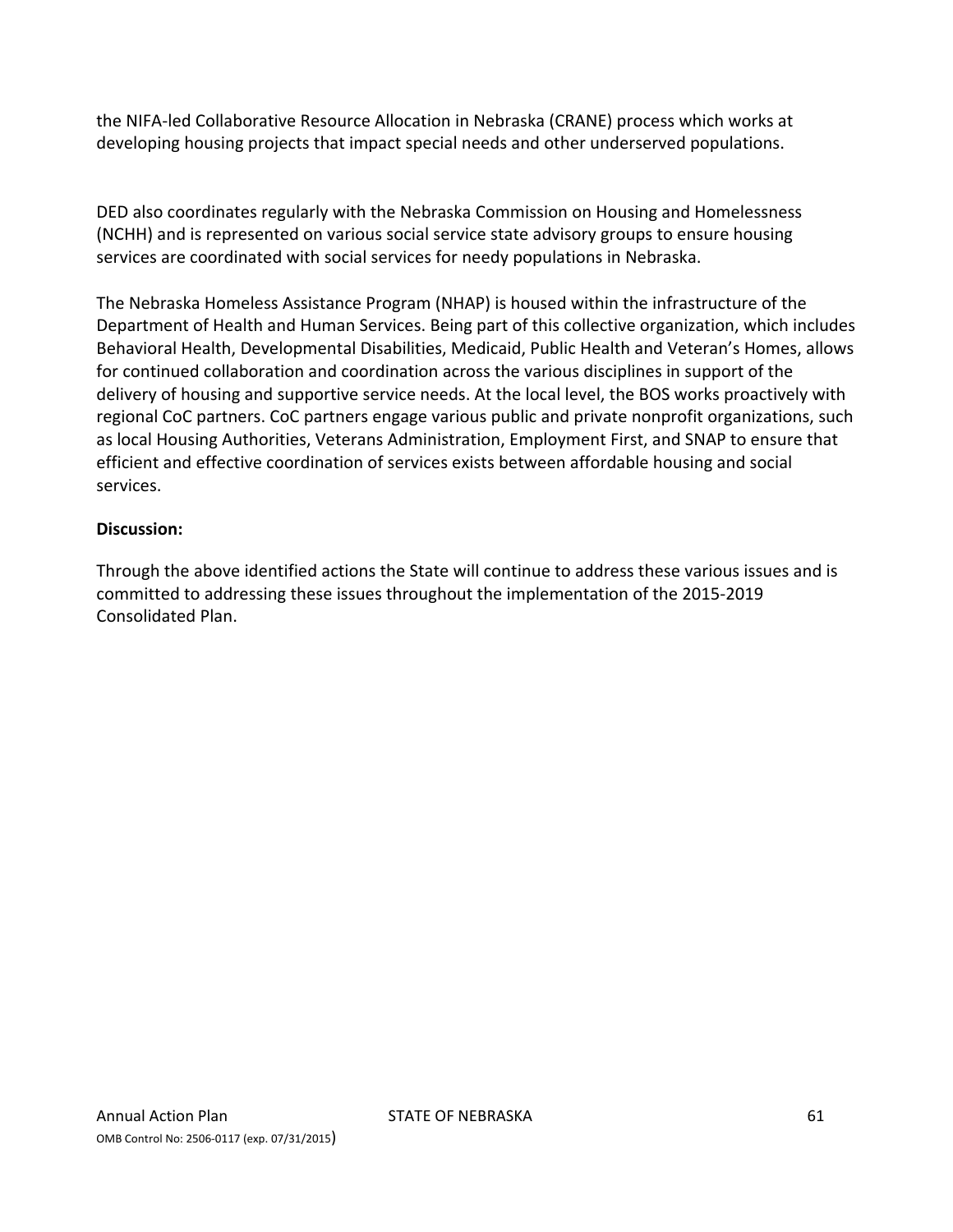the NIFA-led Collaborative Resource Allocation in Nebraska (CRANE) process which works at developing housing projects that impact special needs and other underserved populations.

DED also coordinates regularly with the Nebraska Commission on Housing and Homelessness (NCHH) and is represented on various social service state advisory groups to ensure housing services are coordinated with social services for needy populations in Nebraska.

The Nebraska Homeless Assistance Program (NHAP) is housed within the infrastructure of the Department of Health and Human Services. Being part of this collective organization, which includes Behavioral Health, Developmental Disabilities, Medicaid, Public Health and Veteran's Homes, allows for continued collaboration and coordination across the various disciplines in support of the delivery of housing and supportive service needs. At the local level, the BOS works proactively with regional CoC partners. CoC partners engage various public and private nonprofit organizations, such as local Housing Authorities, Veterans Administration, Employment First, and SNAP to ensure that efficient and effective coordination of services exists between affordable housing and social services.

**Discussion:**

Through the above identified actions the State will continue to address these various issues and is committed to addressing these issues throughout the implementation of the 2015-2019 Consolidated Plan.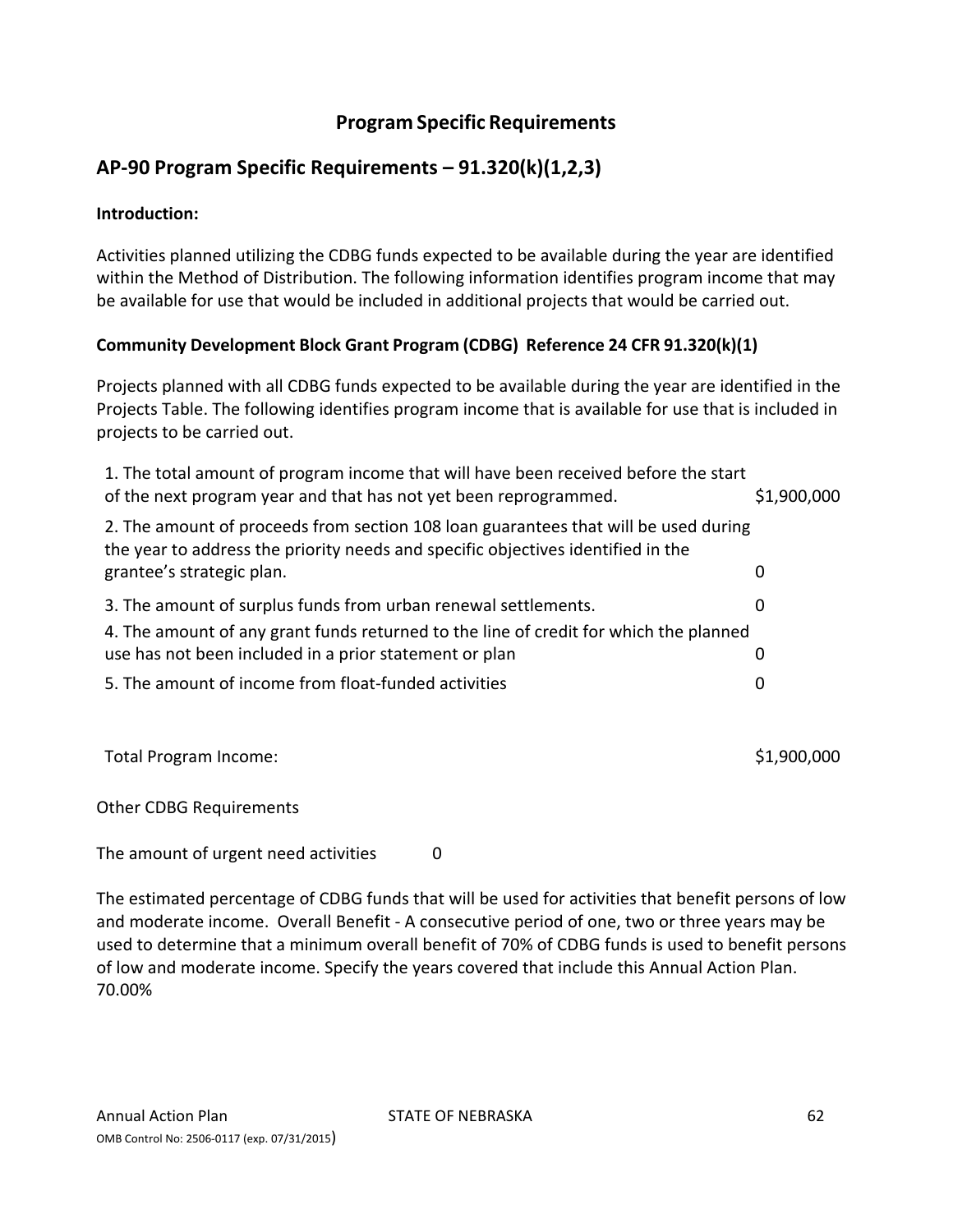# Program Specific Requirements

## AP-90 Program Specific Requirements – 91.320(k)(1,2,3)

**Introduction:**

Activities planned utilizing the CDBG funds expected to be available during the year are identified within the Method of Distribution. The following information identifies program income that may be available for use that would be included in additional projects that would be carried out.

### Community Development Block Grant Program (CDBG) Reference 24 CFR 91.320(k)(1)

Projects planned with all CDBG funds expected to be available during the year are identified in the Projects Table. The following identifies program income that is available for use that is included in projects to be carried out.

| | |
|---|---|
| 1. The total amount of program income that will have been received before the start of the next program year and that has not yet been reprogrammed. | $1,900,000 |
| 2. The amount of proceeds from section 108 loan guarantees that will be used during the year to address the priority needs and specific objectives identified in the grantee's strategic plan. | 0 |
| 3. The amount of surplus funds from urban renewal settlements. | 0 |
| 4. The amount of any grant funds returned to the line of credit for which the planned use has not been included in a prior statement or plan | 0 |
| 5. The amount of income from float-funded activities | 0 |
| Total Program Income: | $1,900,000 |

Other CDBG Requirements

The amount of urgent need activities 0

The estimated percentage of CDBG funds that will be used for activities that benefit persons of low and moderate income. Overall Benefit - A consecutive period of one, two or three years may be used to determine that a minimum overall benefit of 70% of CDBG funds is used to benefit persons of low and moderate income. Specify the years covered that include this Annual Action Plan.
70.00%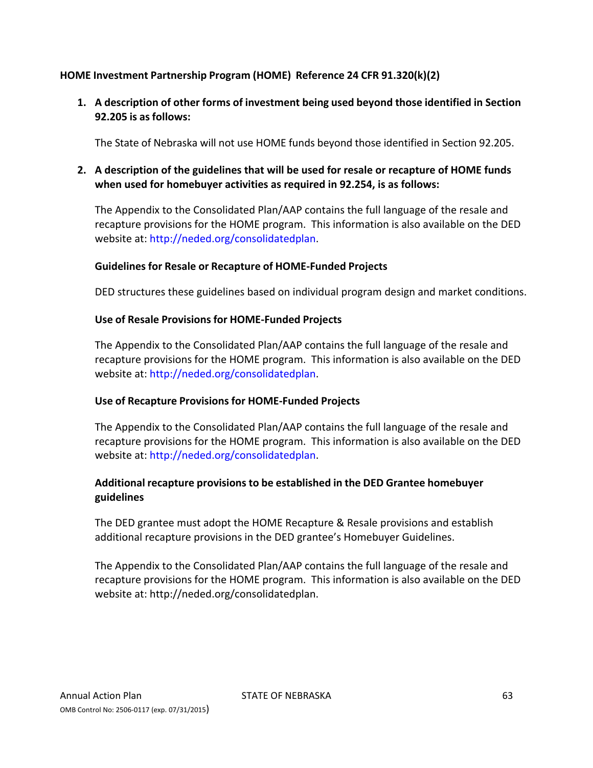**HOME Investment Partnership Program (HOME) Reference 24 CFR 91.320(k)(2)**

1. **A description of other forms of investment being used beyond those identified in Section 92.205 is as follows:**

   The State of Nebraska will not use HOME funds beyond those identified in Section 92.205.

2. **A description of the guidelines that will be used for resale or recapture of HOME funds when used for homebuyer activities as required in 92.254, is as follows:**

   The Appendix to the Consolidated Plan/AAP contains the full language of the resale and recapture provisions for the HOME program. This information is also available on the DED website at: http://neded.org/consolidatedplan.

   **Guidelines for Resale or Recapture of HOME-Funded Projects**

   DED structures these guidelines based on individual program design and market conditions.

   **Use of Resale Provisions for HOME-Funded Projects**

   The Appendix to the Consolidated Plan/AAP contains the full language of the resale and recapture provisions for the HOME program. This information is also available on the DED website at: http://neded.org/consolidatedplan.

   **Use of Recapture Provisions for HOME-Funded Projects**

   The Appendix to the Consolidated Plan/AAP contains the full language of the resale and recapture provisions for the HOME program. This information is also available on the DED website at: http://neded.org/consolidatedplan.

   **Additional recapture provisions to be established in the DED Grantee homebuyer guidelines**

   The DED grantee must adopt the HOME Recapture & Resale provisions and establish additional recapture provisions in the DED grantee's Homebuyer Guidelines.

   The Appendix to the Consolidated Plan/AAP contains the full language of the resale and recapture provisions for the HOME program. This information is also available on the DED website at: http://neded.org/consolidatedplan.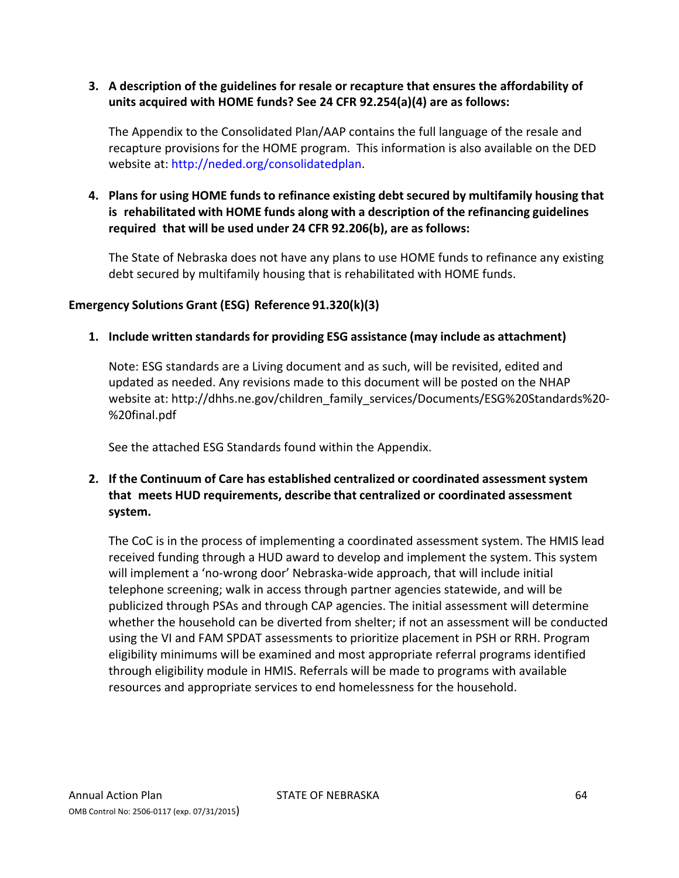3. **A description of the guidelines for resale or recapture that ensures the affordability of units acquired with HOME funds? See 24 CFR 92.254(a)(4) are as follows:**

   The Appendix to the Consolidated Plan/AAP contains the full language of the resale and recapture provisions for the HOME program. This information is also available on the DED website at: http://neded.org/consolidatedplan.

4. **Plans for using HOME funds to refinance existing debt secured by multifamily housing that is rehabilitated with HOME funds along with a description of the refinancing guidelines required that will be used under 24 CFR 92.206(b), are as follows:**

   The State of Nebraska does not have any plans to use HOME funds to refinance any existing debt secured by multifamily housing that is rehabilitated with HOME funds.

**Emergency Solutions Grant (ESG) Reference 91.320(k)(3)**

1. **Include written standards for providing ESG assistance (may include as attachment)**

   Note: ESG standards are a Living document and as such, will be revisited, edited and updated as needed. Any revisions made to this document will be posted on the NHAP website at: http://dhhs.ne.gov/children_family_services/Documents/ESG%20Standards%20-%20final.pdf

   See the attached ESG Standards found within the Appendix.

2. **If the Continuum of Care has established centralized or coordinated assessment system that meets HUD requirements, describe that centralized or coordinated assessment system.**

   The CoC is in the process of implementing a coordinated assessment system. The HMIS lead received funding through a HUD award to develop and implement the system. This system will implement a 'no-wrong door' Nebraska-wide approach, that will include initial telephone screening; walk in access through partner agencies statewide, and will be publicized through PSAs and through CAP agencies. The initial assessment will determine whether the household can be diverted from shelter; if not an assessment will be conducted using the VI and FAM SPDAT assessments to prioritize placement in PSH or RRH. Program eligibility minimums will be examined and most appropriate referral programs identified through eligibility module in HMIS. Referrals will be made to programs with available resources and appropriate services to end homelessness for the household.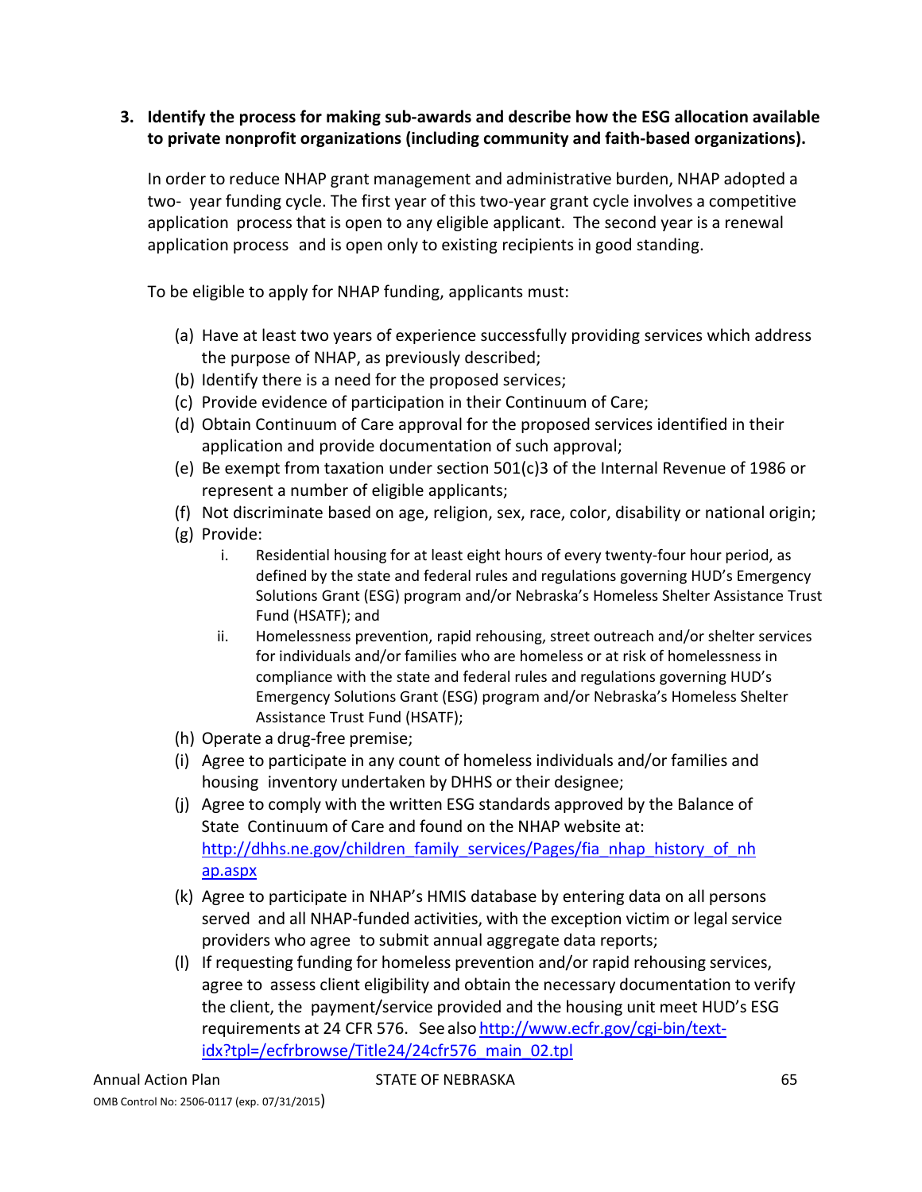**3. Identify the process for making sub-awards and describe how the ESG allocation available to private nonprofit organizations (including community and faith-based organizations).**

In order to reduce NHAP grant management and administrative burden, NHAP adopted a two- year funding cycle. The first year of this two-year grant cycle involves a competitive application process that is open to any eligible applicant. The second year is a renewal application process and is open only to existing recipients in good standing.

To be eligible to apply for NHAP funding, applicants must:

(a) Have at least two years of experience successfully providing services which address the purpose of NHAP, as previously described;
(b) Identify there is a need for the proposed services;
(c) Provide evidence of participation in their Continuum of Care;
(d) Obtain Continuum of Care approval for the proposed services identified in their application and provide documentation of such approval;
(e) Be exempt from taxation under section 501(c)3 of the Internal Revenue of 1986 or represent a number of eligible applicants;
(f) Not discriminate based on age, religion, sex, race, color, disability or national origin;
(g) Provide:
   i. Residential housing for at least eight hours of every twenty-four hour period, as defined by the state and federal rules and regulations governing HUD's Emergency Solutions Grant (ESG) program and/or Nebraska's Homeless Shelter Assistance Trust Fund (HSATF); and
   ii. Homelessness prevention, rapid rehousing, street outreach and/or shelter services for individuals and/or families who are homeless or at risk of homelessness in compliance with the state and federal rules and regulations governing HUD's Emergency Solutions Grant (ESG) program and/or Nebraska's Homeless Shelter Assistance Trust Fund (HSATF);
(h) Operate a drug-free premise;
(i) Agree to participate in any count of homeless individuals and/or families and housing inventory undertaken by DHHS or their designee;
(j) Agree to comply with the written ESG standards approved by the Balance of State Continuum of Care and found on the NHAP website at: [http://dhhs.ne.gov/children_family_services/Pages/fia_nhap_history_of_nhap.aspx](http://dhhs.ne.gov/children_family_services/Pages/fia_nhap_history_of_nhap.aspx)
(k) Agree to participate in NHAP's HMIS database by entering data on all persons served and all NHAP-funded activities, with the exception victim or legal service providers who agree to submit annual aggregate data reports;
(l) If requesting funding for homeless prevention and/or rapid rehousing services, agree to assess client eligibility and obtain the necessary documentation to verify the client, the payment/service provided and the housing unit meet HUD's ESG requirements at 24 CFR 576. See also [http://www.ecfr.gov/cgi-bin/text-idx?tpl=/ecfrbrowse/Title24/24cfr576_main_02.tpl](http://www.ecfr.gov/cgi-bin/text-idx?tpl=/ecfrbrowse/Title24/24cfr576_main_02.tpl)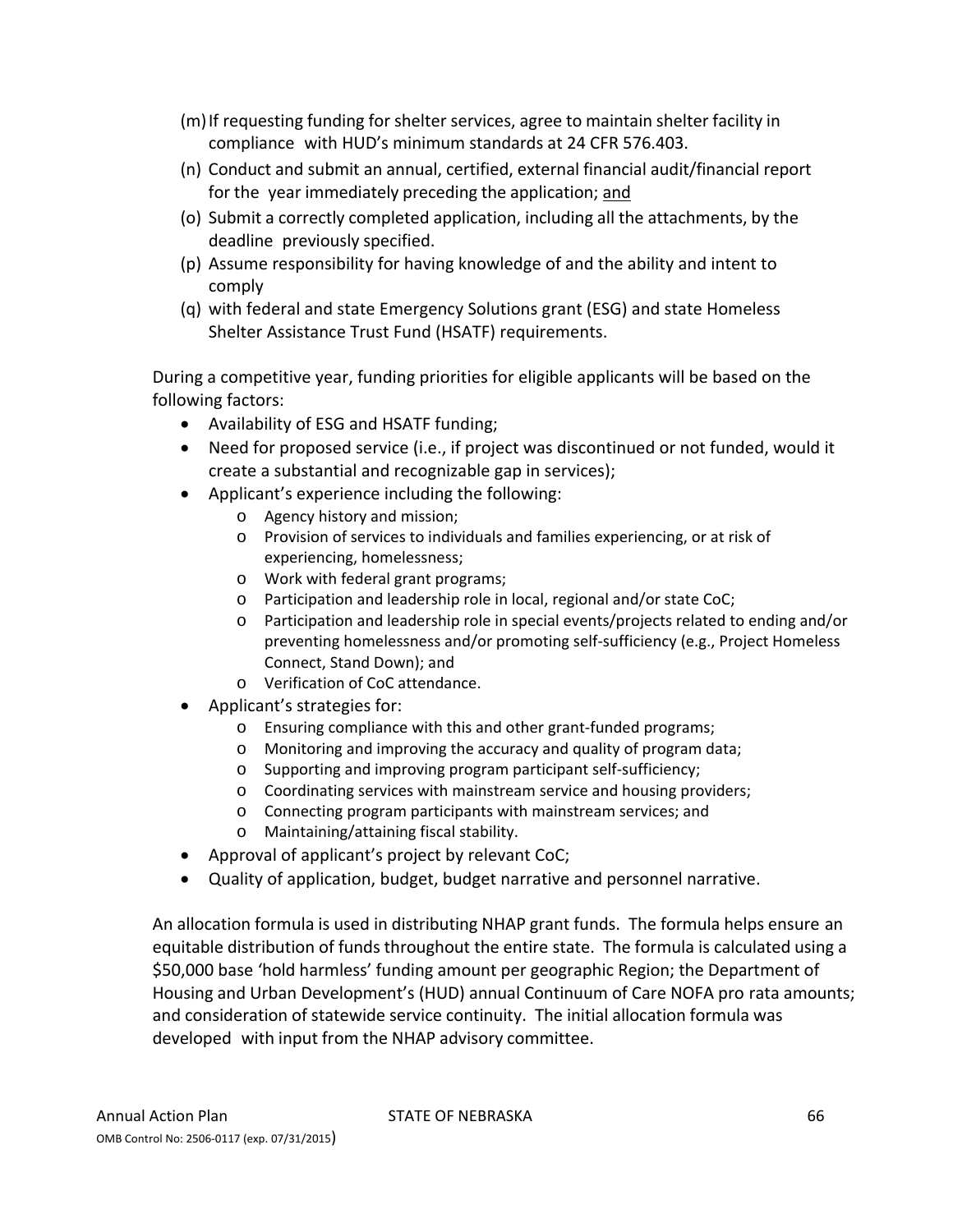(m) If requesting funding for shelter services, agree to maintain shelter facility in compliance with HUD's minimum standards at 24 CFR 576.403.

(n) Conduct and submit an annual, certified, external financial audit/financial report for the year immediately preceding the application; <u>and</u>

(o) Submit a correctly completed application, including all the attachments, by the deadline previously specified.

(p) Assume responsibility for having knowledge of and the ability and intent to comply

(q) with federal and state Emergency Solutions grant (ESG) and state Homeless Shelter Assistance Trust Fund (HSATF) requirements.

During a competitive year, funding priorities for eligible applicants will be based on the following factors:

- Availability of ESG and HSATF funding;
- Need for proposed service (i.e., if project was discontinued or not funded, would it create a substantial and recognizable gap in services);
- Applicant's experience including the following:
  - Agency history and mission;
  - Provision of services to individuals and families experiencing, or at risk of experiencing, homelessness;
  - Work with federal grant programs;
  - Participation and leadership role in local, regional and/or state CoC;
  - Participation and leadership role in special events/projects related to ending and/or preventing homelessness and/or promoting self-sufficiency (e.g., Project Homeless Connect, Stand Down); and
  - Verification of CoC attendance.
- Applicant's strategies for:
  - Ensuring compliance with this and other grant-funded programs;
  - Monitoring and improving the accuracy and quality of program data;
  - Supporting and improving program participant self-sufficiency;
  - Coordinating services with mainstream service and housing providers;
  - Connecting program participants with mainstream services; and
  - Maintaining/attaining fiscal stability.
- Approval of applicant's project by relevant CoC;
- Quality of application, budget, budget narrative and personnel narrative.

An allocation formula is used in distributing NHAP grant funds. The formula helps ensure an equitable distribution of funds throughout the entire state. The formula is calculated using a $50,000 base 'hold harmless' funding amount per geographic Region; the Department of Housing and Urban Development's (HUD) annual Continuum of Care NOFA pro rata amounts; and consideration of statewide service continuity. The initial allocation formula was developed with input from the NHAP advisory committee.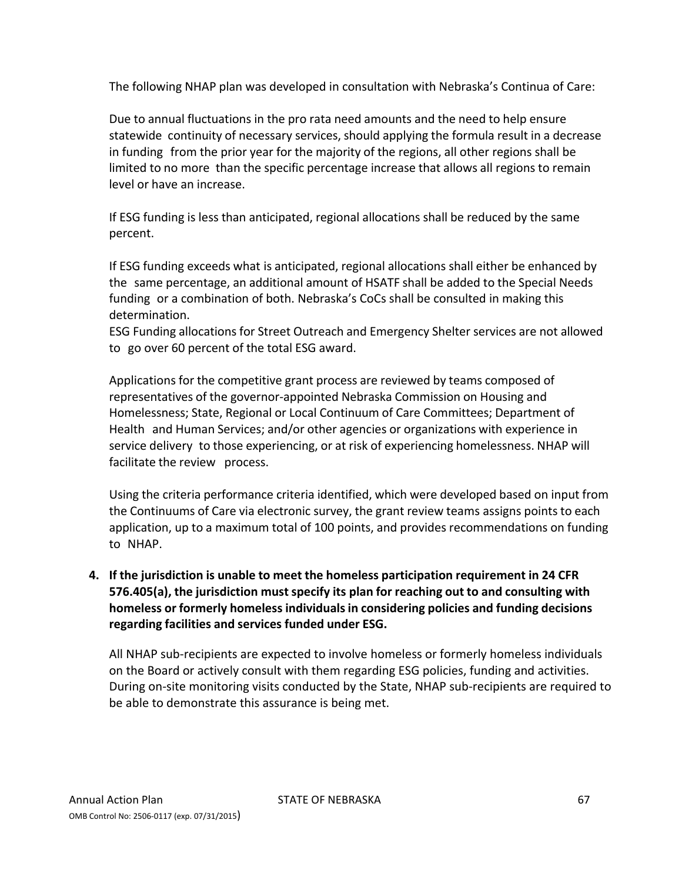The following NHAP plan was developed in consultation with Nebraska's Continua of Care:

Due to annual fluctuations in the pro rata need amounts and the need to help ensure statewide continuity of necessary services, should applying the formula result in a decrease in funding from the prior year for the majority of the regions, all other regions shall be limited to no more than the specific percentage increase that allows all regions to remain level or have an increase.

If ESG funding is less than anticipated, regional allocations shall be reduced by the same percent.

If ESG funding exceeds what is anticipated, regional allocations shall either be enhanced by the same percentage, an additional amount of HSATF shall be added to the Special Needs funding or a combination of both. Nebraska's CoCs shall be consulted in making this determination.
ESG Funding allocations for Street Outreach and Emergency Shelter services are not allowed to go over 60 percent of the total ESG award.

Applications for the competitive grant process are reviewed by teams composed of representatives of the governor-appointed Nebraska Commission on Housing and Homelessness; State, Regional or Local Continuum of Care Committees; Department of Health and Human Services; and/or other agencies or organizations with experience in service delivery to those experiencing, or at risk of experiencing homelessness. NHAP will facilitate the review process.

Using the criteria performance criteria identified, which were developed based on input from the Continuums of Care via electronic survey, the grant review teams assigns points to each application, up to a maximum total of 100 points, and provides recommendations on funding to NHAP.

4. **If the jurisdiction is unable to meet the homeless participation requirement in 24 CFR 576.405(a), the jurisdiction must specify its plan for reaching out to and consulting with homeless or formerly homeless individuals in considering policies and funding decisions regarding facilities and services funded under ESG.**

   All NHAP sub-recipients are expected to involve homeless or formerly homeless individuals on the Board or actively consult with them regarding ESG policies, funding and activities. During on-site monitoring visits conducted by the State, NHAP sub-recipients are required to be able to demonstrate this assurance is being met.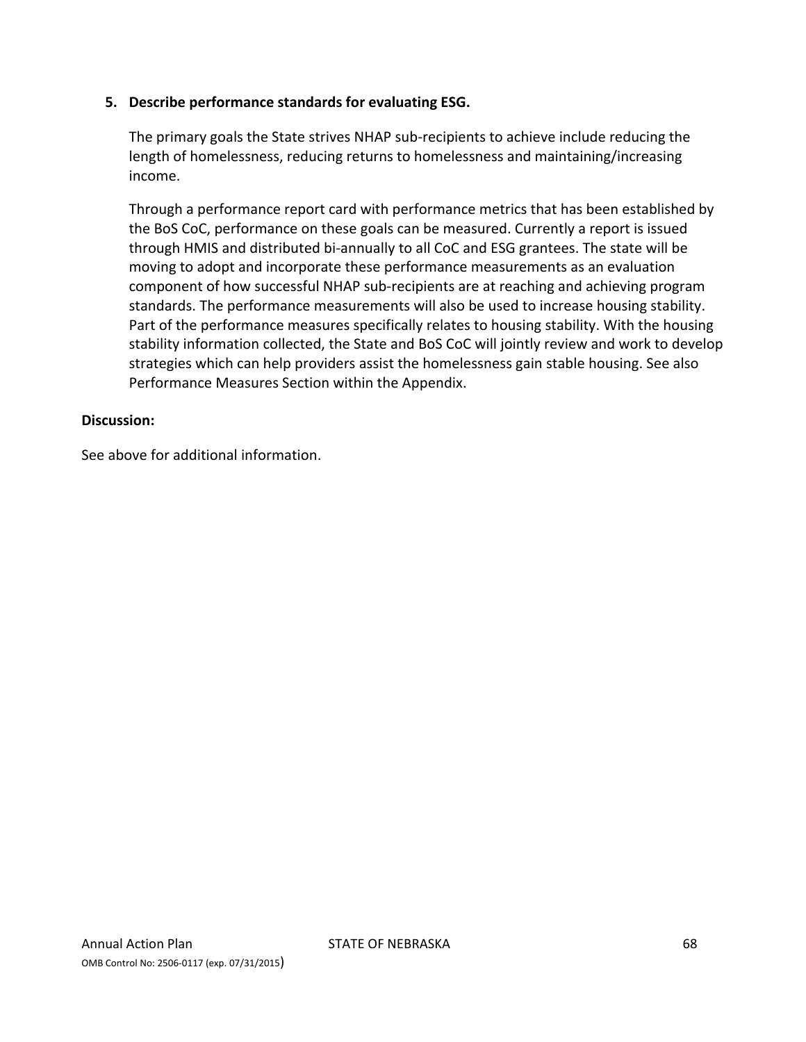5. **Describe performance standards for evaluating ESG.**

   The primary goals the State strives NHAP sub-recipients to achieve include reducing the length of homelessness, reducing returns to homelessness and maintaining/increasing income.

   Through a performance report card with performance metrics that has been established by the BoS CoC, performance on these goals can be measured. Currently a report is issued through HMIS and distributed bi-annually to all CoC and ESG grantees. The state will be moving to adopt and incorporate these performance measurements as an evaluation component of how successful NHAP sub-recipients are at reaching and achieving program standards. The performance measurements will also be used to increase housing stability. Part of the performance measures specifically relates to housing stability. With the housing stability information collected, the State and BoS CoC will jointly review and work to develop strategies which can help providers assist the homelessness gain stable housing. See also Performance Measures Section within the Appendix.

**Discussion:**

See above for additional information.